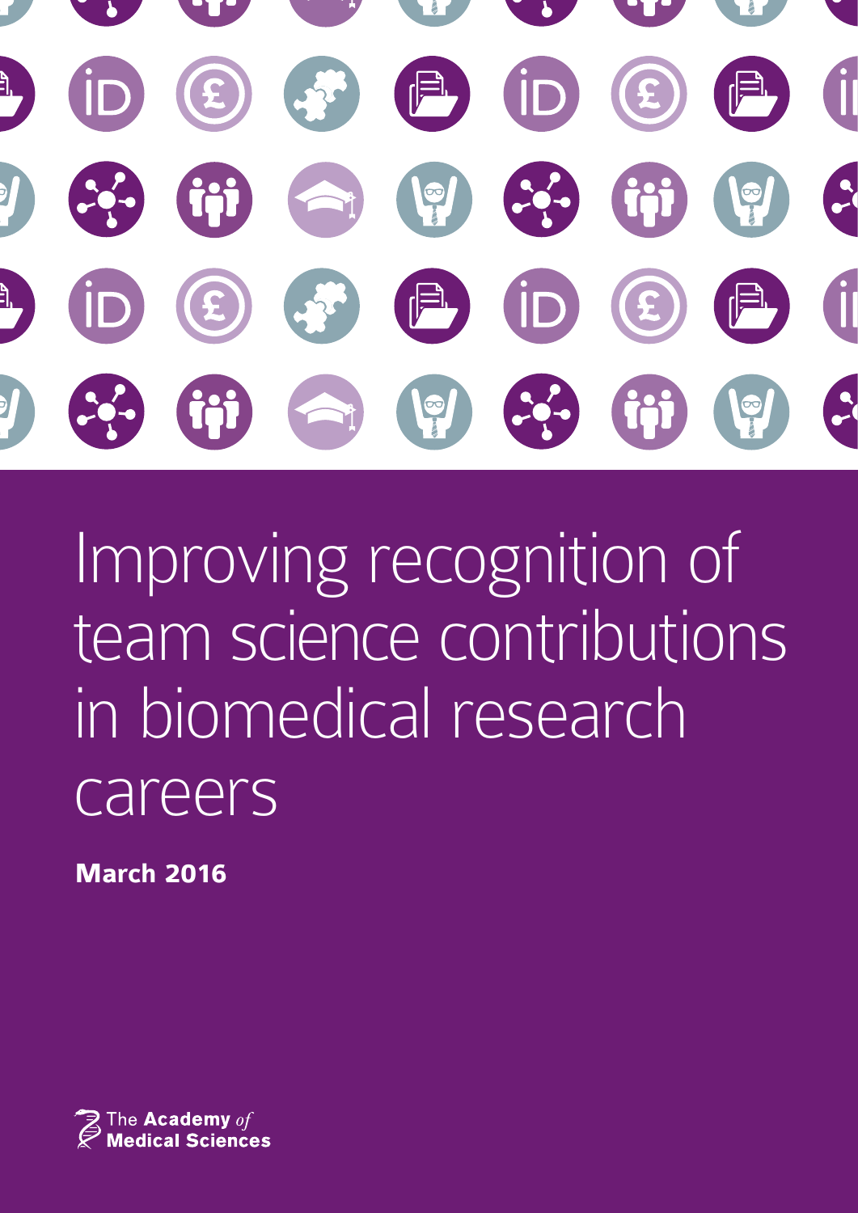# Improving recognition of team science contributions in biomedical research careers

**March 2016**

The Academy *of* Medical Sciences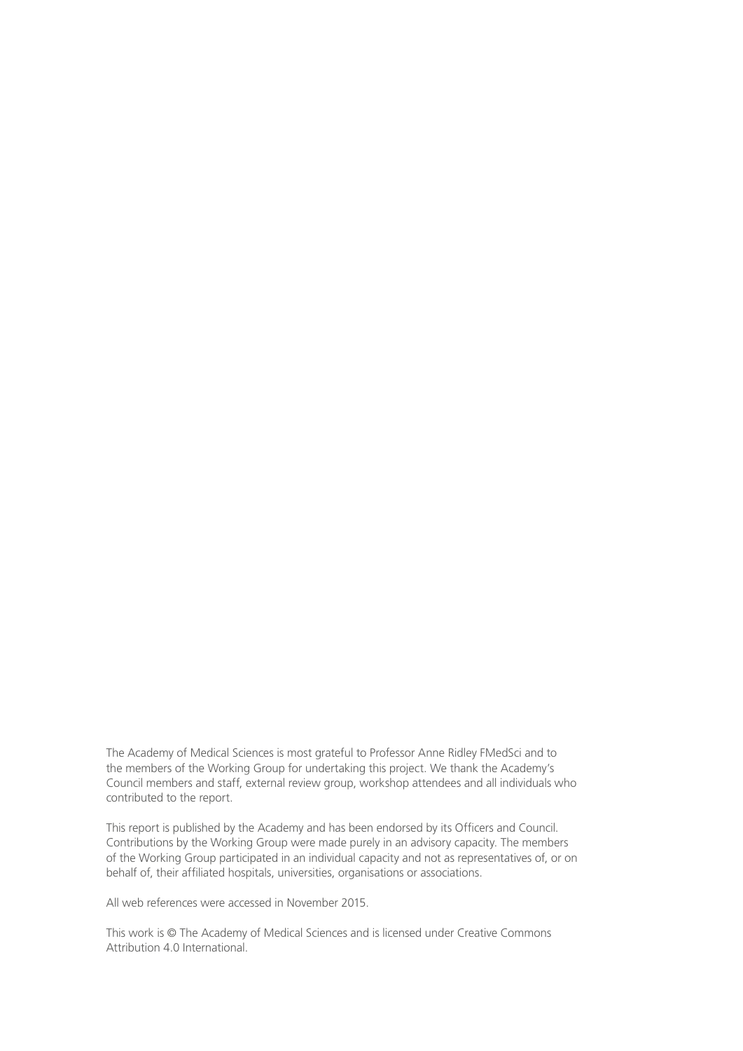The Academy of Medical Sciences is most grateful to Professor Anne Ridley FMedSci and to the members of the Working Group for undertaking this project. We thank the Academy's Council members and staff, external review group, workshop attendees and all individuals who contributed to the report.

This report is published by the Academy and has been endorsed by its Officers and Council. Contributions by the Working Group were made purely in an advisory capacity. The members of the Working Group participated in an individual capacity and not as representatives of, or on behalf of, their affiliated hospitals, universities, organisations or associations.

All web references were accessed in November 2015.

This work is © The Academy of Medical Sciences and is licensed under Creative Commons Attribution 4.0 International.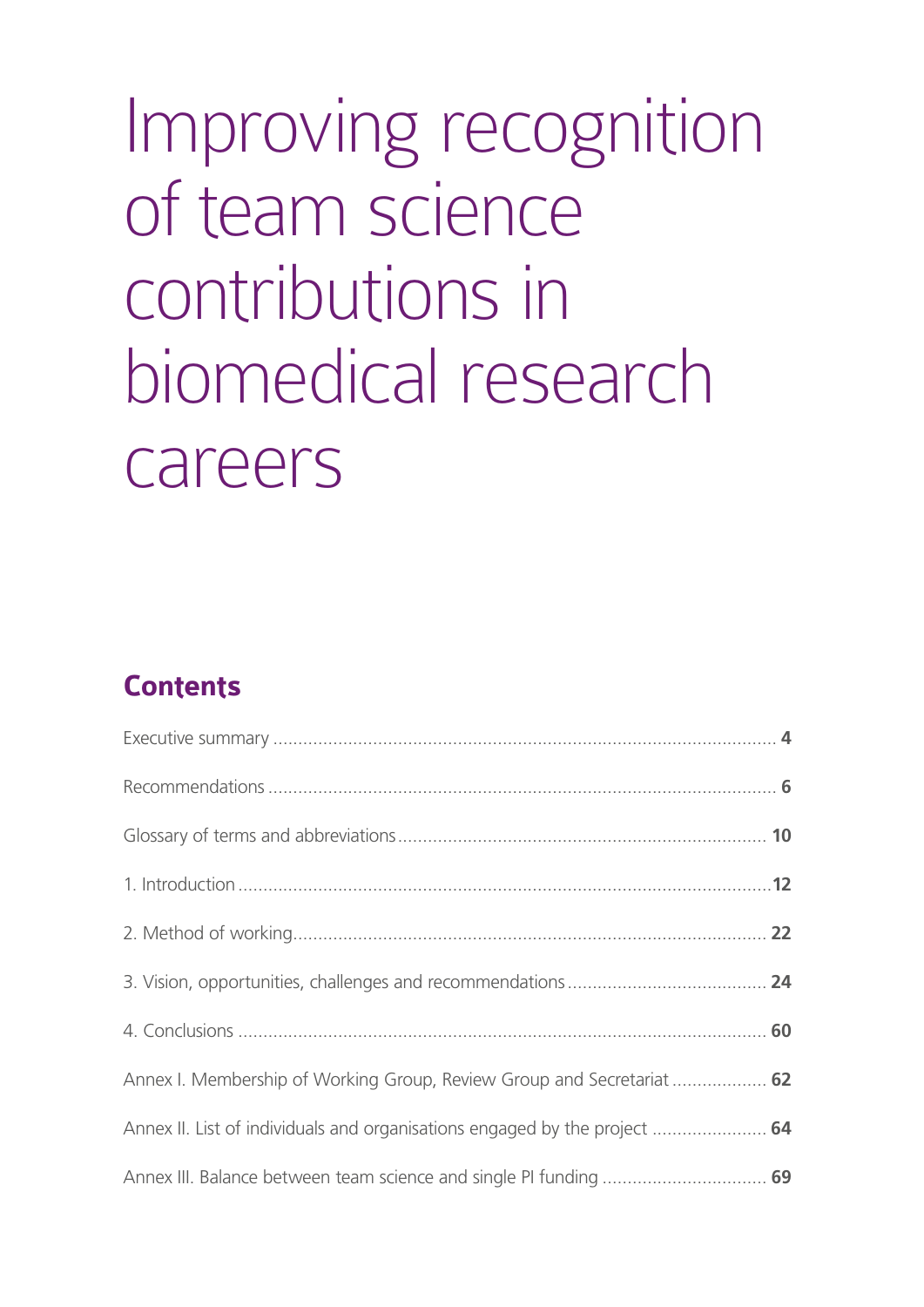# Improving recognition of team science contributions in biomedical research careers

## Contents

Executive summary .................................................................................................. **4**

Recommendations .................................................................................................... **6**

Glossary of terms and abbreviations ......................................................................... **10**

1. Introduction ........................................................................................................... **12**

2. Method of working ................................................................................................ **22**

3. Vision, opportunities, challenges and recommendations ......................................... **24**

4. Conclusions ........................................................................................................... **60**

Annex I. Membership of Working Group, Review Group and Secretariat ................... **62**

Annex II. List of individuals and organisations engaged by the project ...................... **64**

Annex III. Balance between team science and single PI funding ................................ **69**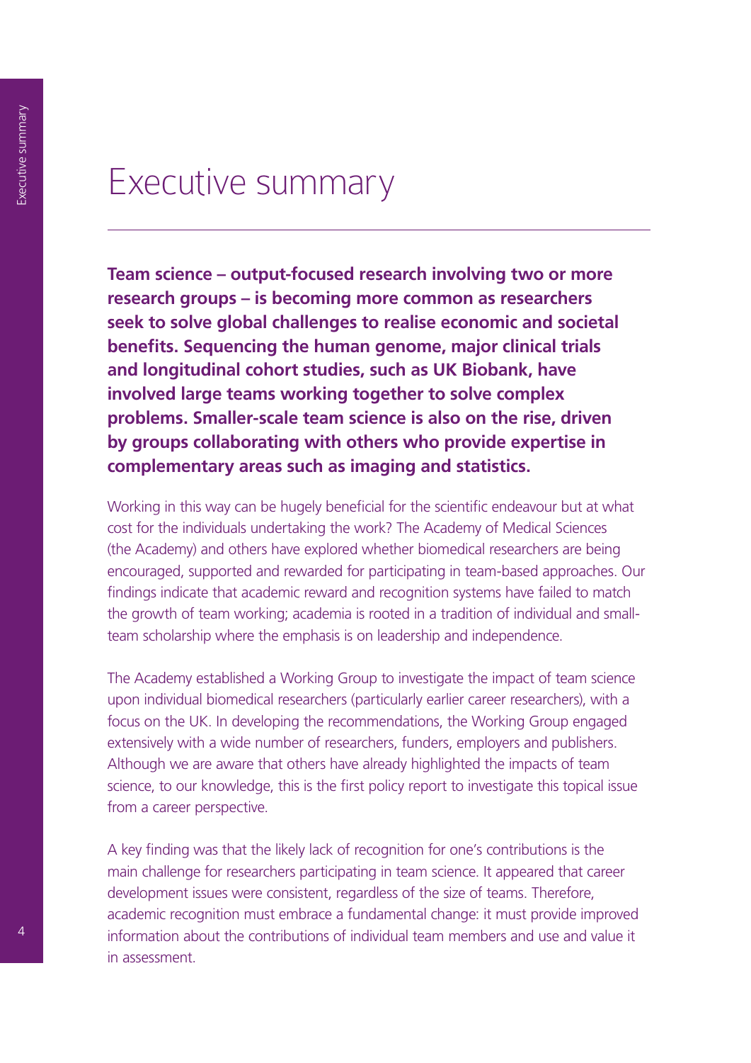# Executive summary

**Team science – output-focused research involving two or more research groups – is becoming more common as researchers seek to solve global challenges to realise economic and societal benefits. Sequencing the human genome, major clinical trials and longitudinal cohort studies, such as UK Biobank, have involved large teams working together to solve complex problems. Smaller-scale team science is also on the rise, driven by groups collaborating with others who provide expertise in complementary areas such as imaging and statistics.**

Working in this way can be hugely beneficial for the scientific endeavour but at what cost for the individuals undertaking the work? The Academy of Medical Sciences (the Academy) and others have explored whether biomedical researchers are being encouraged, supported and rewarded for participating in team-based approaches. Our findings indicate that academic reward and recognition systems have failed to match the growth of team working; academia is rooted in a tradition of individual and small-team scholarship where the emphasis is on leadership and independence.

The Academy established a Working Group to investigate the impact of team science upon individual biomedical researchers (particularly earlier career researchers), with a focus on the UK. In developing the recommendations, the Working Group engaged extensively with a wide number of researchers, funders, employers and publishers. Although we are aware that others have already highlighted the impacts of team science, to our knowledge, this is the first policy report to investigate this topical issue from a career perspective.

A key finding was that the likely lack of recognition for one's contributions is the main challenge for researchers participating in team science. It appeared that career development issues were consistent, regardless of the size of teams. Therefore, academic recognition must embrace a fundamental change: it must provide improved information about the contributions of individual team members and use and value it in assessment.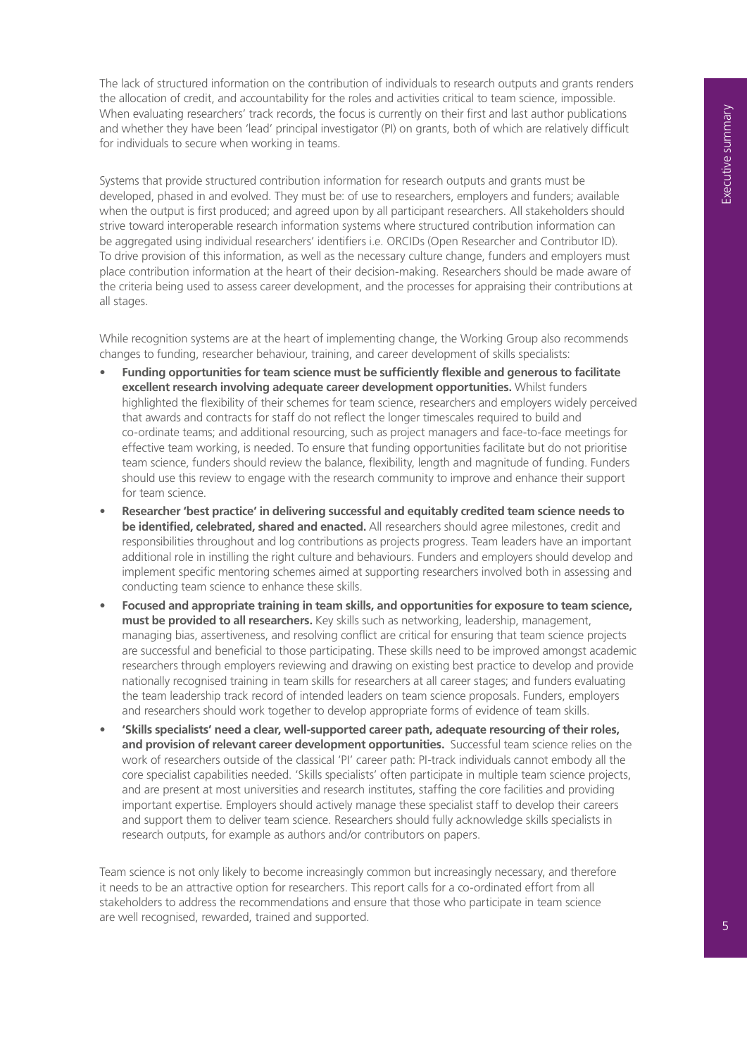The lack of structured information on the contribution of individuals to research outputs and grants renders the allocation of credit, and accountability for the roles and activities critical to team science, impossible. When evaluating researchers' track records, the focus is currently on their first and last author publications and whether they have been 'lead' principal investigator (PI) on grants, both of which are relatively difficult for individuals to secure when working in teams.

Systems that provide structured contribution information for research outputs and grants must be developed, phased in and evolved. They must be: of use to researchers, employers and funders; available when the output is first produced; and agreed upon by all participant researchers. All stakeholders should strive toward interoperable research information systems where structured contribution information can be aggregated using individual researchers' identifiers i.e. ORCIDs (Open Researcher and Contributor ID). To drive provision of this information, as well as the necessary culture change, funders and employers must place contribution information at the heart of their decision-making. Researchers should be made aware of the criteria being used to assess career development, and the processes for appraising their contributions at all stages.

While recognition systems are at the heart of implementing change, the Working Group also recommends changes to funding, researcher behaviour, training, and career development of skills specialists:

- **Funding opportunities for team science must be sufficiently flexible and generous to facilitate excellent research involving adequate career development opportunities.** Whilst funders highlighted the flexibility of their schemes for team science, researchers and employers widely perceived that awards and contracts for staff do not reflect the longer timescales required to build and co-ordinate teams; and additional resourcing, such as project managers and face-to-face meetings for effective team working, is needed. To ensure that funding opportunities facilitate but do not prioritise team science, funders should review the balance, flexibility, length and magnitude of funding. Funders should use this review to engage with the research community to improve and enhance their support for team science.
- **Researcher 'best practice' in delivering successful and equitably credited team science needs to be identified, celebrated, shared and enacted.** All researchers should agree milestones, credit and responsibilities throughout and log contributions as projects progress. Team leaders have an important additional role in instilling the right culture and behaviours. Funders and employers should develop and implement specific mentoring schemes aimed at supporting researchers involved both in assessing and conducting team science to enhance these skills.
- **Focused and appropriate training in team skills, and opportunities for exposure to team science, must be provided to all researchers.** Key skills such as networking, leadership, management, managing bias, assertiveness, and resolving conflict are critical for ensuring that team science projects are successful and beneficial to those participating. These skills need to be improved amongst academic researchers through employers reviewing and drawing on existing best practice to develop and provide nationally recognised training in team skills for researchers at all career stages; and funders evaluating the team leadership track record of intended leaders on team science proposals. Funders, employers and researchers should work together to develop appropriate forms of evidence of team skills.
- **'Skills specialists' need a clear, well-supported career path, adequate resourcing of their roles, and provision of relevant career development opportunities.** Successful team science relies on the work of researchers outside of the classical 'PI' career path: PI-track individuals cannot embody all the core specialist capabilities needed. 'Skills specialists' often participate in multiple team science projects, and are present at most universities and research institutes, staffing the core facilities and providing important expertise. Employers should actively manage these specialist staff to develop their careers and support them to deliver team science. Researchers should fully acknowledge skills specialists in research outputs, for example as authors and/or contributors on papers.

Team science is not only likely to become increasingly common but increasingly necessary, and therefore it needs to be an attractive option for researchers. This report calls for a co-ordinated effort from all stakeholders to address the recommendations and ensure that those who participate in team science are well recognised, rewarded, trained and supported.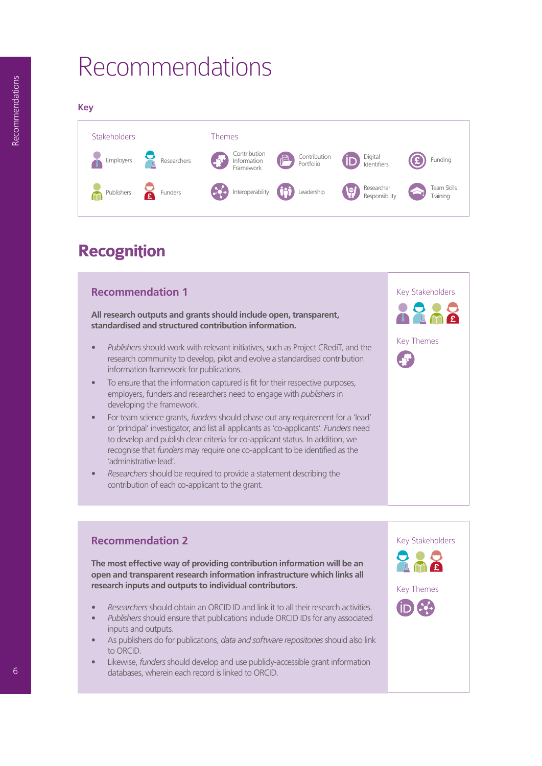# Recommendations

**Key**

| Stakeholders | | Themes | | | |
|---|---|---|---|---|---|
| Employers | Researchers | Contribution Information Framework | Contribution Portfolio | Digital Identifiers | Funding |
| Publishers | Funders | Interoperability | Leadership | Researcher Responsibility | Team Skills Training |

## Recognition

### Recommendation 1

**All research outputs and grants should include open, transparent, standardised and structured contribution information.**

- *Publishers* should work with relevant initiatives, such as Project CRediT, and the research community to develop, pilot and evolve a standardised contribution information framework for publications.
- To ensure that the information captured is fit for their respective purposes, employers, funders and researchers need to engage with *publishers* in developing the framework.
- For team science grants, *funders* should phase out any requirement for a 'lead' or 'principal' investigator, and list all applicants as 'co-applicants'. *Funders* need to develop and publish clear criteria for co-applicant status. In addition, we recognise that *funders* may require one co-applicant to be identified as the 'administrative lead'.
- *Researchers* should be required to provide a statement describing the contribution of each co-applicant to the grant.

Key Stakeholders: Employers, Researchers, Publishers, Funders

Key Themes: Contribution Information Framework

### Recommendation 2

**The most effective way of providing contribution information will be an open and transparent research information infrastructure which links all research inputs and outputs to individual contributors.**

- *Researchers* should obtain an ORCID ID and link it to all their research activities.
- *Publishers* should ensure that publications include ORCID IDs for any associated inputs and outputs.
- As publishers do for publications, *data and software repositories* should also link to ORCID.
- Likewise, *funders* should develop and use publicly-accessible grant information databases, wherein each record is linked to ORCID.

Key Stakeholders: Researchers, Publishers, Funders

Key Themes: Digital Identifiers, Interoperability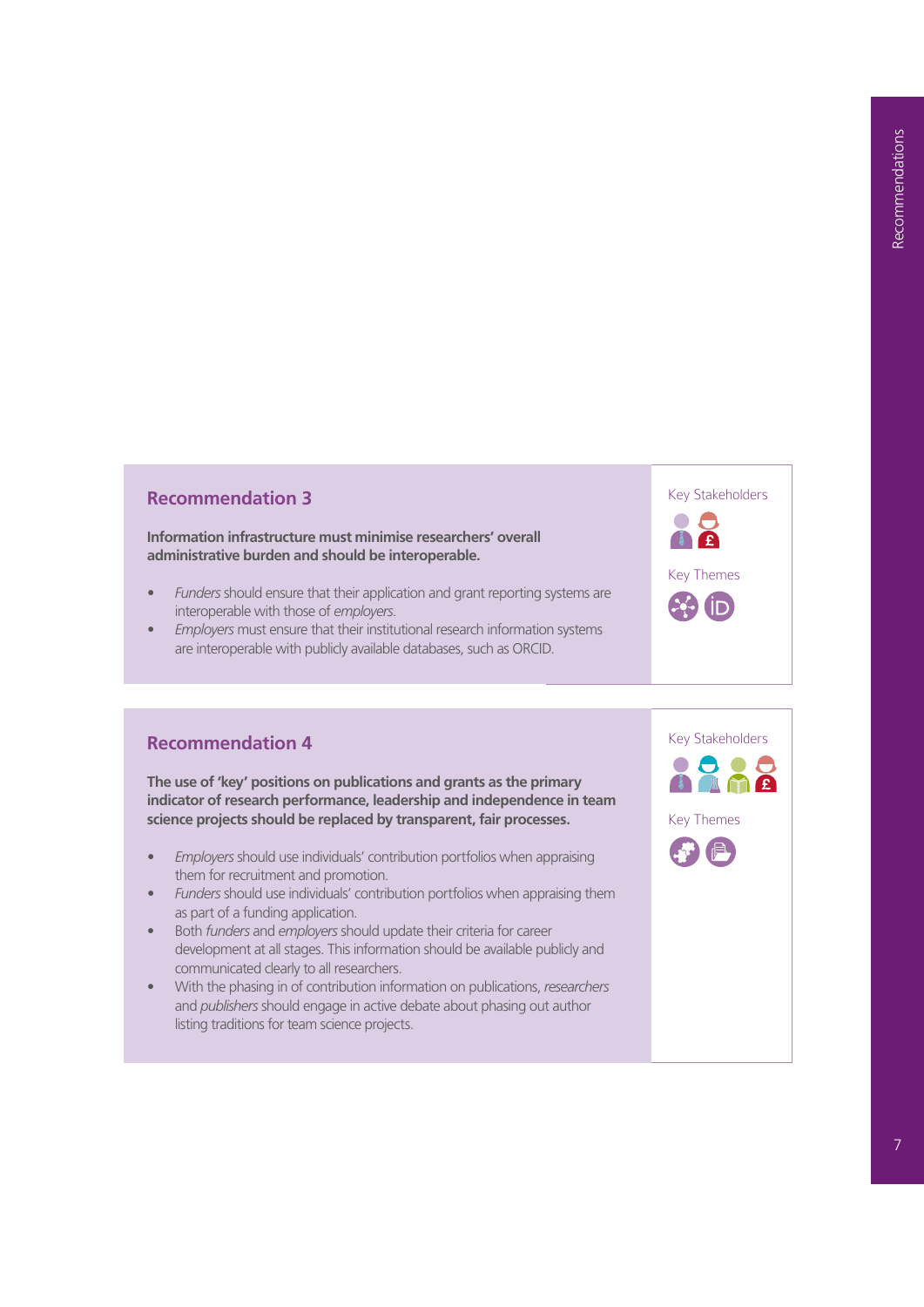## Recommendation 3

**Information infrastructure must minimise researchers' overall administrative burden and should be interoperable.**

- *Funders* should ensure that their application and grant reporting systems are interoperable with those of *employers*.
- *Employers* must ensure that their institutional research information systems are interoperable with publicly available databases, such as ORCID.

Key Stakeholders

Key Themes

## Recommendation 4

**The use of 'key' positions on publications and grants as the primary indicator of research performance, leadership and independence in team science projects should be replaced by transparent, fair processes.**

- *Employers* should use individuals' contribution portfolios when appraising them for recruitment and promotion.
- *Funders* should use individuals' contribution portfolios when appraising them as part of a funding application.
- Both *funders* and *employers* should update their criteria for career development at all stages. This information should be available publicly and communicated clearly to all researchers.
- With the phasing in of contribution information on publications, *researchers* and *publishers* should engage in active debate about phasing out author listing traditions for team science projects.

Key Stakeholders

Key Themes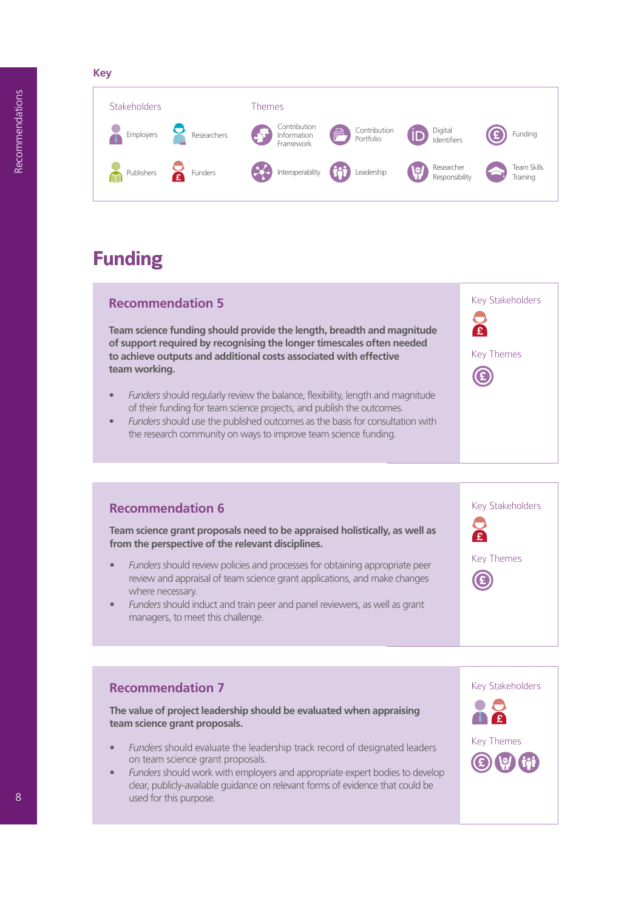**Key**

| Stakeholders | | Themes | | | |
|---|---|---|---|---|---|
| Employers | Researchers | Contribution Information Framework | Contribution Portfolio | Digital Identifiers | Funding |
| Publishers | Funders | Interoperability | Leadership | Researcher Responsibility | Team Skills Training |

# Funding

## Recommendation 5

**Team science funding should provide the length, breadth and magnitude of support required by recognising the longer timescales often needed to achieve outputs and additional costs associated with effective team working.**

- *Funders* should regularly review the balance, flexibility, length and magnitude of their funding for team science projects, and publish the outcomes.
- *Funders* should use the published outcomes as the basis for consultation with the research community on ways to improve team science funding.

Key Stakeholders: Funders

Key Themes: Funding

## Recommendation 6

**Team science grant proposals need to be appraised holistically, as well as from the perspective of the relevant disciplines.**

- *Funders* should review policies and processes for obtaining appropriate peer review and appraisal of team science grant applications, and make changes where necessary.
- *Funders* should induct and train peer and panel reviewers, as well as grant managers, to meet this challenge.

Key Stakeholders: Funders

Key Themes: Funding

## Recommendation 7

**The value of project leadership should be evaluated when appraising team science grant proposals.**

- *Funders* should evaluate the leadership track record of designated leaders on team science grant proposals.
- *Funders* should work with employers and appropriate expert bodies to develop clear, publicly-available guidance on relevant forms of evidence that could be used for this purpose.

Key Stakeholders: Employers, Funders

Key Themes: Funding, Researcher Responsibility, Leadership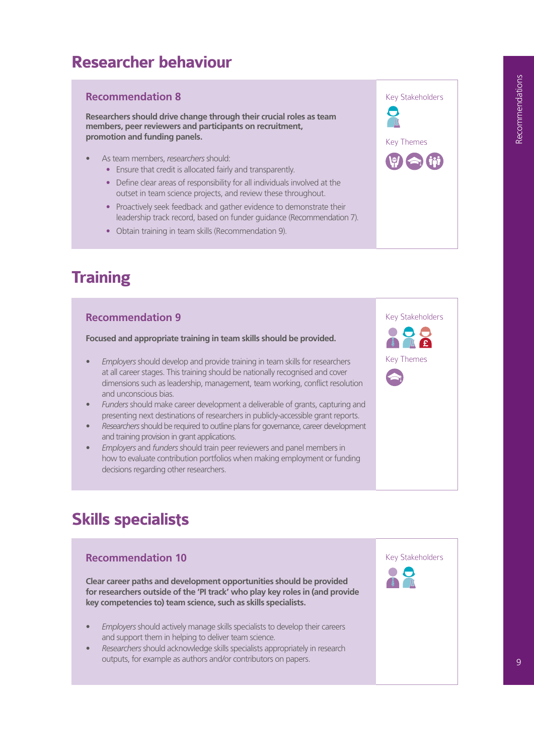# Researcher behaviour

## Recommendation 8

**Researchers should drive change through their crucial roles as team members, peer reviewers and participants on recruitment, promotion and funding panels.**

- As team members, *researchers* should:
  - Ensure that credit is allocated fairly and transparently.
  - Define clear areas of responsibility for all individuals involved at the outset in team science projects, and review these throughout.
  - Proactively seek feedback and gather evidence to demonstrate their leadership track record, based on funder guidance (Recommendation 7).
  - Obtain training in team skills (Recommendation 9).

Key Stakeholders

Key Themes

# Training

## Recommendation 9

**Focused and appropriate training in team skills should be provided.**

- *Employers* should develop and provide training in team skills for researchers at all career stages. This training should be nationally recognised and cover dimensions such as leadership, management, team working, conflict resolution and unconscious bias.
- *Funders* should make career development a deliverable of grants, capturing and presenting next destinations of researchers in publicly-accessible grant reports.
- *Researchers* should be required to outline plans for governance, career development and training provision in grant applications.
- *Employers* and *funders* should train peer reviewers and panel members in how to evaluate contribution portfolios when making employment or funding decisions regarding other researchers.

Key Stakeholders

Key Themes

# Skills specialists

## Recommendation 10

**Clear career paths and development opportunities should be provided for researchers outside of the 'PI track' who play key roles in (and provide key competencies to) team science, such as skills specialists.**

- *Employers* should actively manage skills specialists to develop their careers and support them in helping to deliver team science.
- *Researchers* should acknowledge skills specialists appropriately in research outputs, for example as authors and/or contributors on papers.

Key Stakeholders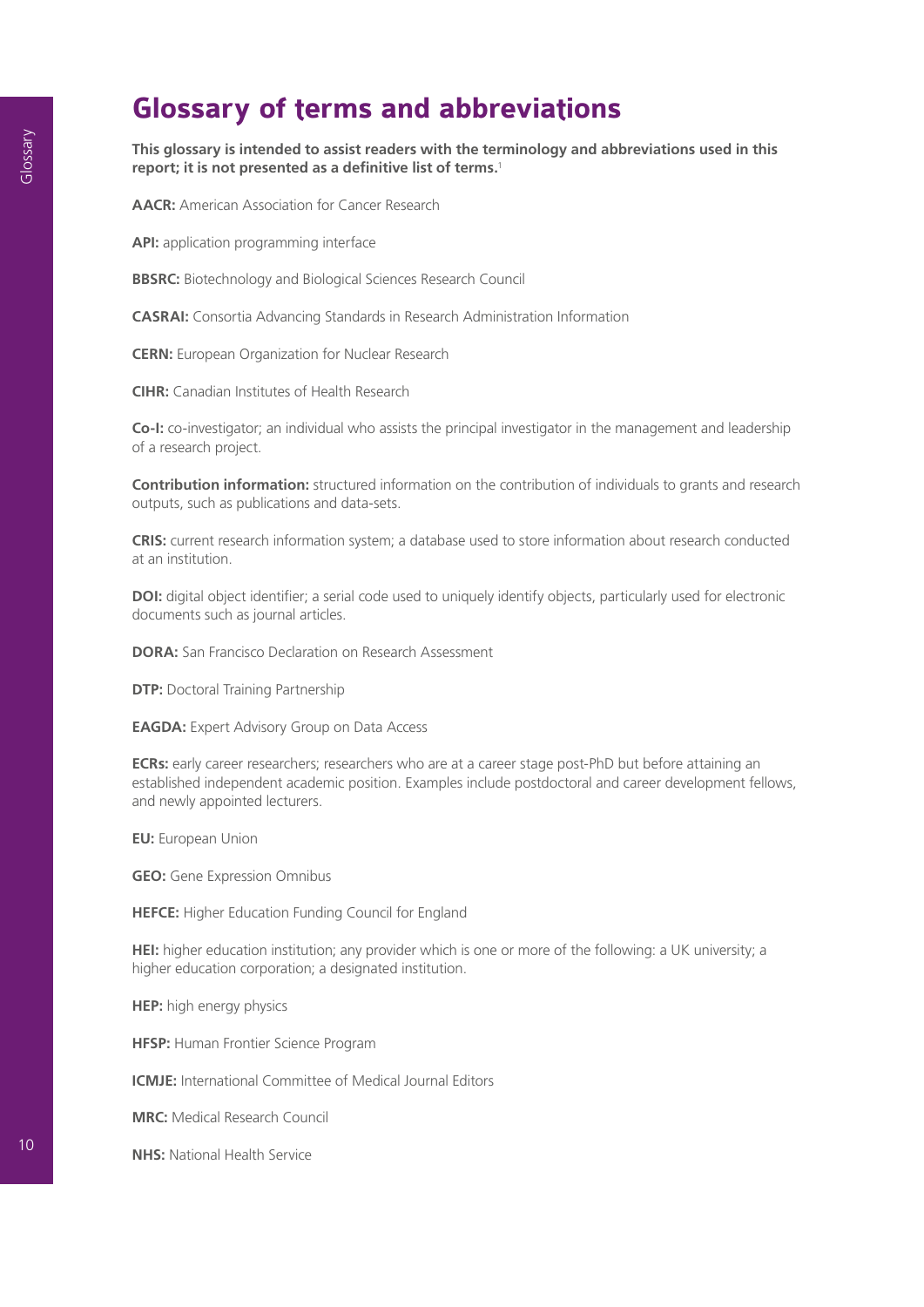# Glossary of terms and abbreviations

**This glossary is intended to assist readers with the terminology and abbreviations used in this report; it is not presented as a definitive list of terms.**[1]

**AACR:** American Association for Cancer Research

**API:** application programming interface

**BBSRC:** Biotechnology and Biological Sciences Research Council

**CASRAI:** Consortia Advancing Standards in Research Administration Information

**CERN:** European Organization for Nuclear Research

**CIHR:** Canadian Institutes of Health Research

**Co-I:** co-investigator; an individual who assists the principal investigator in the management and leadership of a research project.

**Contribution information:** structured information on the contribution of individuals to grants and research outputs, such as publications and data-sets.

**CRIS:** current research information system; a database used to store information about research conducted at an institution.

**DOI:** digital object identifier; a serial code used to uniquely identify objects, particularly used for electronic documents such as journal articles.

**DORA:** San Francisco Declaration on Research Assessment

**DTP:** Doctoral Training Partnership

**EAGDA:** Expert Advisory Group on Data Access

**ECRs:** early career researchers; researchers who are at a career stage post-PhD but before attaining an established independent academic position. Examples include postdoctoral and career development fellows, and newly appointed lecturers.

**EU:** European Union

**GEO:** Gene Expression Omnibus

**HEFCE:** Higher Education Funding Council for England

**HEI:** higher education institution; any provider which is one or more of the following: a UK university; a higher education corporation; a designated institution.

**HEP:** high energy physics

**HFSP:** Human Frontier Science Program

**ICMJE:** International Committee of Medical Journal Editors

**MRC:** Medical Research Council

**NHS:** National Health Service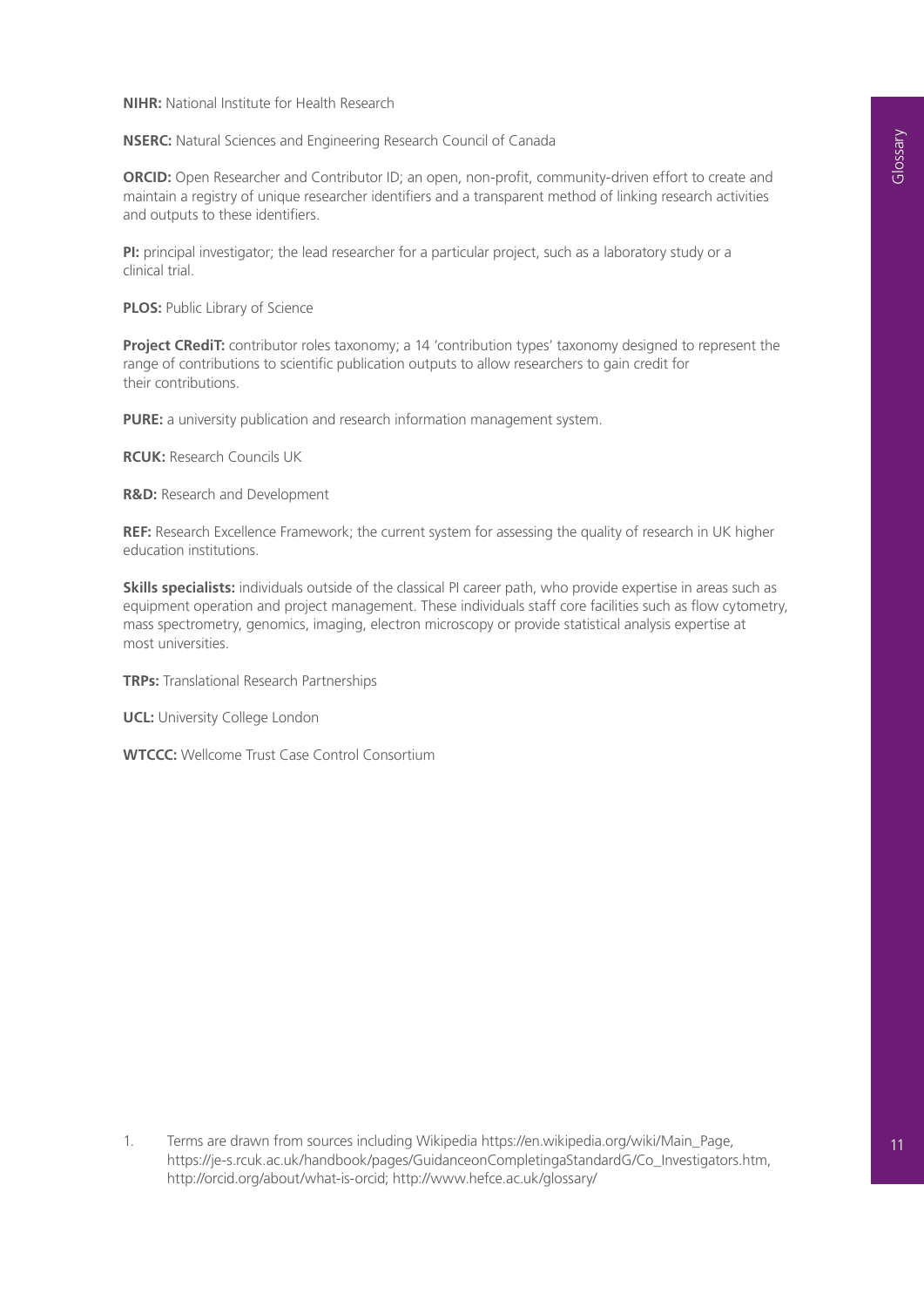**NIHR:** National Institute for Health Research

**NSERC:** Natural Sciences and Engineering Research Council of Canada

**ORCID:** Open Researcher and Contributor ID; an open, non-profit, community-driven effort to create and maintain a registry of unique researcher identifiers and a transparent method of linking research activities and outputs to these identifiers.

**PI:** principal investigator; the lead researcher for a particular project, such as a laboratory study or a clinical trial.

**PLOS:** Public Library of Science

**Project CRediT:** contributor roles taxonomy; a 14 'contribution types' taxonomy designed to represent the range of contributions to scientific publication outputs to allow researchers to gain credit for their contributions.

**PURE:** a university publication and research information management system.

**RCUK:** Research Councils UK

**R&D:** Research and Development

**REF:** Research Excellence Framework; the current system for assessing the quality of research in UK higher education institutions.

**Skills specialists:** individuals outside of the classical PI career path, who provide expertise in areas such as equipment operation and project management. These individuals staff core facilities such as flow cytometry, mass spectrometry, genomics, imaging, electron microscopy or provide statistical analysis expertise at most universities.

**TRPs:** Translational Research Partnerships

**UCL:** University College London

**WTCCC:** Wellcome Trust Case Control Consortium

1. Terms are drawn from sources including Wikipedia https://en.wikipedia.org/wiki/Main_Page, https://je-s.rcuk.ac.uk/handbook/pages/GuidanceonCompletingaStandardG/Co_Investigators.htm, http://orcid.org/about/what-is-orcid; http://www.hefce.ac.uk/glossary/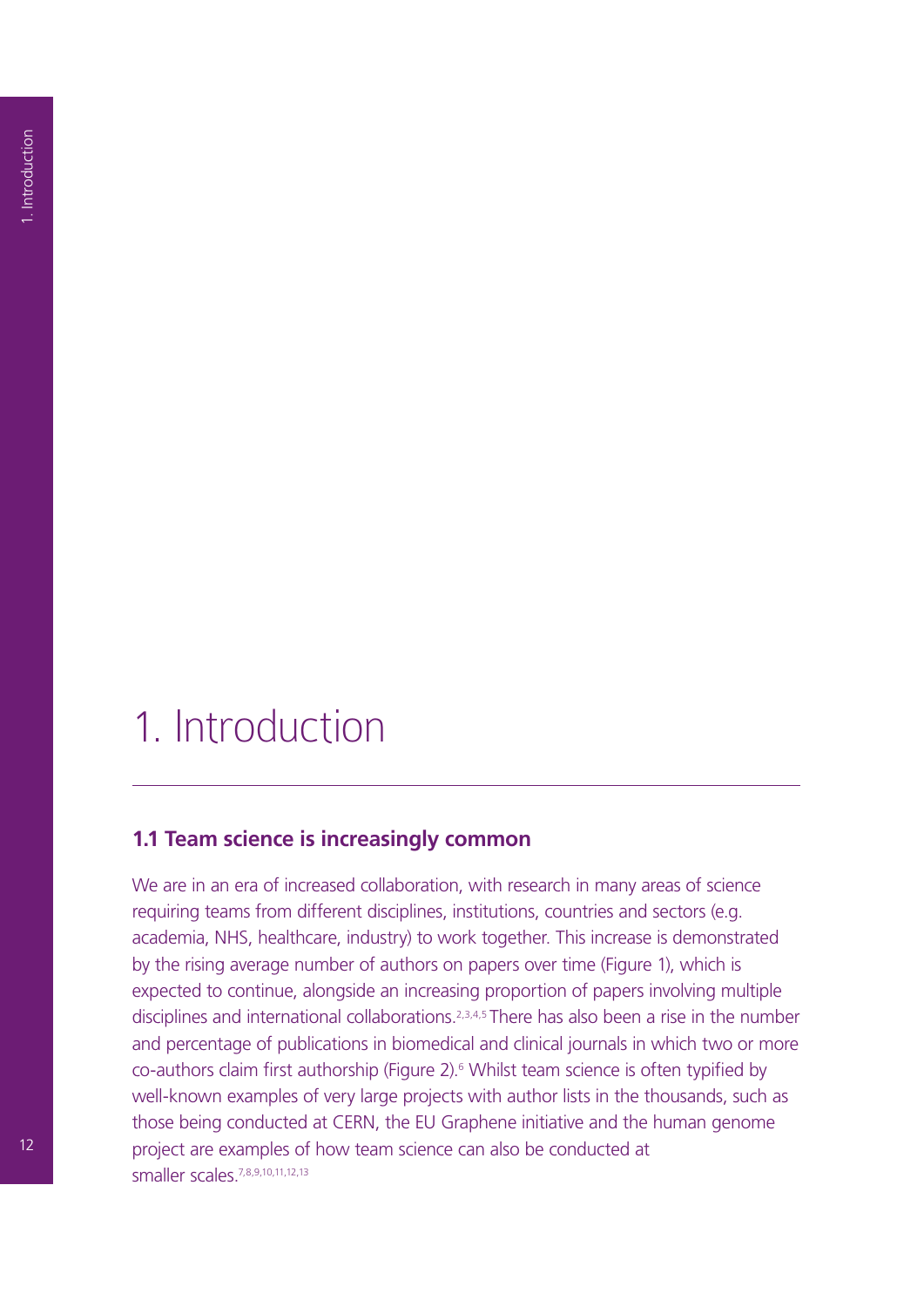# 1. Introduction

## 1.1 Team science is increasingly common

We are in an era of increased collaboration, with research in many areas of science requiring teams from different disciplines, institutions, countries and sectors (e.g. academia, NHS, healthcare, industry) to work together. This increase is demonstrated by the rising average number of authors on papers over time (Figure 1), which is expected to continue, alongside an increasing proportion of papers involving multiple disciplines and international collaborations.[2,3,4,5] There has also been a rise in the number and percentage of publications in biomedical and clinical journals in which two or more co-authors claim first authorship (Figure 2).[6] Whilst team science is often typified by well-known examples of very large projects with author lists in the thousands, such as those being conducted at CERN, the EU Graphene initiative and the human genome project are examples of how team science can also be conducted at smaller scales.[7,8,9,10,11,12,13]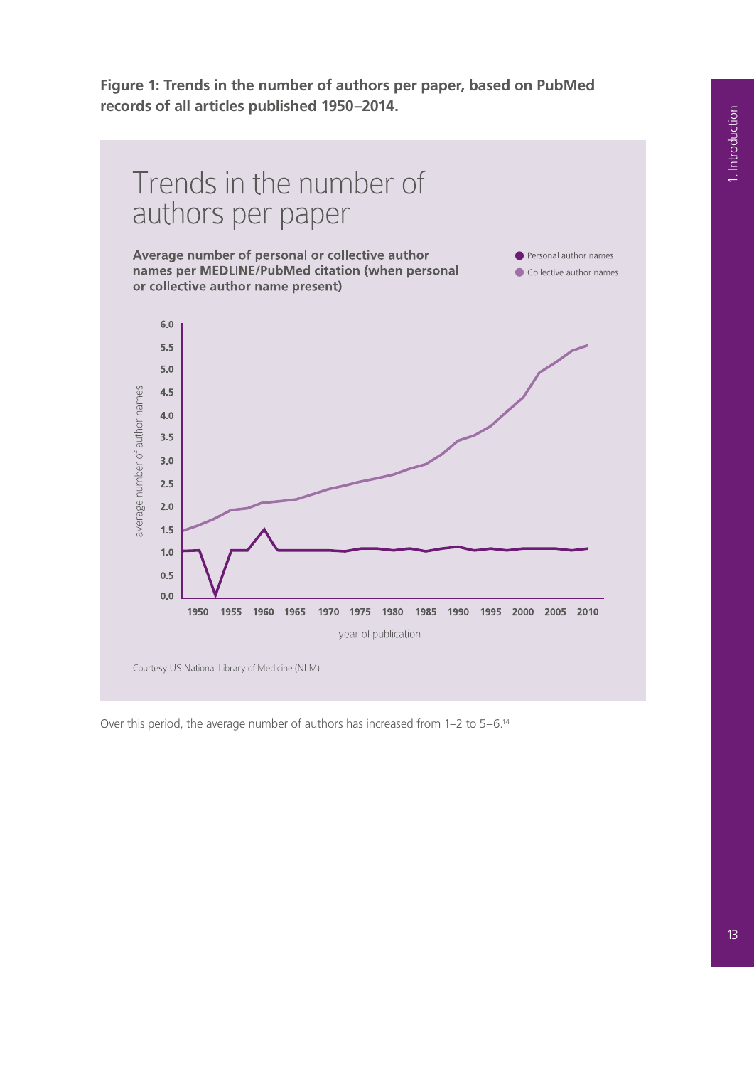**Figure 1: Trends in the number of authors per paper, based on PubMed records of all articles published 1950–2014.**

# Trends in the number of authors per paper

**Average number of personal or collective author names per MEDLINE/PubMed citation (when personal or collective author name present)**

Personal author names

Collective author names

average number of author names

6.0
5.5
5.0
4.5
4.0
3.5
3.0
2.5
2.0
1.5
1.0
0.5
0.0

1950 1955 1960 1965 1970 1975 1980 1985 1990 1995 2000 2005 2010

year of publication

Courtesy US National Library of Medicine (NLM)

Over this period, the average number of authors has increased from 1–2 to 5–6.[14]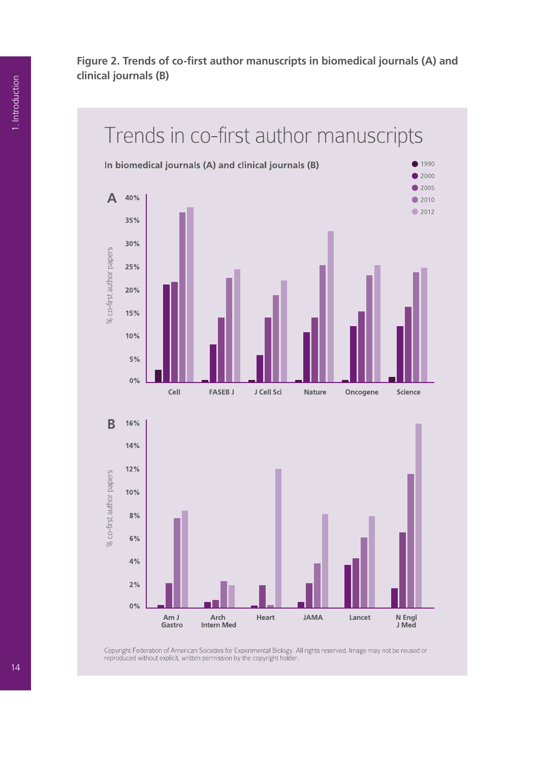**Figure 2. Trends of co-first author manuscripts in biomedical journals (A) and clinical journals (B)**

Trends in co-first author manuscripts

In biomedical journals (A) and clinical journals (B)

Copyright Federation of American Societies for Experimental Biology. All rights reserved. Image may not be reused or reproduced without explicit, written permission by the copyright holder.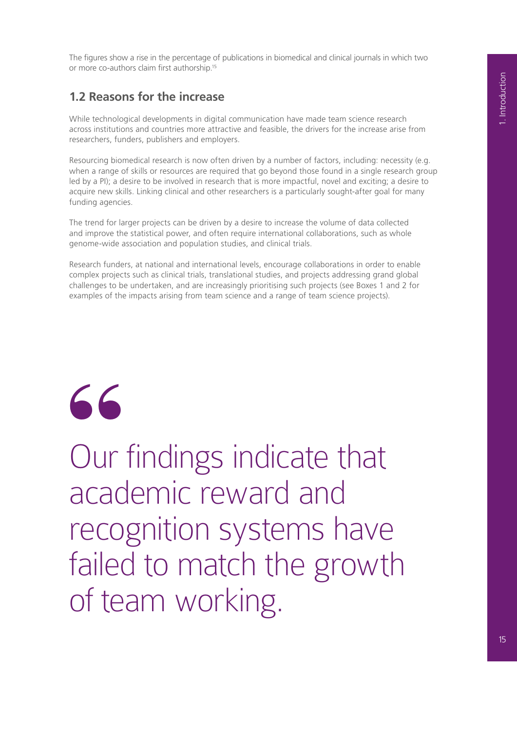The figures show a rise in the percentage of publications in biomedical and clinical journals in which two or more co-authors claim first authorship.[15]

## 1.2 Reasons for the increase

While technological developments in digital communication have made team science research across institutions and countries more attractive and feasible, the drivers for the increase arise from researchers, funders, publishers and employers.

Resourcing biomedical research is now often driven by a number of factors, including: necessity (e.g. when a range of skills or resources are required that go beyond those found in a single research group led by a PI); a desire to be involved in research that is more impactful, novel and exciting; a desire to acquire new skills. Linking clinical and other researchers is a particularly sought-after goal for many funding agencies.

The trend for larger projects can be driven by a desire to increase the volume of data collected and improve the statistical power, and often require international collaborations, such as whole genome-wide association and population studies, and clinical trials.

Research funders, at national and international levels, encourage collaborations in order to enable complex projects such as clinical trials, translational studies, and projects addressing grand global challenges to be undertaken, and are increasingly prioritising such projects (see Boxes 1 and 2 for examples of the impacts arising from team science and a range of team science projects).

> Our findings indicate that academic reward and recognition systems have failed to match the growth of team working.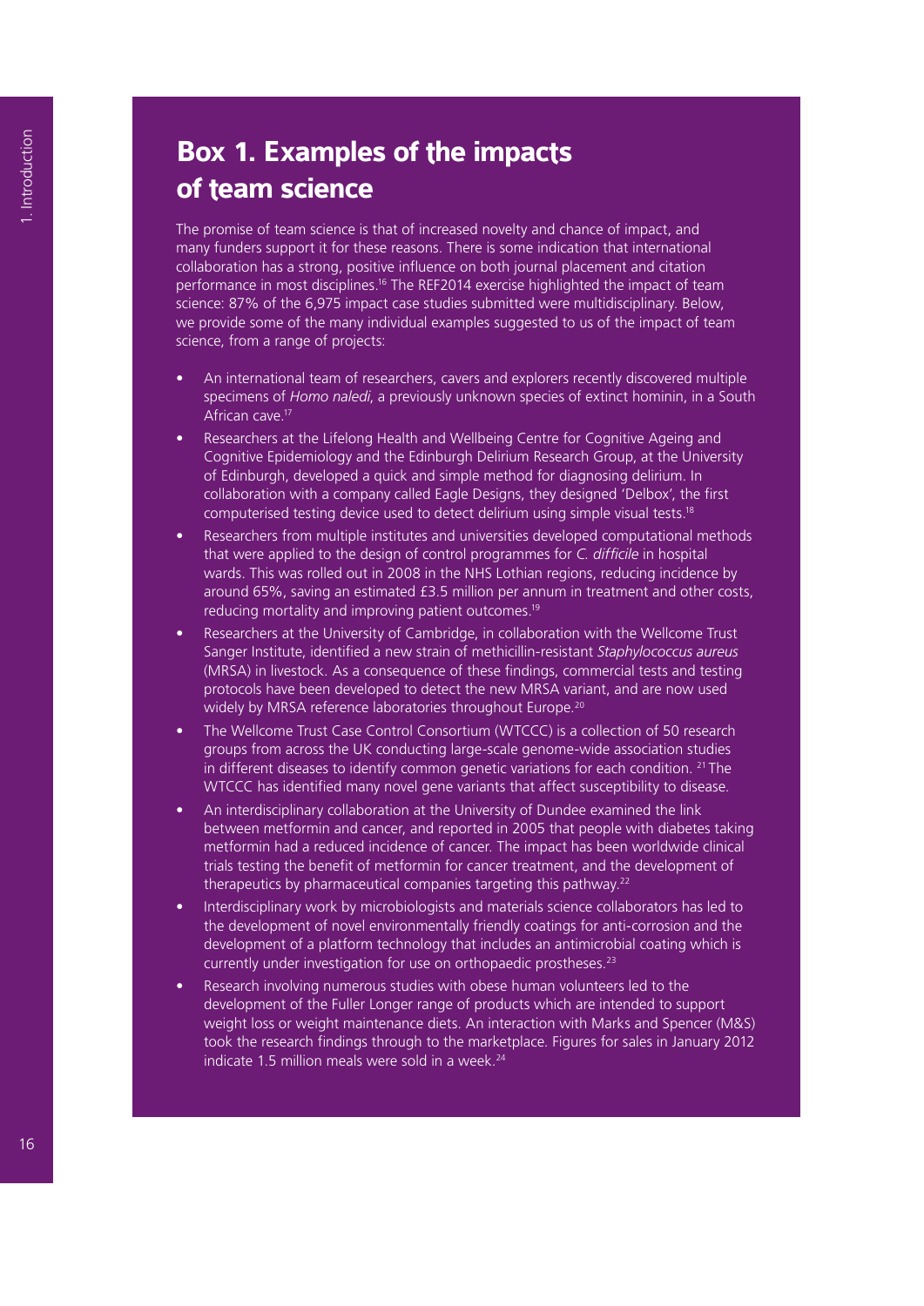## Box 1. Examples of the impacts of team science

The promise of team science is that of increased novelty and chance of impact, and many funders support it for these reasons. There is some indication that international collaboration has a strong, positive influence on both journal placement and citation performance in most disciplines.[16] The REF2014 exercise highlighted the impact of team science: 87% of the 6,975 impact case studies submitted were multidisciplinary. Below, we provide some of the many individual examples suggested to us of the impact of team science, from a range of projects:

- An international team of researchers, cavers and explorers recently discovered multiple specimens of *Homo naledi*, a previously unknown species of extinct hominin, in a South African cave.[17]
- Researchers at the Lifelong Health and Wellbeing Centre for Cognitive Ageing and Cognitive Epidemiology and the Edinburgh Delirium Research Group, at the University of Edinburgh, developed a quick and simple method for diagnosing delirium. In collaboration with a company called Eagle Designs, they designed 'Delbox', the first computerised testing device used to detect delirium using simple visual tests.[18]
- Researchers from multiple institutes and universities developed computational methods that were applied to the design of control programmes for *C. difficile* in hospital wards. This was rolled out in 2008 in the NHS Lothian regions, reducing incidence by around 65%, saving an estimated £3.5 million per annum in treatment and other costs, reducing mortality and improving patient outcomes.[19]
- Researchers at the University of Cambridge, in collaboration with the Wellcome Trust Sanger Institute, identified a new strain of methicillin-resistant *Staphylococcus aureus* (MRSA) in livestock. As a consequence of these findings, commercial tests and testing protocols have been developed to detect the new MRSA variant, and are now used widely by MRSA reference laboratories throughout Europe.[20]
- The Wellcome Trust Case Control Consortium (WTCCC) is a collection of 50 research groups from across the UK conducting large-scale genome-wide association studies in different diseases to identify common genetic variations for each condition. [21] The WTCCC has identified many novel gene variants that affect susceptibility to disease.
- An interdisciplinary collaboration at the University of Dundee examined the link between metformin and cancer, and reported in 2005 that people with diabetes taking metformin had a reduced incidence of cancer. The impact has been worldwide clinical trials testing the benefit of metformin for cancer treatment, and the development of therapeutics by pharmaceutical companies targeting this pathway.[22]
- Interdisciplinary work by microbiologists and materials science collaborators has led to the development of novel environmentally friendly coatings for anti-corrosion and the development of a platform technology that includes an antimicrobial coating which is currently under investigation for use on orthopaedic prostheses.[23]
- Research involving numerous studies with obese human volunteers led to the development of the Fuller Longer range of products which are intended to support weight loss or weight maintenance diets. An interaction with Marks and Spencer (M&S) took the research findings through to the marketplace. Figures for sales in January 2012 indicate 1.5 million meals were sold in a week.[24]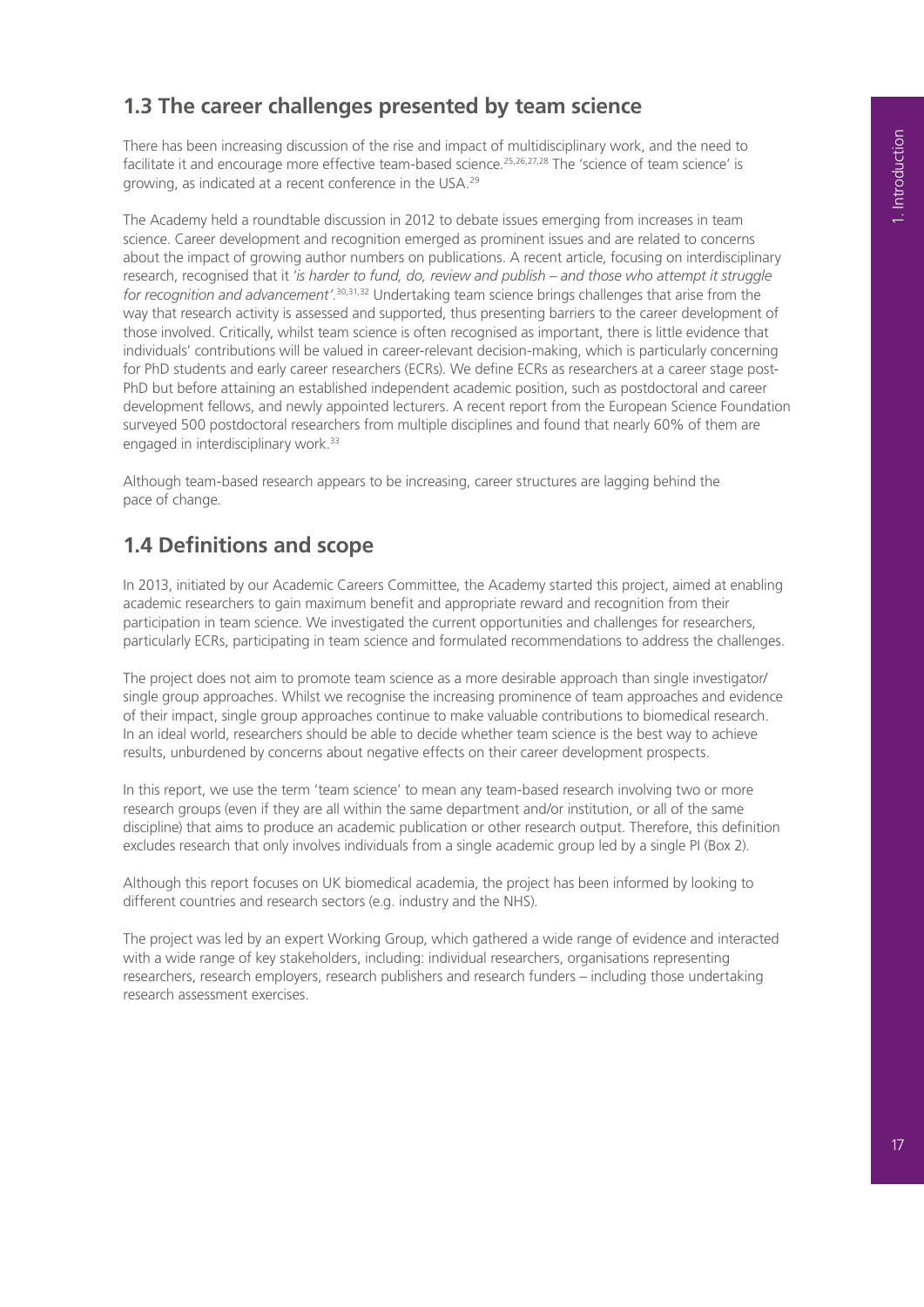## 1.3 The career challenges presented by team science

There has been increasing discussion of the rise and impact of multidisciplinary work, and the need to facilitate it and encourage more effective team-based science.[25,26,27,28] The 'science of team science' is growing, as indicated at a recent conference in the USA.[29]

The Academy held a roundtable discussion in 2012 to debate issues emerging from increases in team science. Career development and recognition emerged as prominent issues and are related to concerns about the impact of growing author numbers on publications. A recent article, focusing on interdisciplinary research, recognised that it '*is harder to fund, do, review and publish – and those who attempt it struggle for recognition and advancement*'.[30,31,32] Undertaking team science brings challenges that arise from the way that research activity is assessed and supported, thus presenting barriers to the career development of those involved. Critically, whilst team science is often recognised as important, there is little evidence that individuals' contributions will be valued in career-relevant decision-making, which is particularly concerning for PhD students and early career researchers (ECRs). We define ECRs as researchers at a career stage post-PhD but before attaining an established independent academic position, such as postdoctoral and career development fellows, and newly appointed lecturers. A recent report from the European Science Foundation surveyed 500 postdoctoral researchers from multiple disciplines and found that nearly 60% of them are engaged in interdisciplinary work.[33]

Although team-based research appears to be increasing, career structures are lagging behind the pace of change.

## 1.4 Definitions and scope

In 2013, initiated by our Academic Careers Committee, the Academy started this project, aimed at enabling academic researchers to gain maximum benefit and appropriate reward and recognition from their participation in team science. We investigated the current opportunities and challenges for researchers, particularly ECRs, participating in team science and formulated recommendations to address the challenges.

The project does not aim to promote team science as a more desirable approach than single investigator/single group approaches. Whilst we recognise the increasing prominence of team approaches and evidence of their impact, single group approaches continue to make valuable contributions to biomedical research. In an ideal world, researchers should be able to decide whether team science is the best way to achieve results, unburdened by concerns about negative effects on their career development prospects.

In this report, we use the term 'team science' to mean any team-based research involving two or more research groups (even if they are all within the same department and/or institution, or all of the same discipline) that aims to produce an academic publication or other research output. Therefore, this definition excludes research that only involves individuals from a single academic group led by a single PI (Box 2).

Although this report focuses on UK biomedical academia, the project has been informed by looking to different countries and research sectors (e.g. industry and the NHS).

The project was led by an expert Working Group, which gathered a wide range of evidence and interacted with a wide range of key stakeholders, including: individual researchers, organisations representing researchers, research employers, research publishers and research funders – including those undertaking research assessment exercises.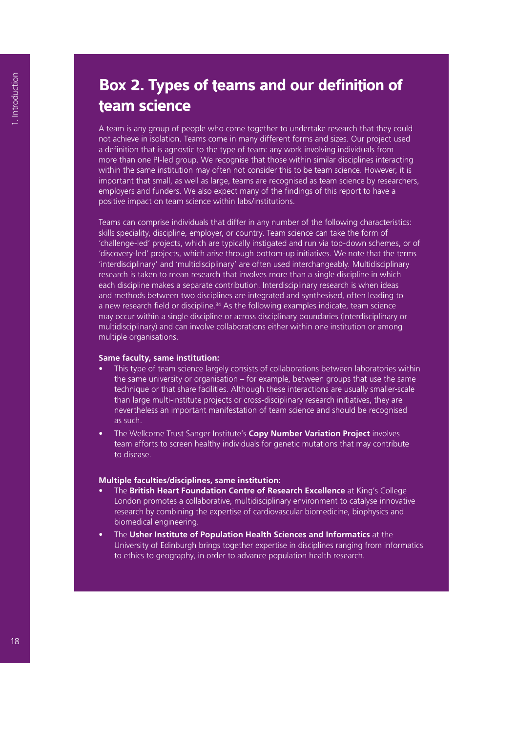## Box 2. Types of teams and our definition of team science

A team is any group of people who come together to undertake research that they could not achieve in isolation. Teams come in many different forms and sizes. Our project used a definition that is agnostic to the type of team: any work involving individuals from more than one PI-led group. We recognise that those within similar disciplines interacting within the same institution may often not consider this to be team science. However, it is important that small, as well as large, teams are recognised as team science by researchers, employers and funders. We also expect many of the findings of this report to have a positive impact on team science within labs/institutions.

Teams can comprise individuals that differ in any number of the following characteristics: skills speciality, discipline, employer, or country. Team science can take the form of 'challenge-led' projects, which are typically instigated and run via top-down schemes, or of 'discovery-led' projects, which arise through bottom-up initiatives. We note that the terms 'interdisciplinary' and 'multidisciplinary' are often used interchangeably. Multidisciplinary research is taken to mean research that involves more than a single discipline in which each discipline makes a separate contribution. Interdisciplinary research is when ideas and methods between two disciplines are integrated and synthesised, often leading to a new research field or discipline.[34] As the following examples indicate, team science may occur within a single discipline or across disciplinary boundaries (interdisciplinary or multidisciplinary) and can involve collaborations either within one institution or among multiple organisations.

**Same faculty, same institution:**

- This type of team science largely consists of collaborations between laboratories within the same university or organisation – for example, between groups that use the same technique or that share facilities. Although these interactions are usually smaller-scale than large multi-institute projects or cross-disciplinary research initiatives, they are nevertheless an important manifestation of team science and should be recognised as such.
- The Wellcome Trust Sanger Institute's **Copy Number Variation Project** involves team efforts to screen healthy individuals for genetic mutations that may contribute to disease.

**Multiple faculties/disciplines, same institution:**

- The **British Heart Foundation Centre of Research Excellence** at King's College London promotes a collaborative, multidisciplinary environment to catalyse innovative research by combining the expertise of cardiovascular biomedicine, biophysics and biomedical engineering.
- The **Usher Institute of Population Health Sciences and Informatics** at the University of Edinburgh brings together expertise in disciplines ranging from informatics to ethics to geography, in order to advance population health research.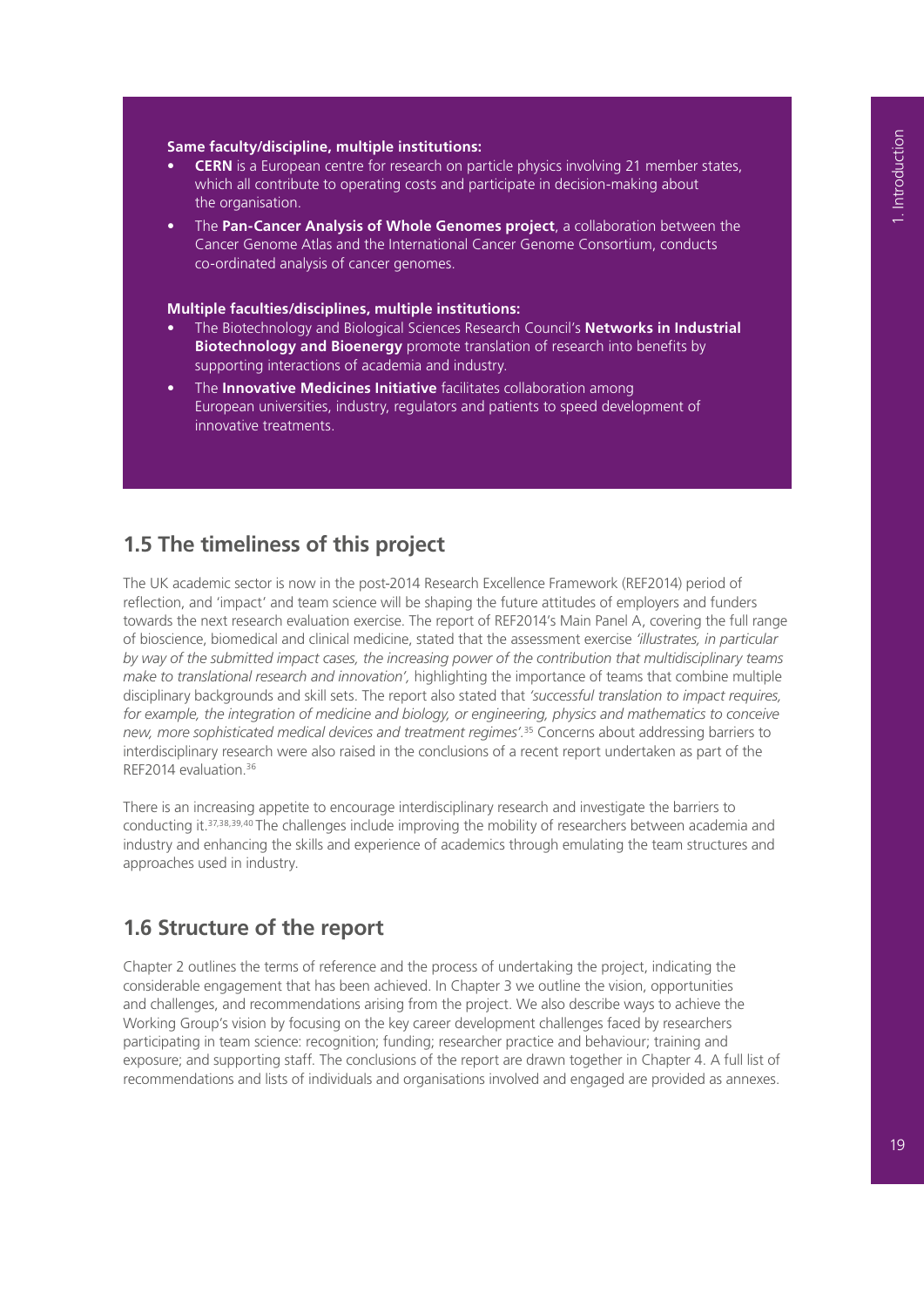**Same faculty/discipline, multiple institutions:**

- **CERN** is a European centre for research on particle physics involving 21 member states, which all contribute to operating costs and participate in decision-making about the organisation.
- The **Pan-Cancer Analysis of Whole Genomes project**, a collaboration between the Cancer Genome Atlas and the International Cancer Genome Consortium, conducts co-ordinated analysis of cancer genomes.

**Multiple faculties/disciplines, multiple institutions:**

- The Biotechnology and Biological Sciences Research Council's **Networks in Industrial Biotechnology and Bioenergy** promote translation of research into benefits by supporting interactions of academia and industry.
- The **Innovative Medicines Initiative** facilitates collaboration among European universities, industry, regulators and patients to speed development of innovative treatments.

## 1.5 The timeliness of this project

The UK academic sector is now in the post-2014 Research Excellence Framework (REF2014) period of reflection, and 'impact' and team science will be shaping the future attitudes of employers and funders towards the next research evaluation exercise. The report of REF2014's Main Panel A, covering the full range of bioscience, biomedical and clinical medicine, stated that the assessment exercise *'illustrates, in particular by way of the submitted impact cases, the increasing power of the contribution that multidisciplinary teams make to translational research and innovation',* highlighting the importance of teams that combine multiple disciplinary backgrounds and skill sets. The report also stated that *'successful translation to impact requires, for example, the integration of medicine and biology, or engineering, physics and mathematics to conceive new, more sophisticated medical devices and treatment regimes'.*[35] Concerns about addressing barriers to interdisciplinary research were also raised in the conclusions of a recent report undertaken as part of the REF2014 evaluation.[36]

There is an increasing appetite to encourage interdisciplinary research and investigate the barriers to conducting it.[37,38,39,40] The challenges include improving the mobility of researchers between academia and industry and enhancing the skills and experience of academics through emulating the team structures and approaches used in industry.

## 1.6 Structure of the report

Chapter 2 outlines the terms of reference and the process of undertaking the project, indicating the considerable engagement that has been achieved. In Chapter 3 we outline the vision, opportunities and challenges, and recommendations arising from the project. We also describe ways to achieve the Working Group's vision by focusing on the key career development challenges faced by researchers participating in team science: recognition; funding; researcher practice and behaviour; training and exposure; and supporting staff. The conclusions of the report are drawn together in Chapter 4. A full list of recommendations and lists of individuals and organisations involved and engaged are provided as annexes.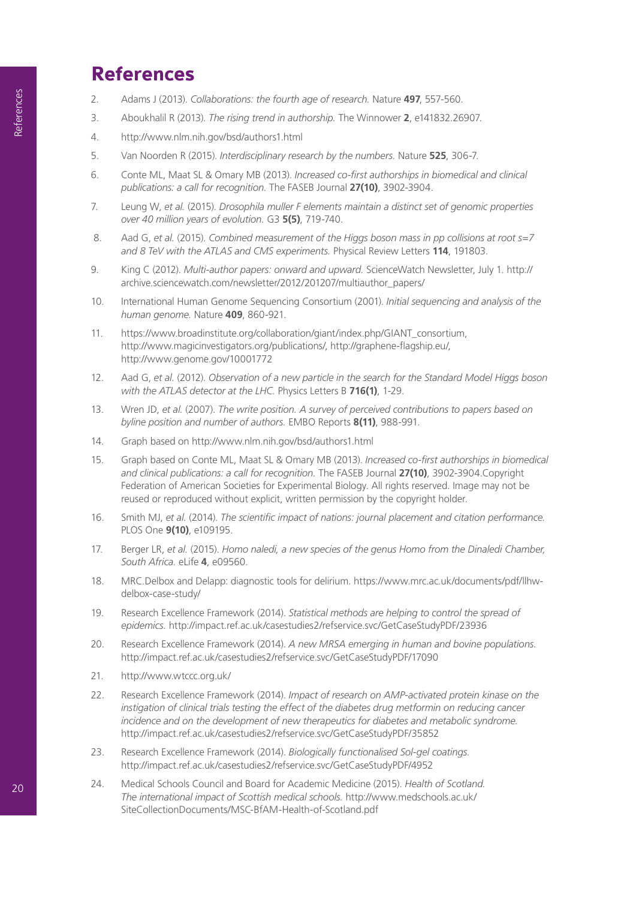# References

2. Adams J (2013). *Collaborations: the fourth age of research.* Nature **497**, 557-560.
3. Aboukhalil R (2013). *The rising trend in authorship.* The Winnower **2**, e141832.26907.
4. http://www.nlm.nih.gov/bsd/authors1.html
5. Van Noorden R (2015). *Interdisciplinary research by the numbers.* Nature **525**, 306-7.
6. Conte ML, Maat SL & Omary MB (2013). *Increased co-first authorships in biomedical and clinical publications: a call for recognition.* The FASEB Journal **27(10)**, 3902-3904.
7. Leung W, *et al.* (2015). *Drosophila muller F elements maintain a distinct set of genomic properties over 40 million years of evolution.* G3 **5(5)**, 719-740.
8. Aad G, *et al.* (2015). *Combined measurement of the Higgs boson mass in pp collisions at root s=7 and 8 TeV with the ATLAS and CMS experiments.* Physical Review Letters **114**, 191803.
9. King C (2012). *Multi-author papers: onward and upward.* ScienceWatch Newsletter, July 1. http://archive.sciencewatch.com/newsletter/2012/201207/multiauthor_papers/
10. International Human Genome Sequencing Consortium (2001). *Initial sequencing and analysis of the human genome.* Nature **409**, 860-921.
11. https://www.broadinstitute.org/collaboration/giant/index.php/GIANT_consortium, http://www.magicinvestigators.org/publications/, http://graphene-flagship.eu/, http://www.genome.gov/10001772
12. Aad G, *et al.* (2012). *Observation of a new particle in the search for the Standard Model Higgs boson with the ATLAS detector at the LHC.* Physics Letters B **716(1)**, 1-29.
13. Wren JD, *et al.* (2007). *The write position. A survey of perceived contributions to papers based on byline position and number of authors.* EMBO Reports **8(11)**, 988-991.
14. Graph based on http://www.nlm.nih.gov/bsd/authors1.html
15. Graph based on Conte ML, Maat SL & Omary MB (2013). *Increased co-first authorships in biomedical and clinical publications: a call for recognition.* The FASEB Journal **27(10)**, 3902-3904.Copyright Federation of American Societies for Experimental Biology. All rights reserved. Image may not be reused or reproduced without explicit, written permission by the copyright holder.
16. Smith MJ, *et al.* (2014). *The scientific impact of nations: journal placement and citation performance.* PLOS One **9(10)**, e109195.
17. Berger LR, *et al.* (2015). *Homo naledi, a new species of the genus Homo from the Dinaledi Chamber, South Africa.* eLife **4**, e09560.
18. MRC.Delbox and Delapp: diagnostic tools for delirium. https://www.mrc.ac.uk/documents/pdf/llhw-delbox-case-study/
19. Research Excellence Framework (2014). *Statistical methods are helping to control the spread of epidemics.* http://impact.ref.ac.uk/casestudies2/refservice.svc/GetCaseStudyPDF/23936
20. Research Excellence Framework (2014). *A new MRSA emerging in human and bovine populations.* http://impact.ref.ac.uk/casestudies2/refservice.svc/GetCaseStudyPDF/17090
21. http://www.wtccc.org.uk/
22. Research Excellence Framework (2014). *Impact of research on AMP-activated protein kinase on the instigation of clinical trials testing the effect of the diabetes drug metformin on reducing cancer incidence and on the development of new therapeutics for diabetes and metabolic syndrome.* http://impact.ref.ac.uk/casestudies2/refservice.svc/GetCaseStudyPDF/35852
23. Research Excellence Framework (2014). *Biologically functionalised Sol-gel coatings.* http://impact.ref.ac.uk/casestudies2/refservice.svc/GetCaseStudyPDF/4952
24. Medical Schools Council and Board for Academic Medicine (2015). *Health of Scotland. The international impact of Scottish medical schools.* http://www.medschools.ac.uk/SiteCollectionDocuments/MSC-BfAM-Health-of-Scotland.pdf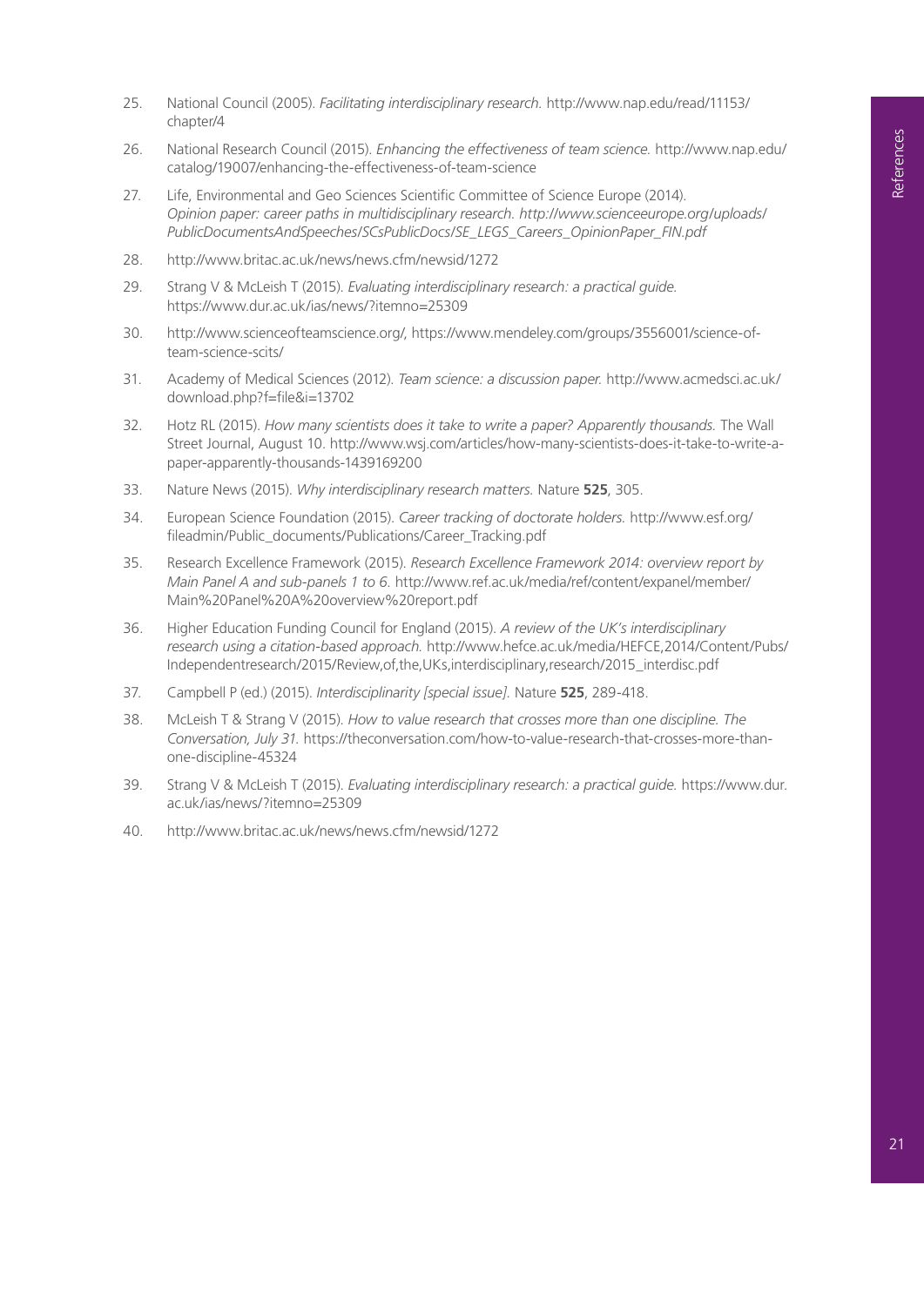25. National Council (2005). *Facilitating interdisciplinary research.* http://www.nap.edu/read/11153/chapter/4

26. National Research Council (2015). *Enhancing the effectiveness of team science.* http://www.nap.edu/catalog/19007/enhancing-the-effectiveness-of-team-science

27. Life, Environmental and Geo Sciences Scientific Committee of Science Europe (2014). *Opinion paper: career paths in multidisciplinary research. http://www.scienceeurope.org/uploads/PublicDocumentsAndSpeeches/SCsPublicDocs/SE_LEGS_Careers_OpinionPaper_FIN.pdf*

28. http://www.britac.ac.uk/news/news.cfm/newsid/1272

29. Strang V & McLeish T (2015). *Evaluating interdisciplinary research: a practical guide.* https://www.dur.ac.uk/ias/news/?itemno=25309

30. http://www.scienceofteamscience.org/, https://www.mendeley.com/groups/3556001/science-of-team-science-scits/

31. Academy of Medical Sciences (2012). *Team science: a discussion paper.* http://www.acmedsci.ac.uk/download.php?f=file&i=13702

32. Hotz RL (2015). *How many scientists does it take to write a paper? Apparently thousands.* The Wall Street Journal, August 10. http://www.wsj.com/articles/how-many-scientists-does-it-take-to-write-a-paper-apparently-thousands-1439169200

33. Nature News (2015). *Why interdisciplinary research matters.* Nature **525**, 305.

34. European Science Foundation (2015). *Career tracking of doctorate holders.* http://www.esf.org/fileadmin/Public_documents/Publications/Career_Tracking.pdf

35. Research Excellence Framework (2015). *Research Excellence Framework 2014: overview report by Main Panel A and sub-panels 1 to 6.* http://www.ref.ac.uk/media/ref/content/expanel/member/Main%20Panel%20A%20overview%20report.pdf

36. Higher Education Funding Council for England (2015). *A review of the UK's interdisciplinary research using a citation-based approach.* http://www.hefce.ac.uk/media/HEFCE,2014/Content/Pubs/Independentresearch/2015/Review,of,the,UKs,interdisciplinary,research/2015_interdisc.pdf

37. Campbell P (ed.) (2015). *Interdisciplinarity [special issue].* Nature **525**, 289-418.

38. McLeish T & Strang V (2015). *How to value research that crosses more than one discipline. The Conversation, July 31.* https://theconversation.com/how-to-value-research-that-crosses-more-than-one-discipline-45324

39. Strang V & McLeish T (2015). *Evaluating interdisciplinary research: a practical guide.* https://www.dur.ac.uk/ias/news/?itemno=25309

40. http://www.britac.ac.uk/news/news.cfm/newsid/1272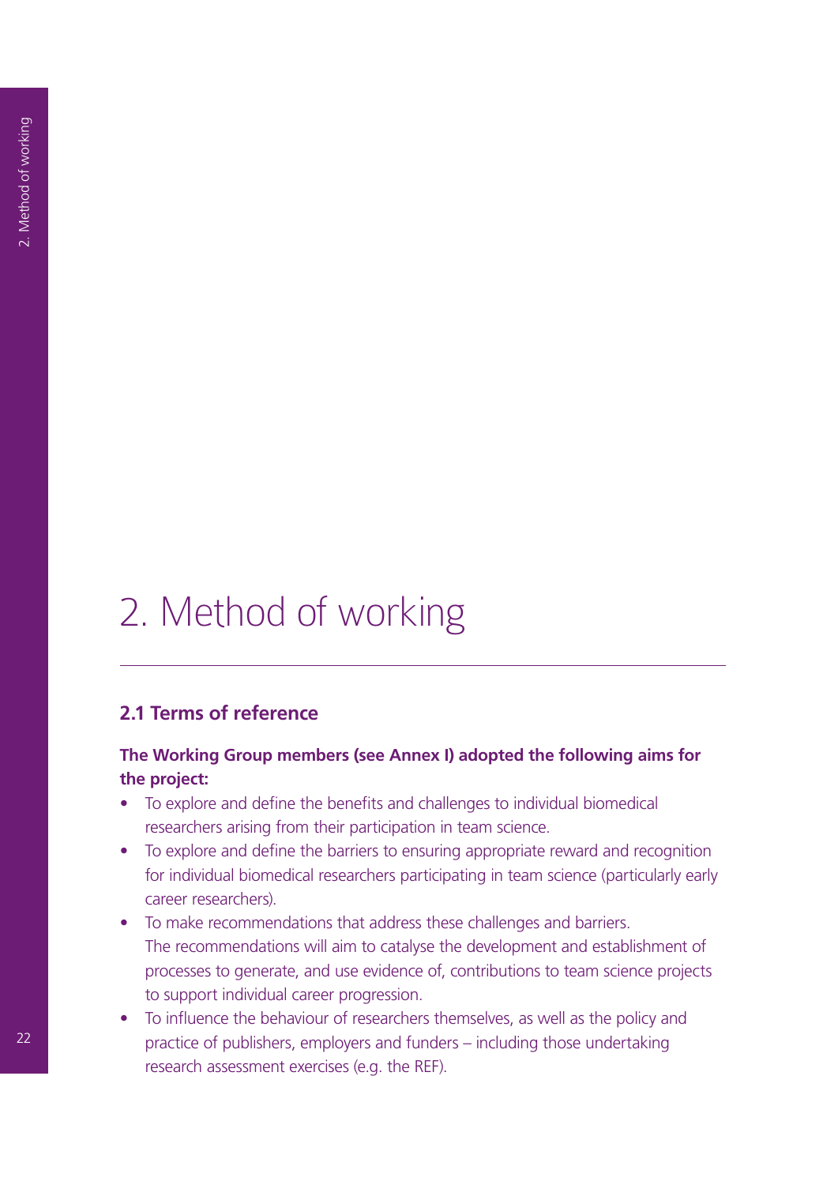# 2. Method of working

## 2.1 Terms of reference

**The Working Group members (see Annex I) adopted the following aims for the project:**

- To explore and define the benefits and challenges to individual biomedical researchers arising from their participation in team science.
- To explore and define the barriers to ensuring appropriate reward and recognition for individual biomedical researchers participating in team science (particularly early career researchers).
- To make recommendations that address these challenges and barriers. The recommendations will aim to catalyse the development and establishment of processes to generate, and use evidence of, contributions to team science projects to support individual career progression.
- To influence the behaviour of researchers themselves, as well as the policy and practice of publishers, employers and funders – including those undertaking research assessment exercises (e.g. the REF).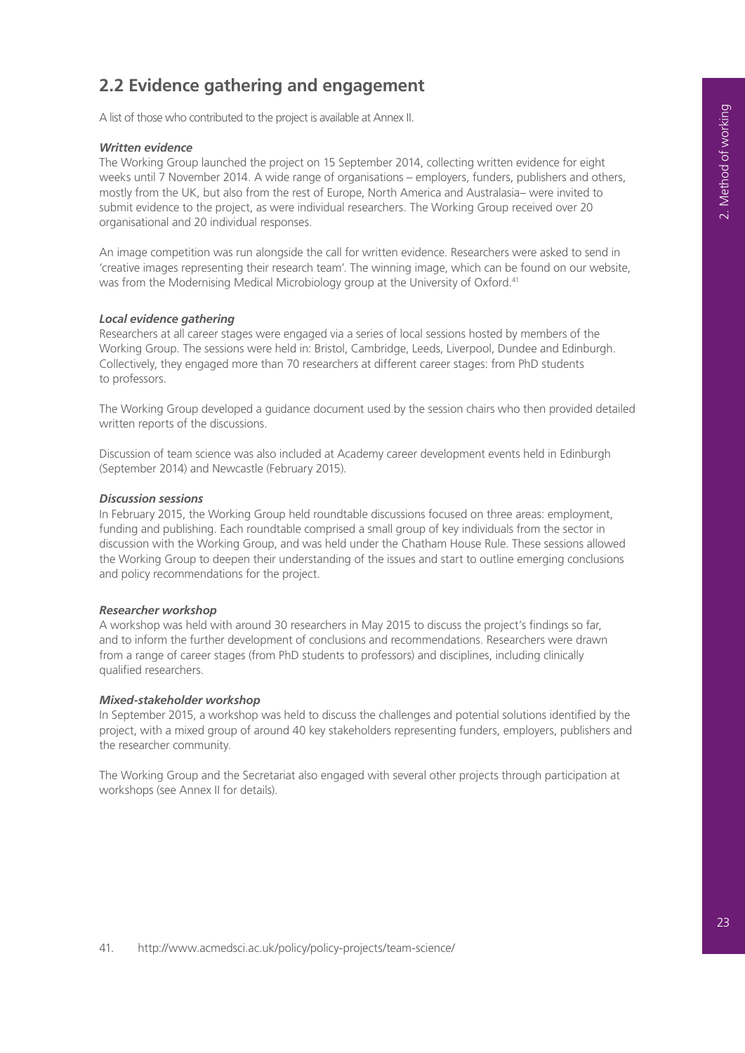## 2.2 Evidence gathering and engagement

A list of those who contributed to the project is available at Annex II.

***Written evidence***

The Working Group launched the project on 15 September 2014, collecting written evidence for eight weeks until 7 November 2014. A wide range of organisations – employers, funders, publishers and others, mostly from the UK, but also from the rest of Europe, North America and Australasia– were invited to submit evidence to the project, as were individual researchers. The Working Group received over 20 organisational and 20 individual responses.

An image competition was run alongside the call for written evidence. Researchers were asked to send in 'creative images representing their research team'. The winning image, which can be found on our website, was from the Modernising Medical Microbiology group at the University of Oxford.[41]

***Local evidence gathering***

Researchers at all career stages were engaged via a series of local sessions hosted by members of the Working Group. The sessions were held in: Bristol, Cambridge, Leeds, Liverpool, Dundee and Edinburgh. Collectively, they engaged more than 70 researchers at different career stages: from PhD students to professors.

The Working Group developed a guidance document used by the session chairs who then provided detailed written reports of the discussions.

Discussion of team science was also included at Academy career development events held in Edinburgh (September 2014) and Newcastle (February 2015).

***Discussion sessions***

In February 2015, the Working Group held roundtable discussions focused on three areas: employment, funding and publishing. Each roundtable comprised a small group of key individuals from the sector in discussion with the Working Group, and was held under the Chatham House Rule. These sessions allowed the Working Group to deepen their understanding of the issues and start to outline emerging conclusions and policy recommendations for the project.

***Researcher workshop***

A workshop was held with around 30 researchers in May 2015 to discuss the project's findings so far, and to inform the further development of conclusions and recommendations. Researchers were drawn from a range of career stages (from PhD students to professors) and disciplines, including clinically qualified researchers.

***Mixed-stakeholder workshop***

In September 2015, a workshop was held to discuss the challenges and potential solutions identified by the project, with a mixed group of around 40 key stakeholders representing funders, employers, publishers and the researcher community.

The Working Group and the Secretariat also engaged with several other projects through participation at workshops (see Annex II for details).

41. http://www.acmedsci.ac.uk/policy/policy-projects/team-science/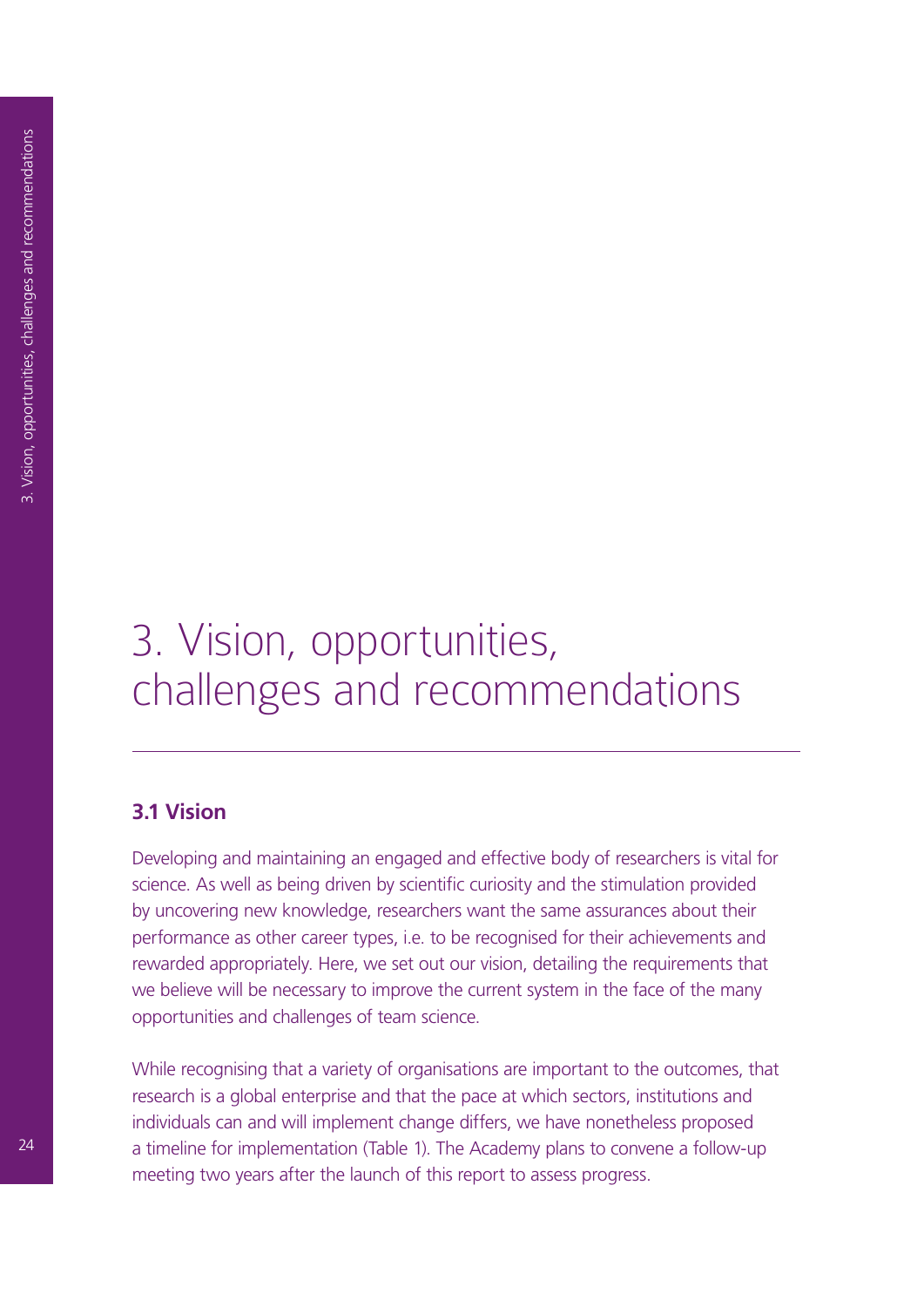# 3. Vision, opportunities, challenges and recommendations

## 3.1 Vision

Developing and maintaining an engaged and effective body of researchers is vital for science. As well as being driven by scientific curiosity and the stimulation provided by uncovering new knowledge, researchers want the same assurances about their performance as other career types, i.e. to be recognised for their achievements and rewarded appropriately. Here, we set out our vision, detailing the requirements that we believe will be necessary to improve the current system in the face of the many opportunities and challenges of team science.

While recognising that a variety of organisations are important to the outcomes, that research is a global enterprise and that the pace at which sectors, institutions and individuals can and will implement change differs, we have nonetheless proposed a timeline for implementation (Table 1). The Academy plans to convene a follow-up meeting two years after the launch of this report to assess progress.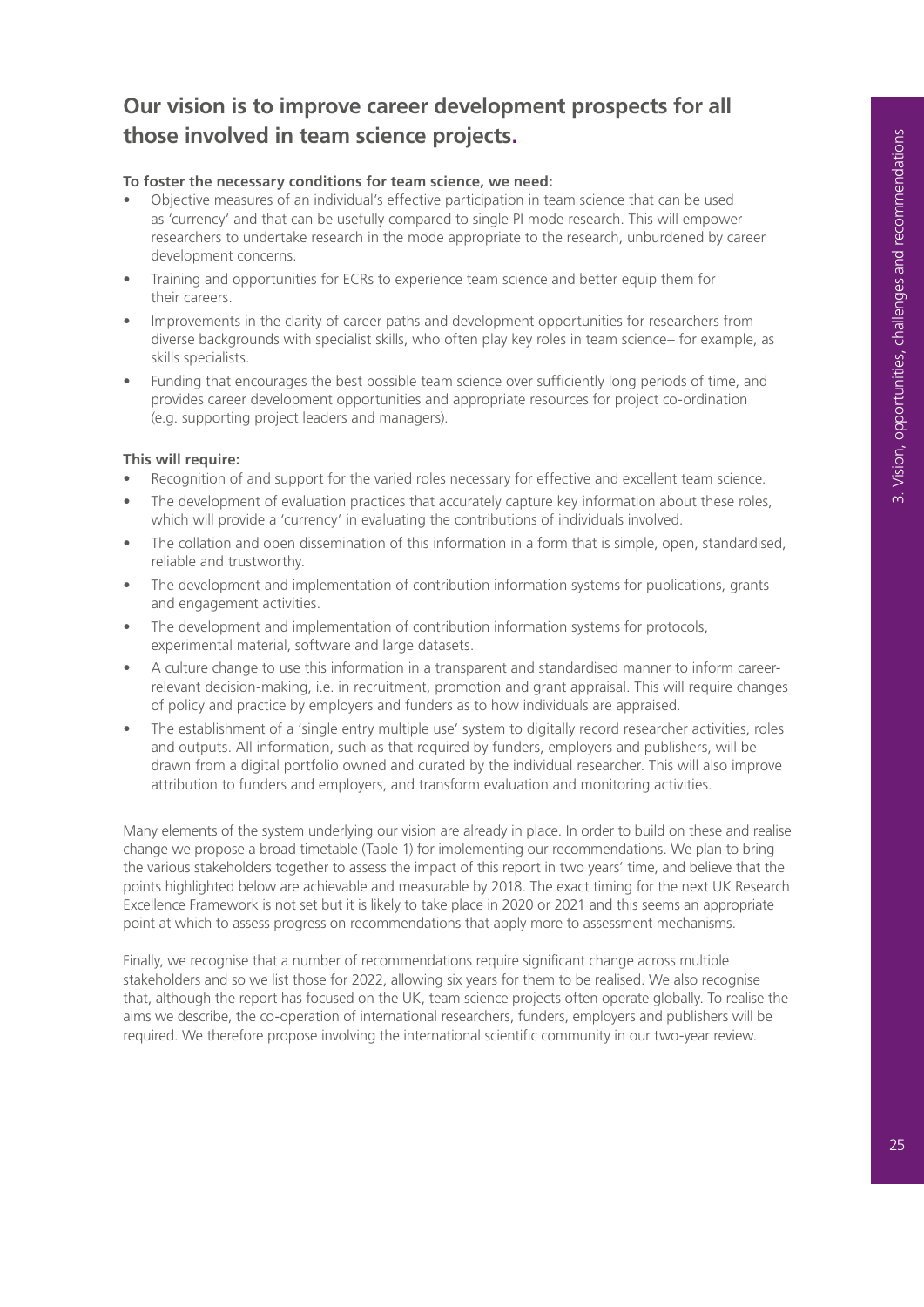## Our vision is to improve career development prospects for all those involved in team science projects.

**To foster the necessary conditions for team science, we need:**

- Objective measures of an individual's effective participation in team science that can be used as 'currency' and that can be usefully compared to single PI mode research. This will empower researchers to undertake research in the mode appropriate to the research, unburdened by career development concerns.
- Training and opportunities for ECRs to experience team science and better equip them for their careers.
- Improvements in the clarity of career paths and development opportunities for researchers from diverse backgrounds with specialist skills, who often play key roles in team science– for example, as skills specialists.
- Funding that encourages the best possible team science over sufficiently long periods of time, and provides career development opportunities and appropriate resources for project co-ordination (e.g. supporting project leaders and managers).

**This will require:**

- Recognition of and support for the varied roles necessary for effective and excellent team science.
- The development of evaluation practices that accurately capture key information about these roles, which will provide a 'currency' in evaluating the contributions of individuals involved.
- The collation and open dissemination of this information in a form that is simple, open, standardised, reliable and trustworthy.
- The development and implementation of contribution information systems for publications, grants and engagement activities.
- The development and implementation of contribution information systems for protocols, experimental material, software and large datasets.
- A culture change to use this information in a transparent and standardised manner to inform career-relevant decision-making, i.e. in recruitment, promotion and grant appraisal. This will require changes of policy and practice by employers and funders as to how individuals are appraised.
- The establishment of a 'single entry multiple use' system to digitally record researcher activities, roles and outputs. All information, such as that required by funders, employers and publishers, will be drawn from a digital portfolio owned and curated by the individual researcher. This will also improve attribution to funders and employers, and transform evaluation and monitoring activities.

Many elements of the system underlying our vision are already in place. In order to build on these and realise change we propose a broad timetable (Table 1) for implementing our recommendations. We plan to bring the various stakeholders together to assess the impact of this report in two years' time, and believe that the points highlighted below are achievable and measurable by 2018. The exact timing for the next UK Research Excellence Framework is not set but it is likely to take place in 2020 or 2021 and this seems an appropriate point at which to assess progress on recommendations that apply more to assessment mechanisms.

Finally, we recognise that a number of recommendations require significant change across multiple stakeholders and so we list those for 2022, allowing six years for them to be realised. We also recognise that, although the report has focused on the UK, team science projects often operate globally. To realise the aims we describe, the co-operation of international researchers, funders, employers and publishers will be required. We therefore propose involving the international scientific community in our two-year review.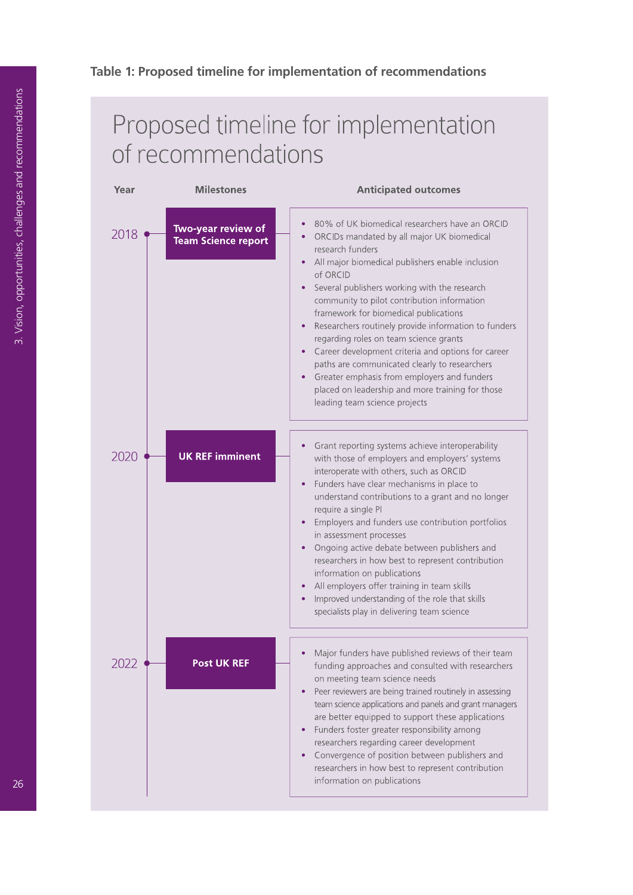**Table 1: Proposed timeline for implementation of recommendations**

## Proposed timeline for implementation of recommendations

| Year | Milestones | Anticipated outcomes |
|---|---|---|
| 2018 | **Two-year review of Team Science report** | • 80% of UK biomedical researchers have an ORCID<br>• ORCIDs mandated by all major UK biomedical research funders<br>• All major biomedical publishers enable inclusion of ORCID<br>• Several publishers working with the research community to pilot contribution information framework for biomedical publications<br>• Researchers routinely provide information to funders regarding roles on team science grants<br>• Career development criteria and options for career paths are communicated clearly to researchers<br>• Greater emphasis from employers and funders placed on leadership and more training for those leading team science projects |
| 2020 | **UK REF imminent** | • Grant reporting systems achieve interoperability with those of employers and employers' systems interoperate with others, such as ORCID<br>• Funders have clear mechanisms in place to understand contributions to a grant and no longer require a single PI<br>• Employers and funders use contribution portfolios in assessment processes<br>• Ongoing active debate between publishers and researchers in how best to represent contribution information on publications<br>• All employers offer training in team skills<br>• Improved understanding of the role that skills specialists play in delivering team science |
| 2022 | **Post UK REF** | • Major funders have published reviews of their team funding approaches and consulted with researchers on meeting team science needs<br>• Peer reviewers are being trained routinely in assessing team science applications and panels and grant managers are better equipped to support these applications<br>• Funders foster greater responsibility among researchers regarding career development<br>• Convergence of position between publishers and researchers in how best to represent contribution information on publications |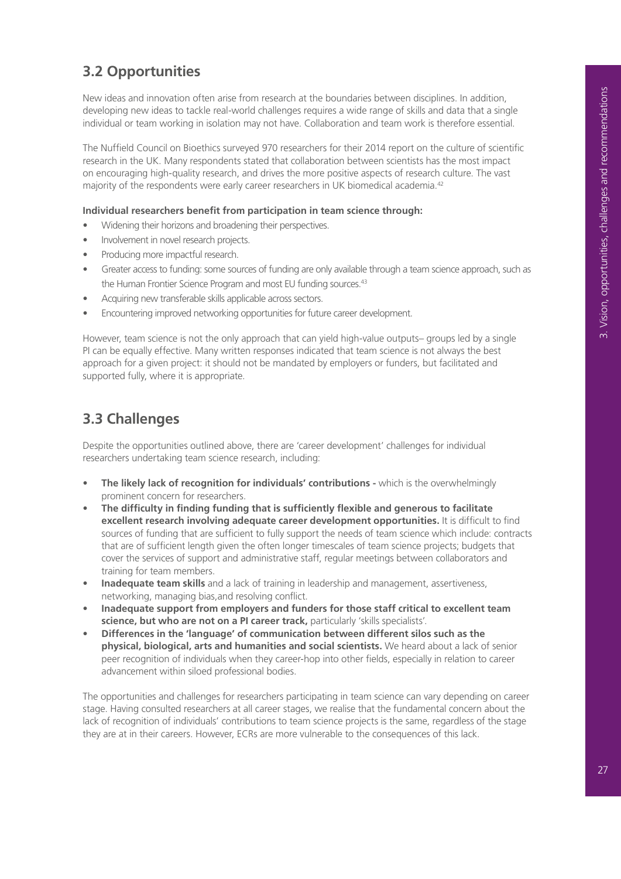## 3.2 Opportunities

New ideas and innovation often arise from research at the boundaries between disciplines. In addition, developing new ideas to tackle real-world challenges requires a wide range of skills and data that a single individual or team working in isolation may not have. Collaboration and team work is therefore essential.

The Nuffield Council on Bioethics surveyed 970 researchers for their 2014 report on the culture of scientific research in the UK. Many respondents stated that collaboration between scientists has the most impact on encouraging high-quality research, and drives the more positive aspects of research culture. The vast majority of the respondents were early career researchers in UK biomedical academia.[42]

**Individual researchers benefit from participation in team science through:**

- Widening their horizons and broadening their perspectives.
- Involvement in novel research projects.
- Producing more impactful research.
- Greater access to funding: some sources of funding are only available through a team science approach, such as the Human Frontier Science Program and most EU funding sources.[43]
- Acquiring new transferable skills applicable across sectors.
- Encountering improved networking opportunities for future career development.

However, team science is not the only approach that can yield high-value outputs– groups led by a single PI can be equally effective. Many written responses indicated that team science is not always the best approach for a given project: it should not be mandated by employers or funders, but facilitated and supported fully, where it is appropriate.

## 3.3 Challenges

Despite the opportunities outlined above, there are 'career development' challenges for individual researchers undertaking team science research, including:

- **The likely lack of recognition for individuals' contributions -** which is the overwhelmingly prominent concern for researchers.
- **The difficulty in finding funding that is sufficiently flexible and generous to facilitate excellent research involving adequate career development opportunities.** It is difficult to find sources of funding that are sufficient to fully support the needs of team science which include: contracts that are of sufficient length given the often longer timescales of team science projects; budgets that cover the services of support and administrative staff, regular meetings between collaborators and training for team members.
- **Inadequate team skills** and a lack of training in leadership and management, assertiveness, networking, managing bias,and resolving conflict.
- **Inadequate support from employers and funders for those staff critical to excellent team science, but who are not on a PI career track,** particularly 'skills specialists'.
- **Differences in the 'language' of communication between different silos such as the physical, biological, arts and humanities and social scientists.** We heard about a lack of senior peer recognition of individuals when they career-hop into other fields, especially in relation to career advancement within siloed professional bodies.

The opportunities and challenges for researchers participating in team science can vary depending on career stage. Having consulted researchers at all career stages, we realise that the fundamental concern about the lack of recognition of individuals' contributions to team science projects is the same, regardless of the stage they are at in their careers. However, ECRs are more vulnerable to the consequences of this lack.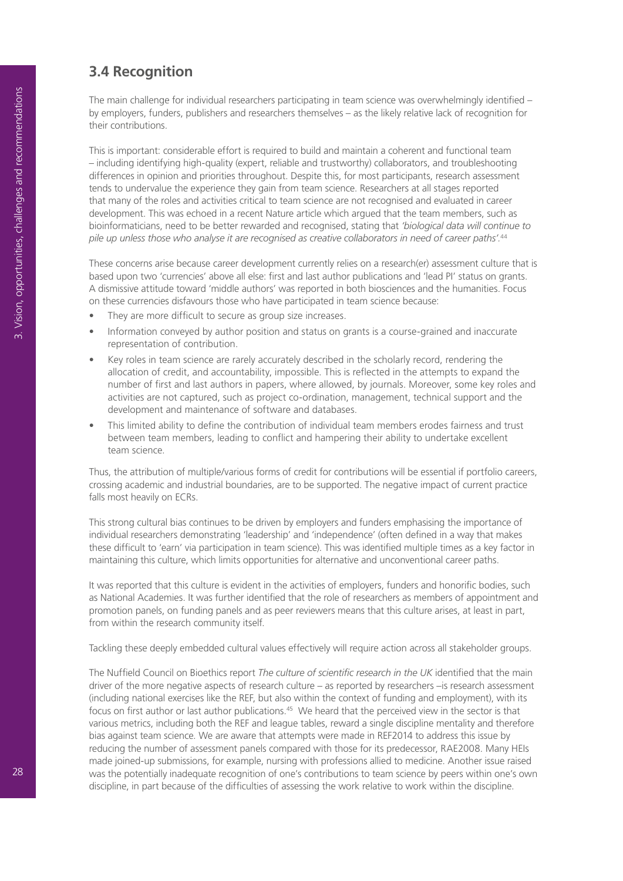## 3.4 Recognition

The main challenge for individual researchers participating in team science was overwhelmingly identified – by employers, funders, publishers and researchers themselves – as the likely relative lack of recognition for their contributions.

This is important: considerable effort is required to build and maintain a coherent and functional team – including identifying high-quality (expert, reliable and trustworthy) collaborators, and troubleshooting differences in opinion and priorities throughout. Despite this, for most participants, research assessment tends to undervalue the experience they gain from team science. Researchers at all stages reported that many of the roles and activities critical to team science are not recognised and evaluated in career development. This was echoed in a recent Nature article which argued that the team members, such as bioinformaticians, need to be better rewarded and recognised, stating that *'biological data will continue to pile up unless those who analyse it are recognised as creative collaborators in need of career paths'.*[44]

These concerns arise because career development currently relies on a research(er) assessment culture that is based upon two 'currencies' above all else: first and last author publications and 'lead PI' status on grants. A dismissive attitude toward 'middle authors' was reported in both biosciences and the humanities. Focus on these currencies disfavours those who have participated in team science because:

- They are more difficult to secure as group size increases.
- Information conveyed by author position and status on grants is a course-grained and inaccurate representation of contribution.
- Key roles in team science are rarely accurately described in the scholarly record, rendering the allocation of credit, and accountability, impossible. This is reflected in the attempts to expand the number of first and last authors in papers, where allowed, by journals. Moreover, some key roles and activities are not captured, such as project co-ordination, management, technical support and the development and maintenance of software and databases.
- This limited ability to define the contribution of individual team members erodes fairness and trust between team members, leading to conflict and hampering their ability to undertake excellent team science.

Thus, the attribution of multiple/various forms of credit for contributions will be essential if portfolio careers, crossing academic and industrial boundaries, are to be supported. The negative impact of current practice falls most heavily on ECRs.

This strong cultural bias continues to be driven by employers and funders emphasising the importance of individual researchers demonstrating 'leadership' and 'independence' (often defined in a way that makes these difficult to 'earn' via participation in team science). This was identified multiple times as a key factor in maintaining this culture, which limits opportunities for alternative and unconventional career paths.

It was reported that this culture is evident in the activities of employers, funders and honorific bodies, such as National Academies. It was further identified that the role of researchers as members of appointment and promotion panels, on funding panels and as peer reviewers means that this culture arises, at least in part, from within the research community itself.

Tackling these deeply embedded cultural values effectively will require action across all stakeholder groups.

The Nuffield Council on Bioethics report *The culture of scientific research in the UK* identified that the main driver of the more negative aspects of research culture – as reported by researchers –is research assessment (including national exercises like the REF, but also within the context of funding and employment), with its focus on first author or last author publications.[45] We heard that the perceived view in the sector is that various metrics, including both the REF and league tables, reward a single discipline mentality and therefore bias against team science. We are aware that attempts were made in REF2014 to address this issue by reducing the number of assessment panels compared with those for its predecessor, RAE2008. Many HEIs made joined-up submissions, for example, nursing with professions allied to medicine. Another issue raised was the potentially inadequate recognition of one's contributions to team science by peers within one's own discipline, in part because of the difficulties of assessing the work relative to work within the discipline.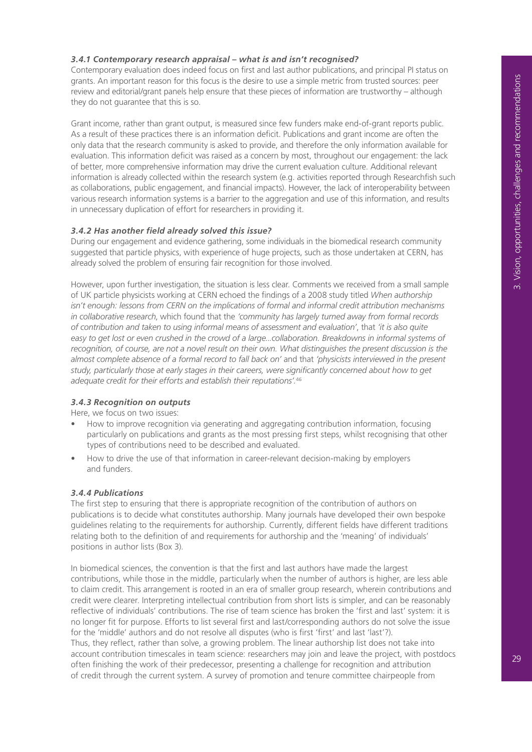#### *3.4.1 Contemporary research appraisal – what is and isn't recognised?*

Contemporary evaluation does indeed focus on first and last author publications, and principal PI status on grants. An important reason for this focus is the desire to use a simple metric from trusted sources: peer review and editorial/grant panels help ensure that these pieces of information are trustworthy – although they do not guarantee that this is so.

Grant income, rather than grant output, is measured since few funders make end-of-grant reports public. As a result of these practices there is an information deficit. Publications and grant income are often the only data that the research community is asked to provide, and therefore the only information available for evaluation. This information deficit was raised as a concern by most, throughout our engagement: the lack of better, more comprehensive information may drive the current evaluation culture. Additional relevant information is already collected within the research system (e.g. activities reported through Researchfish such as collaborations, public engagement, and financial impacts). However, the lack of interoperability between various research information systems is a barrier to the aggregation and use of this information, and results in unnecessary duplication of effort for researchers in providing it.

#### *3.4.2 Has another field already solved this issue?*

During our engagement and evidence gathering, some individuals in the biomedical research community suggested that particle physics, with experience of huge projects, such as those undertaken at CERN, has already solved the problem of ensuring fair recognition for those involved.

However, upon further investigation, the situation is less clear. Comments we received from a small sample of UK particle physicists working at CERN echoed the findings of a 2008 study titled *When authorship isn't enough: lessons from CERN on the implications of formal and informal credit attribution mechanisms in collaborative research*, which found that the *'community has largely turned away from formal records of contribution and taken to using informal means of assessment and evaluation'*, that *'it is also quite easy to get lost or even crushed in the crowd of a large...collaboration. Breakdowns in informal systems of recognition, of course, are not a novel result on their own. What distinguishes the present discussion is the almost complete absence of a formal record to fall back on'* and that *'physicists interviewed in the present study, particularly those at early stages in their careers, were significantly concerned about how to get adequate credit for their efforts and establish their reputations'*.[46]

#### *3.4.3 Recognition on outputs*

Here, we focus on two issues:

- How to improve recognition via generating and aggregating contribution information, focusing particularly on publications and grants as the most pressing first steps, whilst recognising that other types of contributions need to be described and evaluated.
- How to drive the use of that information in career-relevant decision-making by employers and funders.

#### *3.4.4 Publications*

The first step to ensuring that there is appropriate recognition of the contribution of authors on publications is to decide what constitutes authorship. Many journals have developed their own bespoke guidelines relating to the requirements for authorship. Currently, different fields have different traditions relating both to the definition of and requirements for authorship and the 'meaning' of individuals' positions in author lists (Box 3).

In biomedical sciences, the convention is that the first and last authors have made the largest contributions, while those in the middle, particularly when the number of authors is higher, are less able to claim credit. This arrangement is rooted in an era of smaller group research, wherein contributions and credit were clearer. Interpreting intellectual contribution from short lists is simpler, and can be reasonably reflective of individuals' contributions. The rise of team science has broken the 'first and last' system: it is no longer fit for purpose. Efforts to list several first and last/corresponding authors do not solve the issue for the 'middle' authors and do not resolve all disputes (who is first 'first' and last 'last'?).
Thus, they reflect, rather than solve, a growing problem. The linear authorship list does not take into account contribution timescales in team science: researchers may join and leave the project, with postdocs often finishing the work of their predecessor, presenting a challenge for recognition and attribution of credit through the current system. A survey of promotion and tenure committee chairpeople from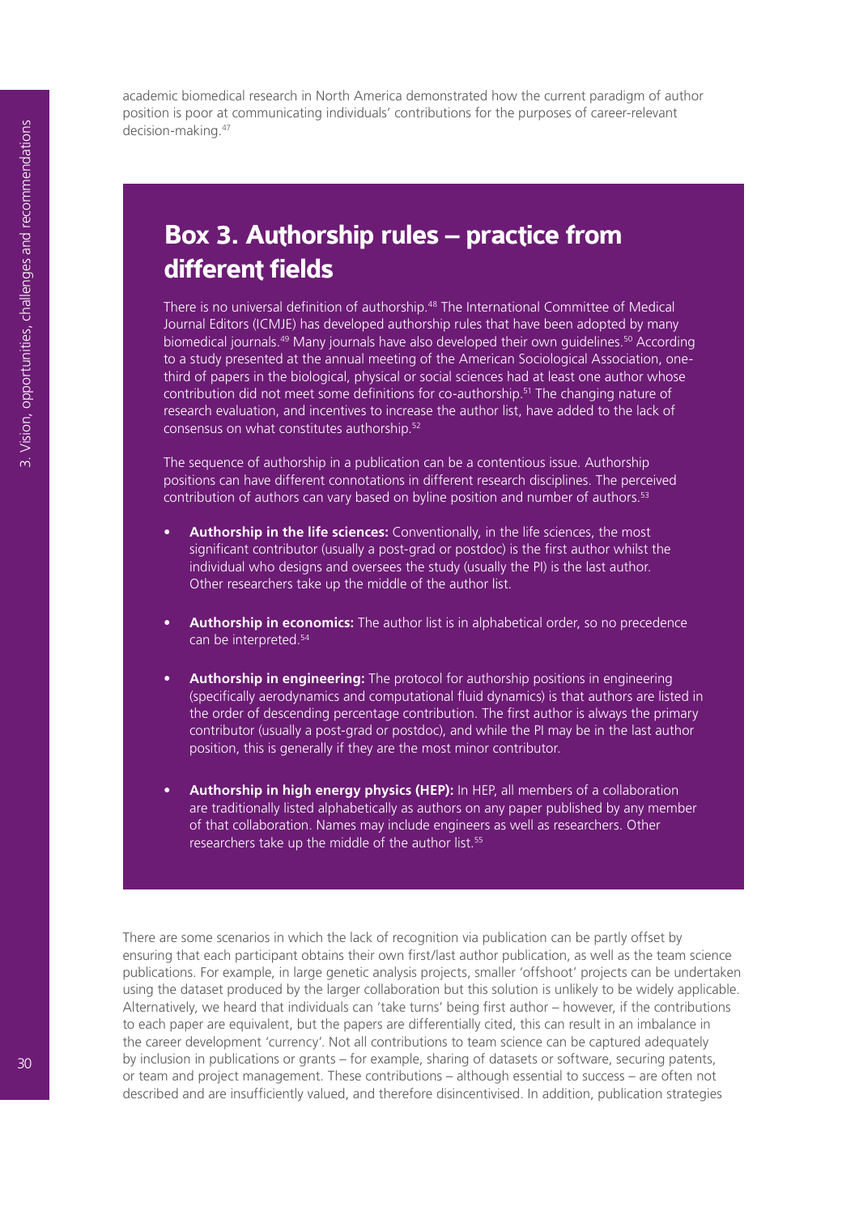academic biomedical research in North America demonstrated how the current paradigm of author position is poor at communicating individuals' contributions for the purposes of career-relevant decision-making.[47]

## Box 3. Authorship rules – practice from different fields

There is no universal definition of authorship.[48] The International Committee of Medical Journal Editors (ICMJE) has developed authorship rules that have been adopted by many biomedical journals.[49] Many journals have also developed their own guidelines.[50] According to a study presented at the annual meeting of the American Sociological Association, one-third of papers in the biological, physical or social sciences had at least one author whose contribution did not meet some definitions for co-authorship.[51] The changing nature of research evaluation, and incentives to increase the author list, have added to the lack of consensus on what constitutes authorship.[52]

The sequence of authorship in a publication can be a contentious issue. Authorship positions can have different connotations in different research disciplines. The perceived contribution of authors can vary based on byline position and number of authors.[53]

- **Authorship in the life sciences:** Conventionally, in the life sciences, the most significant contributor (usually a post-grad or postdoc) is the first author whilst the individual who designs and oversees the study (usually the PI) is the last author. Other researchers take up the middle of the author list.
- **Authorship in economics:** The author list is in alphabetical order, so no precedence can be interpreted.[54]
- **Authorship in engineering:** The protocol for authorship positions in engineering (specifically aerodynamics and computational fluid dynamics) is that authors are listed in the order of descending percentage contribution. The first author is always the primary contributor (usually a post-grad or postdoc), and while the PI may be in the last author position, this is generally if they are the most minor contributor.
- **Authorship in high energy physics (HEP):** In HEP, all members of a collaboration are traditionally listed alphabetically as authors on any paper published by any member of that collaboration. Names may include engineers as well as researchers. Other researchers take up the middle of the author list.[55]

There are some scenarios in which the lack of recognition via publication can be partly offset by ensuring that each participant obtains their own first/last author publication, as well as the team science publications. For example, in large genetic analysis projects, smaller 'offshoot' projects can be undertaken using the dataset produced by the larger collaboration but this solution is unlikely to be widely applicable. Alternatively, we heard that individuals can 'take turns' being first author – however, if the contributions to each paper are equivalent, but the papers are differentially cited, this can result in an imbalance in the career development 'currency'. Not all contributions to team science can be captured adequately by inclusion in publications or grants – for example, sharing of datasets or software, securing patents, or team and project management. These contributions – although essential to success – are often not described and are insufficiently valued, and therefore disincentivised. In addition, publication strategies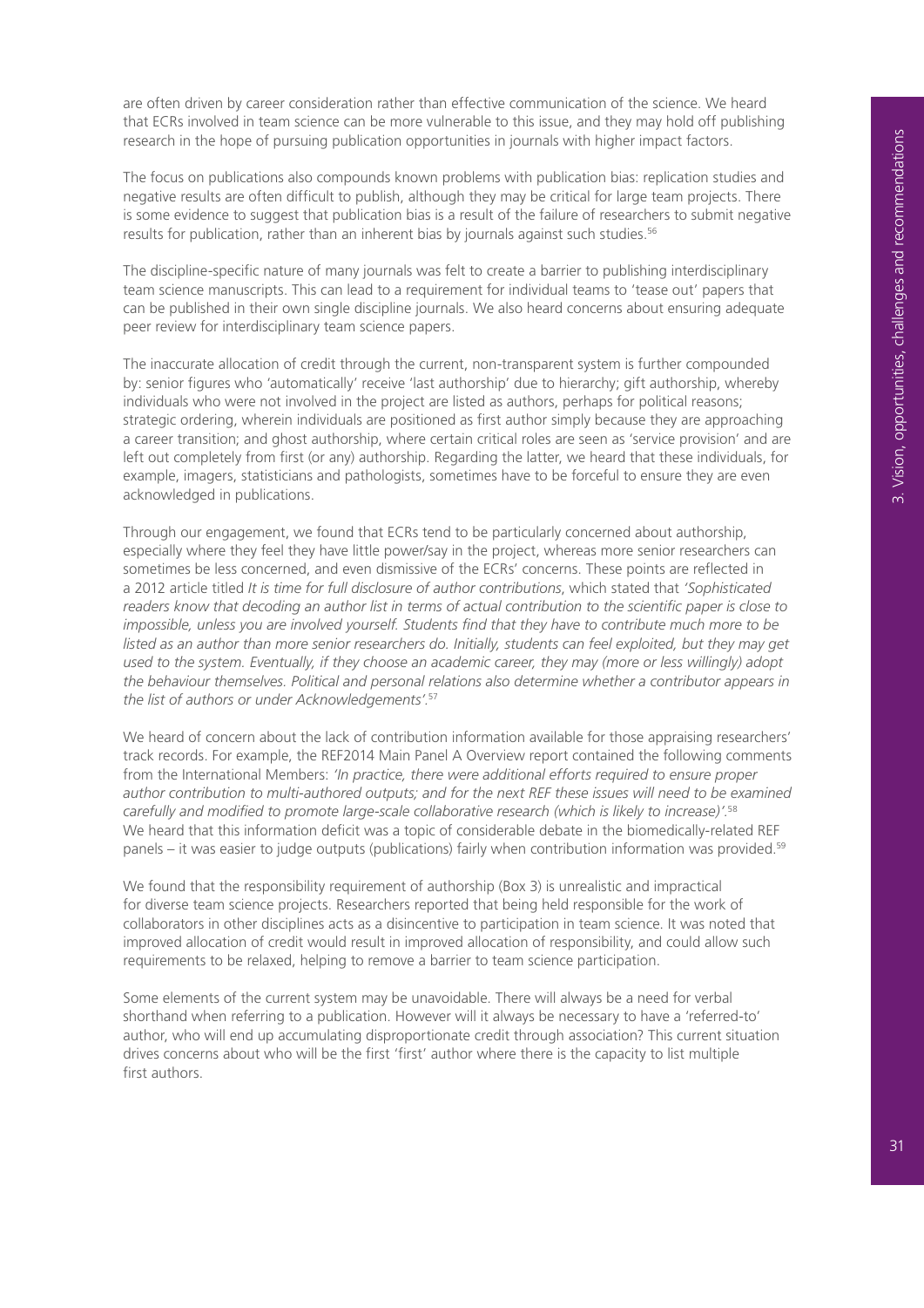are often driven by career consideration rather than effective communication of the science. We heard that ECRs involved in team science can be more vulnerable to this issue, and they may hold off publishing research in the hope of pursuing publication opportunities in journals with higher impact factors.

The focus on publications also compounds known problems with publication bias: replication studies and negative results are often difficult to publish, although they may be critical for large team projects. There is some evidence to suggest that publication bias is a result of the failure of researchers to submit negative results for publication, rather than an inherent bias by journals against such studies.[56]

The discipline-specific nature of many journals was felt to create a barrier to publishing interdisciplinary team science manuscripts. This can lead to a requirement for individual teams to 'tease out' papers that can be published in their own single discipline journals. We also heard concerns about ensuring adequate peer review for interdisciplinary team science papers.

The inaccurate allocation of credit through the current, non-transparent system is further compounded by: senior figures who 'automatically' receive 'last authorship' due to hierarchy; gift authorship, whereby individuals who were not involved in the project are listed as authors, perhaps for political reasons; strategic ordering, wherein individuals are positioned as first author simply because they are approaching a career transition; and ghost authorship, where certain critical roles are seen as 'service provision' and are left out completely from first (or any) authorship. Regarding the latter, we heard that these individuals, for example, imagers, statisticians and pathologists, sometimes have to be forceful to ensure they are even acknowledged in publications.

Through our engagement, we found that ECRs tend to be particularly concerned about authorship, especially where they feel they have little power/say in the project, whereas more senior researchers can sometimes be less concerned, and even dismissive of the ECRs' concerns. These points are reflected in a 2012 article titled *It is time for full disclosure of author contributions*, which stated that *'Sophisticated readers know that decoding an author list in terms of actual contribution to the scientific paper is close to impossible, unless you are involved yourself. Students find that they have to contribute much more to be listed as an author than more senior researchers do. Initially, students can feel exploited, but they may get used to the system. Eventually, if they choose an academic career, they may (more or less willingly) adopt the behaviour themselves. Political and personal relations also determine whether a contributor appears in the list of authors or under Acknowledgements'.*[57]

We heard of concern about the lack of contribution information available for those appraising researchers' track records. For example, the REF2014 Main Panel A Overview report contained the following comments from the International Members: *'In practice, there were additional efforts required to ensure proper author contribution to multi-authored outputs; and for the next REF these issues will need to be examined carefully and modified to promote large-scale collaborative research (which is likely to increase)'.*[58] We heard that this information deficit was a topic of considerable debate in the biomedically-related REF panels – it was easier to judge outputs (publications) fairly when contribution information was provided.[59]

We found that the responsibility requirement of authorship (Box 3) is unrealistic and impractical for diverse team science projects. Researchers reported that being held responsible for the work of collaborators in other disciplines acts as a disincentive to participation in team science. It was noted that improved allocation of credit would result in improved allocation of responsibility, and could allow such requirements to be relaxed, helping to remove a barrier to team science participation.

Some elements of the current system may be unavoidable. There will always be a need for verbal shorthand when referring to a publication. However will it always be necessary to have a 'referred-to' author, who will end up accumulating disproportionate credit through association? This current situation drives concerns about who will be the first 'first' author where there is the capacity to list multiple first authors.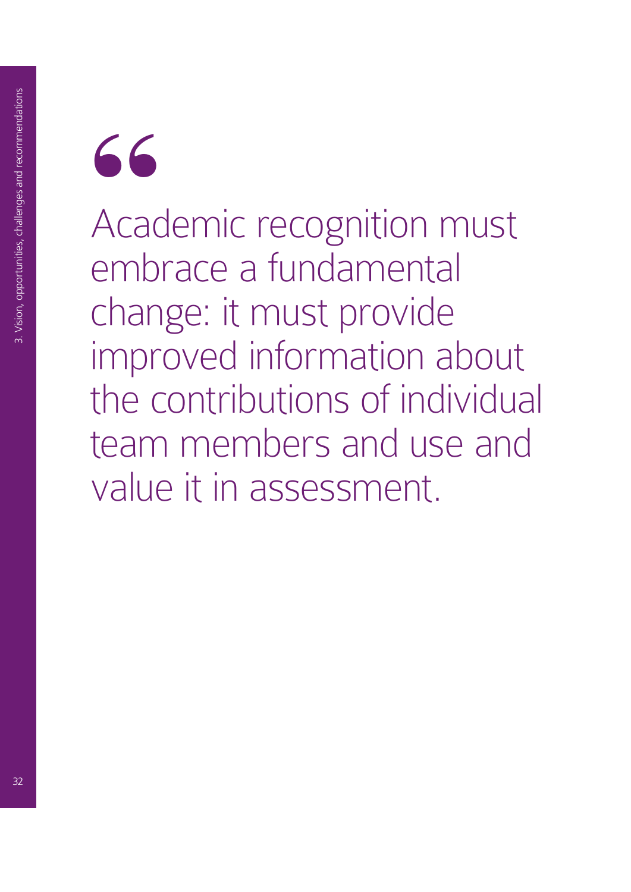> Academic recognition must embrace a fundamental change: it must provide improved information about the contributions of individual team members and use and value it in assessment.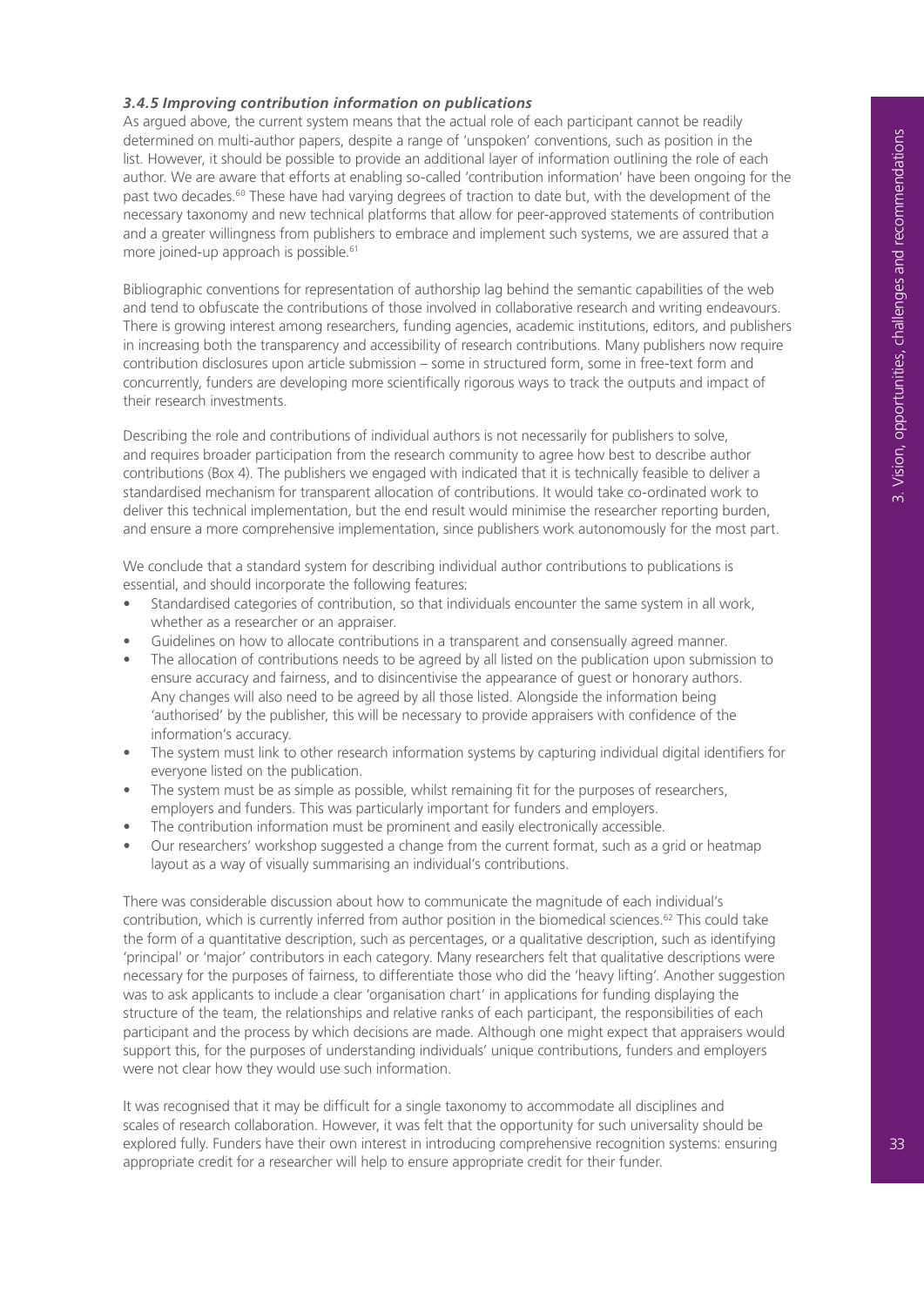### *3.4.5 Improving contribution information on publications*

As argued above, the current system means that the actual role of each participant cannot be readily determined on multi-author papers, despite a range of 'unspoken' conventions, such as position in the list. However, it should be possible to provide an additional layer of information outlining the role of each author. We are aware that efforts at enabling so-called 'contribution information' have been ongoing for the past two decades.[60] These have had varying degrees of traction to date but, with the development of the necessary taxonomy and new technical platforms that allow for peer-approved statements of contribution and a greater willingness from publishers to embrace and implement such systems, we are assured that a more joined-up approach is possible.[61]

Bibliographic conventions for representation of authorship lag behind the semantic capabilities of the web and tend to obfuscate the contributions of those involved in collaborative research and writing endeavours. There is growing interest among researchers, funding agencies, academic institutions, editors, and publishers in increasing both the transparency and accessibility of research contributions. Many publishers now require contribution disclosures upon article submission – some in structured form, some in free-text form and concurrently, funders are developing more scientifically rigorous ways to track the outputs and impact of their research investments.

Describing the role and contributions of individual authors is not necessarily for publishers to solve, and requires broader participation from the research community to agree how best to describe author contributions (Box 4). The publishers we engaged with indicated that it is technically feasible to deliver a standardised mechanism for transparent allocation of contributions. It would take co-ordinated work to deliver this technical implementation, but the end result would minimise the researcher reporting burden, and ensure a more comprehensive implementation, since publishers work autonomously for the most part.

We conclude that a standard system for describing individual author contributions to publications is essential, and should incorporate the following features:

- Standardised categories of contribution, so that individuals encounter the same system in all work, whether as a researcher or an appraiser.
- Guidelines on how to allocate contributions in a transparent and consensually agreed manner.
- The allocation of contributions needs to be agreed by all listed on the publication upon submission to ensure accuracy and fairness, and to disincentivise the appearance of guest or honorary authors. Any changes will also need to be agreed by all those listed. Alongside the information being 'authorised' by the publisher, this will be necessary to provide appraisers with confidence of the information's accuracy.
- The system must link to other research information systems by capturing individual digital identifiers for everyone listed on the publication.
- The system must be as simple as possible, whilst remaining fit for the purposes of researchers, employers and funders. This was particularly important for funders and employers.
- The contribution information must be prominent and easily electronically accessible.
- Our researchers' workshop suggested a change from the current format, such as a grid or heatmap layout as a way of visually summarising an individual's contributions.

There was considerable discussion about how to communicate the magnitude of each individual's contribution, which is currently inferred from author position in the biomedical sciences.[62] This could take the form of a quantitative description, such as percentages, or a qualitative description, such as identifying 'principal' or 'major' contributors in each category. Many researchers felt that qualitative descriptions were necessary for the purposes of fairness, to differentiate those who did the 'heavy lifting'. Another suggestion was to ask applicants to include a clear 'organisation chart' in applications for funding displaying the structure of the team, the relationships and relative ranks of each participant, the responsibilities of each participant and the process by which decisions are made. Although one might expect that appraisers would support this, for the purposes of understanding individuals' unique contributions, funders and employers were not clear how they would use such information.

It was recognised that it may be difficult for a single taxonomy to accommodate all disciplines and scales of research collaboration. However, it was felt that the opportunity for such universality should be explored fully. Funders have their own interest in introducing comprehensive recognition systems: ensuring appropriate credit for a researcher will help to ensure appropriate credit for their funder.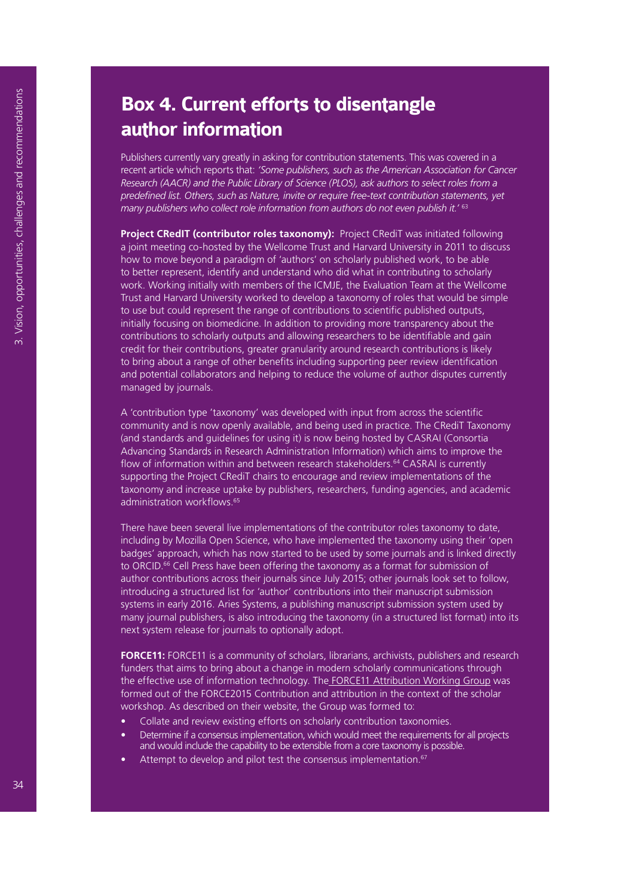## Box 4. Current efforts to disentangle author information

Publishers currently vary greatly in asking for contribution statements. This was covered in a recent article which reports that: *'Some publishers, such as the American Association for Cancer Research (AACR) and the Public Library of Science (PLOS), ask authors to select roles from a predefined list. Others, such as Nature, invite or require free-text contribution statements, yet many publishers who collect role information from authors do not even publish it.'* [63]

**Project CRedIT (contributor roles taxonomy):** Project CRediT was initiated following a joint meeting co-hosted by the Wellcome Trust and Harvard University in 2011 to discuss how to move beyond a paradigm of 'authors' on scholarly published work, to be able to better represent, identify and understand who did what in contributing to scholarly work. Working initially with members of the ICMJE, the Evaluation Team at the Wellcome Trust and Harvard University worked to develop a taxonomy of roles that would be simple to use but could represent the range of contributions to scientific published outputs, initially focusing on biomedicine. In addition to providing more transparency about the contributions to scholarly outputs and allowing researchers to be identifiable and gain credit for their contributions, greater granularity around research contributions is likely to bring about a range of other benefits including supporting peer review identification and potential collaborators and helping to reduce the volume of author disputes currently managed by journals.

A 'contribution type 'taxonomy' was developed with input from across the scientific community and is now openly available, and being used in practice. The CRediT Taxonomy (and standards and guidelines for using it) is now being hosted by CASRAI (Consortia Advancing Standards in Research Administration Information) which aims to improve the flow of information within and between research stakeholders.[64] CASRAI is currently supporting the Project CRediT chairs to encourage and review implementations of the taxonomy and increase uptake by publishers, researchers, funding agencies, and academic administration workflows.[65]

There have been several live implementations of the contributor roles taxonomy to date, including by Mozilla Open Science, who have implemented the taxonomy using their 'open badges' approach, which has now started to be used by some journals and is linked directly to ORCID.[66] Cell Press have been offering the taxonomy as a format for submission of author contributions across their journals since July 2015; other journals look set to follow, introducing a structured list for 'author' contributions into their manuscript submission systems in early 2016. Aries Systems, a publishing manuscript submission system used by many journal publishers, is also introducing the taxonomy (in a structured list format) into its next system release for journals to optionally adopt.

**FORCE11:** FORCE11 is a community of scholars, librarians, archivists, publishers and research funders that aims to bring about a change in modern scholarly communications through the effective use of information technology. The FORCE11 Attribution Working Group was formed out of the FORCE2015 Contribution and attribution in the context of the scholar workshop. As described on their website, the Group was formed to:

- Collate and review existing efforts on scholarly contribution taxonomies.
- Determine if a consensus implementation, which would meet the requirements for all projects and would include the capability to be extensible from a core taxonomy is possible.
- Attempt to develop and pilot test the consensus implementation.[67]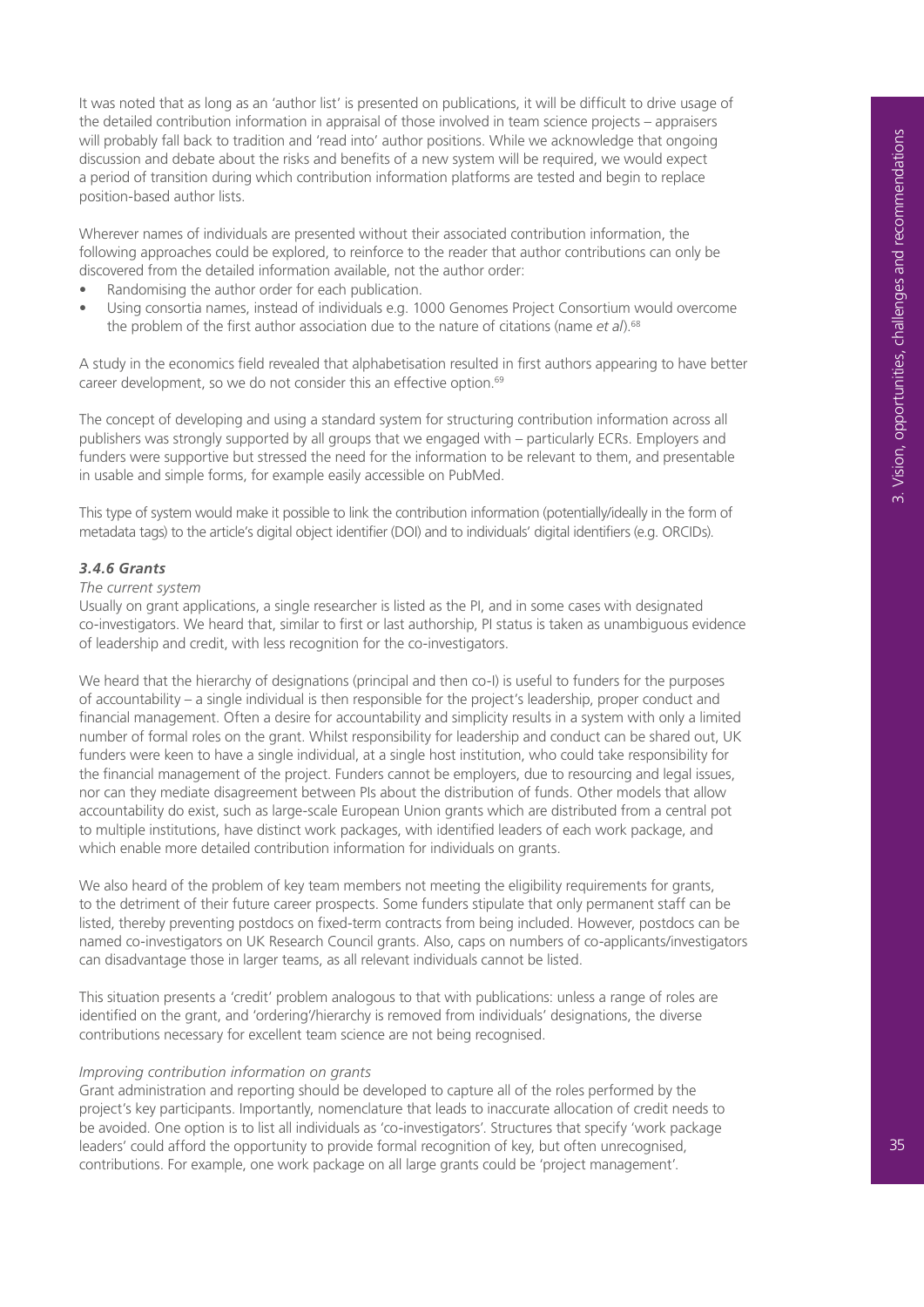It was noted that as long as an 'author list' is presented on publications, it will be difficult to drive usage of the detailed contribution information in appraisal of those involved in team science projects – appraisers will probably fall back to tradition and 'read into' author positions. While we acknowledge that ongoing discussion and debate about the risks and benefits of a new system will be required, we would expect a period of transition during which contribution information platforms are tested and begin to replace position-based author lists.

Wherever names of individuals are presented without their associated contribution information, the following approaches could be explored, to reinforce to the reader that author contributions can only be discovered from the detailed information available, not the author order:

- Randomising the author order for each publication.
- Using consortia names, instead of individuals e.g. 1000 Genomes Project Consortium would overcome the problem of the first author association due to the nature of citations (name *et al*).[68]

A study in the economics field revealed that alphabetisation resulted in first authors appearing to have better career development, so we do not consider this an effective option.[69]

The concept of developing and using a standard system for structuring contribution information across all publishers was strongly supported by all groups that we engaged with – particularly ECRs. Employers and funders were supportive but stressed the need for the information to be relevant to them, and presentable in usable and simple forms, for example easily accessible on PubMed.

This type of system would make it possible to link the contribution information (potentially/ideally in the form of metadata tags) to the article's digital object identifier (DOI) and to individuals' digital identifiers (e.g. ORCIDs).

### *3.4.6 Grants*

*The current system*

Usually on grant applications, a single researcher is listed as the PI, and in some cases with designated co-investigators. We heard that, similar to first or last authorship, PI status is taken as unambiguous evidence of leadership and credit, with less recognition for the co-investigators.

We heard that the hierarchy of designations (principal and then co-I) is useful to funders for the purposes of accountability – a single individual is then responsible for the project's leadership, proper conduct and financial management. Often a desire for accountability and simplicity results in a system with only a limited number of formal roles on the grant. Whilst responsibility for leadership and conduct can be shared out, UK funders were keen to have a single individual, at a single host institution, who could take responsibility for the financial management of the project. Funders cannot be employers, due to resourcing and legal issues, nor can they mediate disagreement between PIs about the distribution of funds. Other models that allow accountability do exist, such as large-scale European Union grants which are distributed from a central pot to multiple institutions, have distinct work packages, with identified leaders of each work package, and which enable more detailed contribution information for individuals on grants.

We also heard of the problem of key team members not meeting the eligibility requirements for grants, to the detriment of their future career prospects. Some funders stipulate that only permanent staff can be listed, thereby preventing postdocs on fixed-term contracts from being included. However, postdocs can be named co-investigators on UK Research Council grants. Also, caps on numbers of co-applicants/investigators can disadvantage those in larger teams, as all relevant individuals cannot be listed.

This situation presents a 'credit' problem analogous to that with publications: unless a range of roles are identified on the grant, and 'ordering'/hierarchy is removed from individuals' designations, the diverse contributions necessary for excellent team science are not being recognised.

*Improving contribution information on grants*

Grant administration and reporting should be developed to capture all of the roles performed by the project's key participants. Importantly, nomenclature that leads to inaccurate allocation of credit needs to be avoided. One option is to list all individuals as 'co-investigators'. Structures that specify 'work package leaders' could afford the opportunity to provide formal recognition of key, but often unrecognised, contributions. For example, one work package on all large grants could be 'project management'.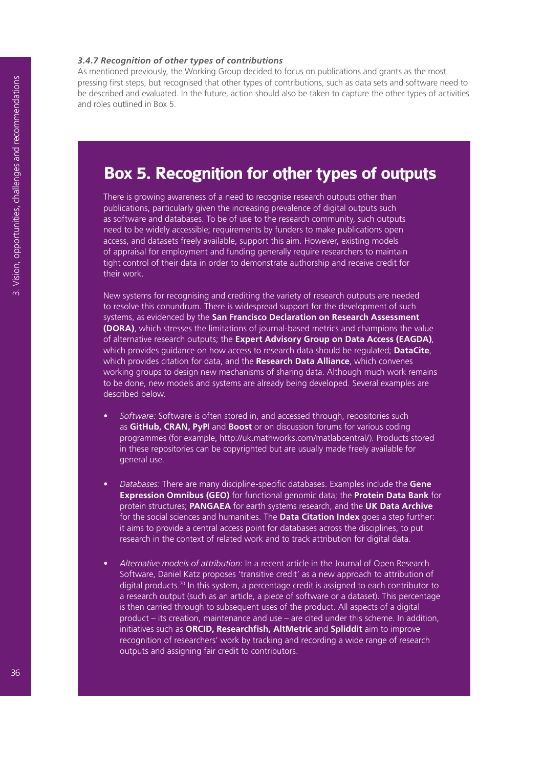#### *3.4.7 Recognition of other types of contributions*

As mentioned previously, the Working Group decided to focus on publications and grants as the most pressing first steps, but recognised that other types of contributions, such as data sets and software need to be described and evaluated. In the future, action should also be taken to capture the other types of activities and roles outlined in Box 5.

## Box 5. Recognition for other types of outputs

There is growing awareness of a need to recognise research outputs other than publications, particularly given the increasing prevalence of digital outputs such as software and databases. To be of use to the research community, such outputs need to be widely accessible; requirements by funders to make publications open access, and datasets freely available, support this aim. However, existing models of appraisal for employment and funding generally require researchers to maintain tight control of their data in order to demonstrate authorship and receive credit for their work.

New systems for recognising and crediting the variety of research outputs are needed to resolve this conundrum. There is widespread support for the development of such systems, as evidenced by the **San Francisco Declaration on Research Assessment (DORA)**, which stresses the limitations of journal-based metrics and champions the value of alternative research outputs; the **Expert Advisory Group on Data Access (EAGDA)**, which provides guidance on how access to research data should be regulated; **DataCite**, which provides citation for data, and the **Research Data Alliance**, which convenes working groups to design new mechanisms of sharing data. Although much work remains to be done, new models and systems are already being developed. Several examples are described below.

- *Software:* Software is often stored in, and accessed through, repositories such as **GitHub, CRAN, PyPI** and **Boost** or on discussion forums for various coding programmes (for example, http://uk.mathworks.com/matlabcentral/). Products stored in these repositories can be copyrighted but are usually made freely available for general use.

- *Databases:* There are many discipline-specific databases. Examples include the **Gene Expression Omnibus (GEO)** for functional genomic data; the **Protein Data Bank** for protein structures; **PANGAEA** for earth systems research, and the **UK Data Archive** for the social sciences and humanities. The **Data Citation Index** goes a step further: it aims to provide a central access point for databases across the disciplines, to put research in the context of related work and to track attribution for digital data.

- *Alternative models of attribution*: In a recent article in the Journal of Open Research Software, Daniel Katz proposes 'transitive credit' as a new approach to attribution of digital products.[70] In this system, a percentage credit is assigned to each contributor to a research output (such as an article, a piece of software or a dataset). This percentage is then carried through to subsequent uses of the product. All aspects of a digital product – its creation, maintenance and use – are cited under this scheme. In addition, initiatives such as **ORCID, Researchfish, AltMetric** and **Spliddit** aim to improve recognition of researchers' work by tracking and recording a wide range of research outputs and assigning fair credit to contributors.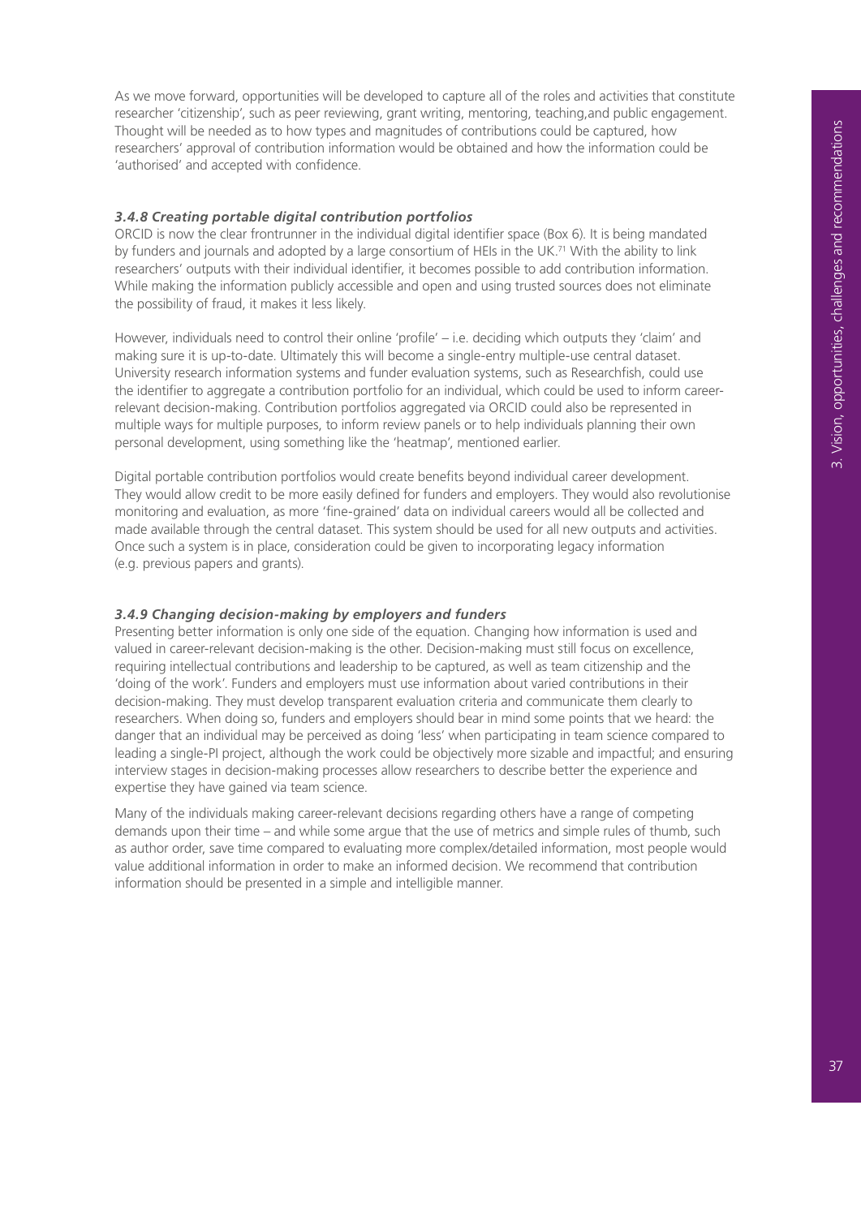As we move forward, opportunities will be developed to capture all of the roles and activities that constitute researcher 'citizenship', such as peer reviewing, grant writing, mentoring, teaching,and public engagement. Thought will be needed as to how types and magnitudes of contributions could be captured, how researchers' approval of contribution information would be obtained and how the information could be 'authorised' and accepted with confidence.

### *3.4.8 Creating portable digital contribution portfolios*

ORCID is now the clear frontrunner in the individual digital identifier space (Box 6). It is being mandated by funders and journals and adopted by a large consortium of HEIs in the UK.[71] With the ability to link researchers' outputs with their individual identifier, it becomes possible to add contribution information. While making the information publicly accessible and open and using trusted sources does not eliminate the possibility of fraud, it makes it less likely.

However, individuals need to control their online 'profile' – i.e. deciding which outputs they 'claim' and making sure it is up-to-date. Ultimately this will become a single-entry multiple-use central dataset. University research information systems and funder evaluation systems, such as Researchfish, could use the identifier to aggregate a contribution portfolio for an individual, which could be used to inform career-relevant decision-making. Contribution portfolios aggregated via ORCID could also be represented in multiple ways for multiple purposes, to inform review panels or to help individuals planning their own personal development, using something like the 'heatmap', mentioned earlier.

Digital portable contribution portfolios would create benefits beyond individual career development. They would allow credit to be more easily defined for funders and employers. They would also revolutionise monitoring and evaluation, as more 'fine-grained' data on individual careers would all be collected and made available through the central dataset. This system should be used for all new outputs and activities. Once such a system is in place, consideration could be given to incorporating legacy information (e.g. previous papers and grants).

### *3.4.9 Changing decision-making by employers and funders*

Presenting better information is only one side of the equation. Changing how information is used and valued in career-relevant decision-making is the other. Decision-making must still focus on excellence, requiring intellectual contributions and leadership to be captured, as well as team citizenship and the 'doing of the work'. Funders and employers must use information about varied contributions in their decision-making. They must develop transparent evaluation criteria and communicate them clearly to researchers. When doing so, funders and employers should bear in mind some points that we heard: the danger that an individual may be perceived as doing 'less' when participating in team science compared to leading a single-PI project, although the work could be objectively more sizable and impactful; and ensuring interview stages in decision-making processes allow researchers to describe better the experience and expertise they have gained via team science.

Many of the individuals making career-relevant decisions regarding others have a range of competing demands upon their time – and while some argue that the use of metrics and simple rules of thumb, such as author order, save time compared to evaluating more complex/detailed information, most people would value additional information in order to make an informed decision. We recommend that contribution information should be presented in a simple and intelligible manner.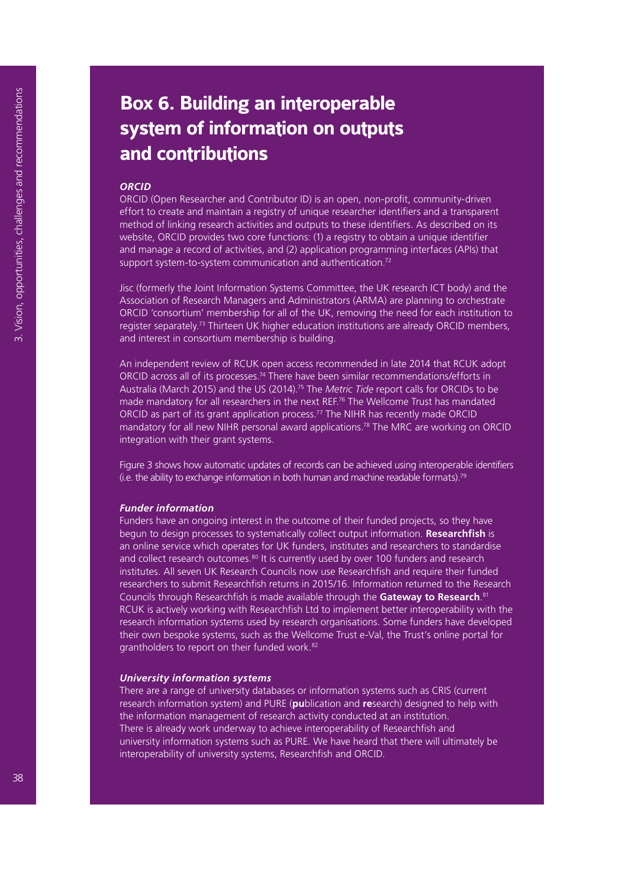# Box 6. Building an interoperable system of information on outputs and contributions

***ORCID***

ORCID (Open Researcher and Contributor ID) is an open, non-profit, community-driven effort to create and maintain a registry of unique researcher identifiers and a transparent method of linking research activities and outputs to these identifiers. As described on its website, ORCID provides two core functions: (1) a registry to obtain a unique identifier and manage a record of activities, and (2) application programming interfaces (APIs) that support system-to-system communication and authentication.[72]

Jisc (formerly the Joint Information Systems Committee, the UK research ICT body) and the Association of Research Managers and Administrators (ARMA) are planning to orchestrate ORCID 'consortium' membership for all of the UK, removing the need for each institution to register separately.[73] Thirteen UK higher education institutions are already ORCID members, and interest in consortium membership is building.

An independent review of RCUK open access recommended in late 2014 that RCUK adopt ORCID across all of its processes.[74] There have been similar recommendations/efforts in Australia (March 2015) and the US (2014).[75] The *Metric Tide* report calls for ORCIDs to be made mandatory for all researchers in the next REF.[76] The Wellcome Trust has mandated ORCID as part of its grant application process.[77] The NIHR has recently made ORCID mandatory for all new NIHR personal award applications.[78] The MRC are working on ORCID integration with their grant systems.

Figure 3 shows how automatic updates of records can be achieved using interoperable identifiers (i.e. the ability to exchange information in both human and machine readable formats).[79]

***Funder information***

Funders have an ongoing interest in the outcome of their funded projects, so they have begun to design processes to systematically collect output information. **Researchfish** is an online service which operates for UK funders, institutes and researchers to standardise and collect research outcomes.[80] It is currently used by over 100 funders and research institutes. All seven UK Research Councils now use Researchfish and require their funded researchers to submit Researchfish returns in 2015/16. Information returned to the Research Councils through Researchfish is made available through the **Gateway to Research**.[81] RCUK is actively working with Researchfish Ltd to implement better interoperability with the research information systems used by research organisations. Some funders have developed their own bespoke systems, such as the Wellcome Trust e-Val, the Trust's online portal for grantholders to report on their funded work.[82]

***University information systems***

There are a range of university databases or information systems such as CRIS (current research information system) and PURE (**pu**blication and **re**search) designed to help with the information management of research activity conducted at an institution. There is already work underway to achieve interoperability of Researchfish and university information systems such as PURE. We have heard that there will ultimately be interoperability of university systems, Researchfish and ORCID.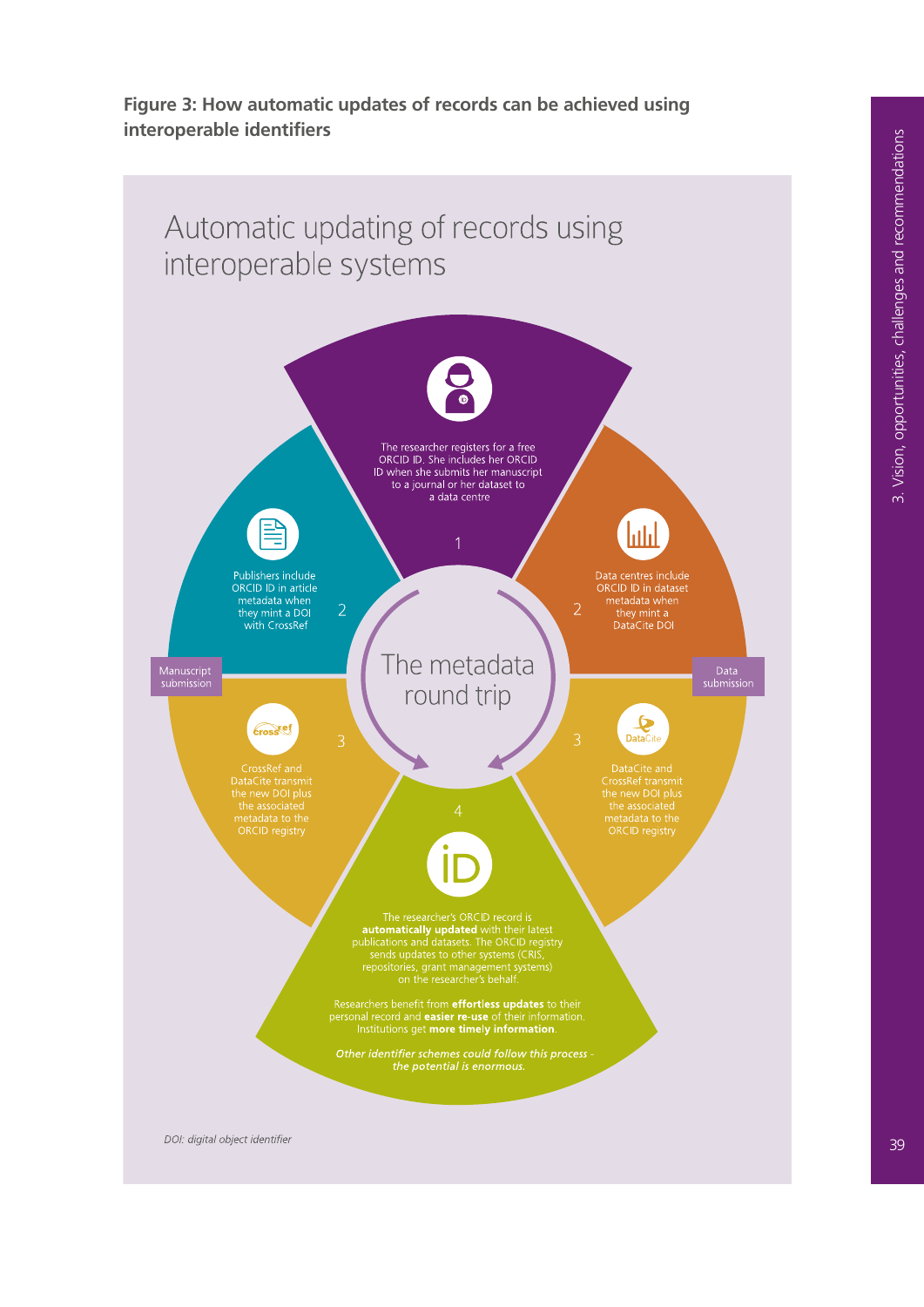**Figure 3: How automatic updates of records can be achieved using interoperable identifiers**

# Automatic updating of records using interoperable systems

1 — The researcher registers for a free ORCID ID. She includes her ORCID ID when she submits her manuscript to a journal or her dataset to a data centre

**Manuscript submission**

2 — Publishers include ORCID ID in article metadata when they mint a DOI with CrossRef

3 — CrossRef and DataCite transmit the new DOI plus the associated metadata to the ORCID registry

**Data submission**

2 — Data centres include ORCID ID in dataset metadata when they mint a DataCite DOI

3 — DataCite and CrossRef transmit the new DOI plus the associated metadata to the ORCID registry

The metadata round trip

4 — The researcher's ORCID record is **automatically updated** with their latest publications and datasets. The ORCID registry sends updates to other systems (CRIS, repositories, grant management systems) on the researcher's behalf.

Researchers benefit from **effortless updates** to their personal record and **easier re-use** of their information. Institutions get **more timely information**.

*Other identifier schemes could follow this process - the potential is enormous.*

*DOI: digital object identifier*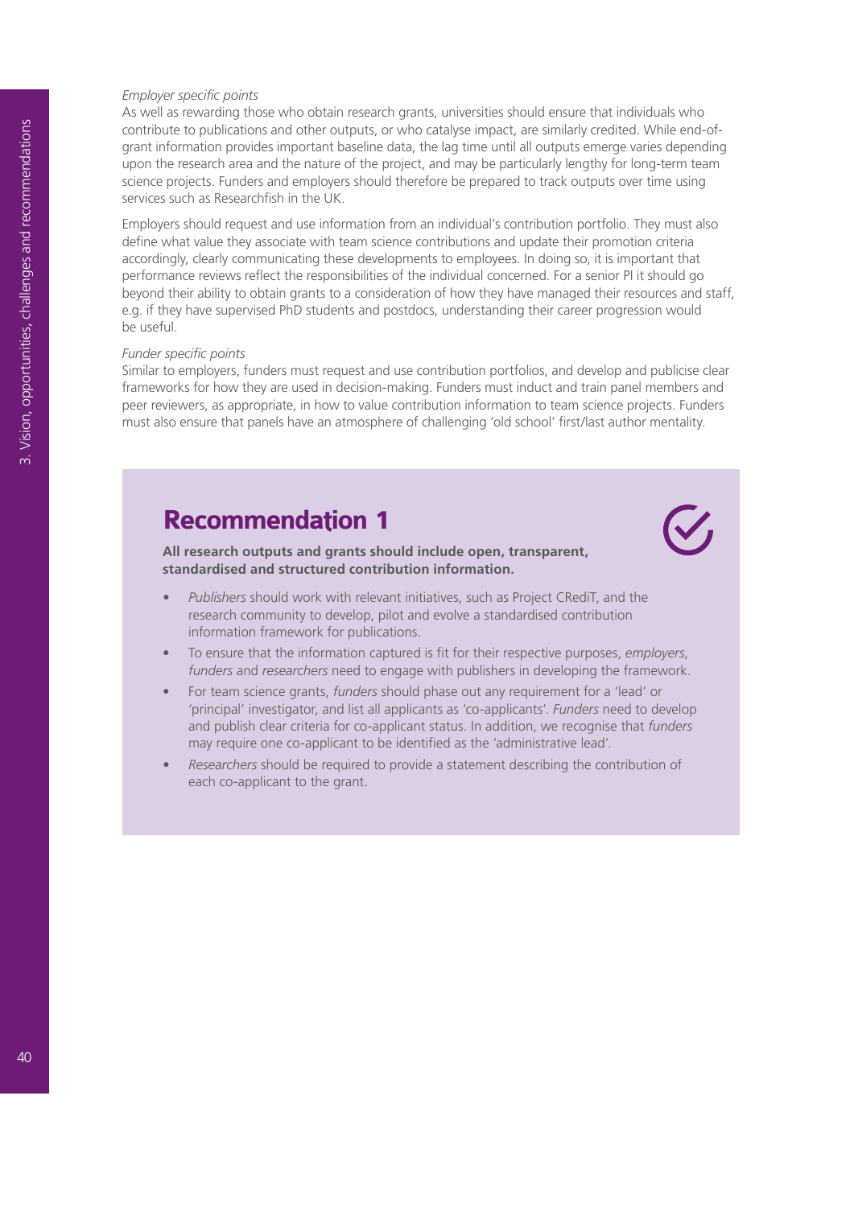*Employer specific points*

As well as rewarding those who obtain research grants, universities should ensure that individuals who contribute to publications and other outputs, or who catalyse impact, are similarly credited. While end-of-grant information provides important baseline data, the lag time until all outputs emerge varies depending upon the research area and the nature of the project, and may be particularly lengthy for long-term team science projects. Funders and employers should therefore be prepared to track outputs over time using services such as Researchfish in the UK.

Employers should request and use information from an individual's contribution portfolio. They must also define what value they associate with team science contributions and update their promotion criteria accordingly, clearly communicating these developments to employees. In doing so, it is important that performance reviews reflect the responsibilities of the individual concerned. For a senior PI it should go beyond their ability to obtain grants to a consideration of how they have managed their resources and staff, e.g. if they have supervised PhD students and postdocs, understanding their career progression would be useful.

*Funder specific points*

Similar to employers, funders must request and use contribution portfolios, and develop and publicise clear frameworks for how they are used in decision-making. Funders must induct and train panel members and peer reviewers, as appropriate, in how to value contribution information to team science projects. Funders must also ensure that panels have an atmosphere of challenging 'old school' first/last author mentality.

## Recommendation 1

**All research outputs and grants should include open, transparent, standardised and structured contribution information.**

- *Publishers* should work with relevant initiatives, such as Project CRediT, and the research community to develop, pilot and evolve a standardised contribution information framework for publications.
- To ensure that the information captured is fit for their respective purposes, *employers*, *funders* and *researchers* need to engage with publishers in developing the framework.
- For team science grants, *funders* should phase out any requirement for a 'lead' or 'principal' investigator, and list all applicants as 'co-applicants'. *Funders* need to develop and publish clear criteria for co-applicant status. In addition, we recognise that *funders* may require one co-applicant to be identified as the 'administrative lead'.
- *Researchers* should be required to provide a statement describing the contribution of each co-applicant to the grant.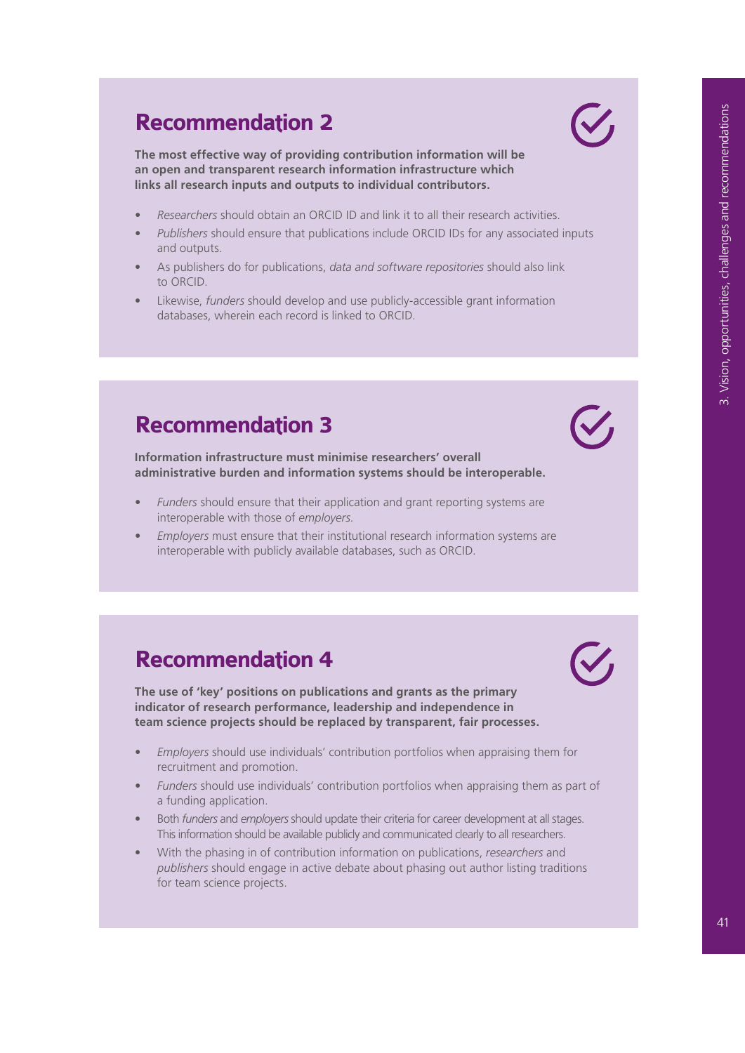## Recommendation 2

**The most effective way of providing contribution information will be an open and transparent research information infrastructure which links all research inputs and outputs to individual contributors.**

- *Researchers* should obtain an ORCID ID and link it to all their research activities.
- *Publishers* should ensure that publications include ORCID IDs for any associated inputs and outputs.
- As publishers do for publications, *data and software repositories* should also link to ORCID.
- Likewise, *funders* should develop and use publicly-accessible grant information databases, wherein each record is linked to ORCID.

## Recommendation 3

**Information infrastructure must minimise researchers' overall administrative burden and information systems should be interoperable.**

- *Funders* should ensure that their application and grant reporting systems are interoperable with those of *employers*.
- *Employers* must ensure that their institutional research information systems are interoperable with publicly available databases, such as ORCID.

## Recommendation 4

**The use of 'key' positions on publications and grants as the primary indicator of research performance, leadership and independence in team science projects should be replaced by transparent, fair processes.**

- *Employers* should use individuals' contribution portfolios when appraising them for recruitment and promotion.
- *Funders* should use individuals' contribution portfolios when appraising them as part of a funding application.
- Both *funders* and *employers* should update their criteria for career development at all stages. This information should be available publicly and communicated clearly to all researchers.
- With the phasing in of contribution information on publications, *researchers* and *publishers* should engage in active debate about phasing out author listing traditions for team science projects.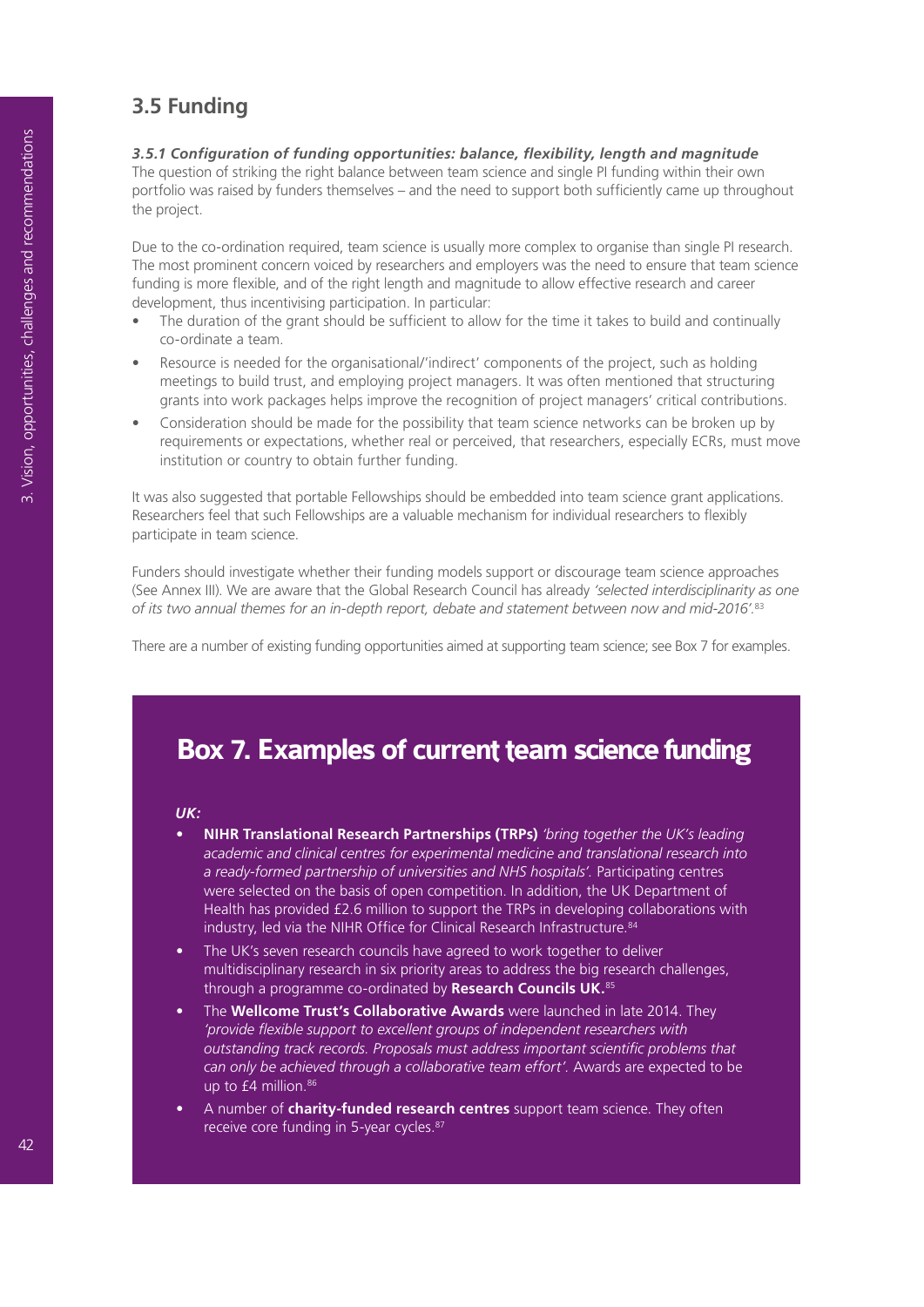## 3.5 Funding

***3.5.1 Configuration of funding opportunities: balance, flexibility, length and magnitude***

The question of striking the right balance between team science and single PI funding within their own portfolio was raised by funders themselves – and the need to support both sufficiently came up throughout the project.

Due to the co-ordination required, team science is usually more complex to organise than single PI research. The most prominent concern voiced by researchers and employers was the need to ensure that team science funding is more flexible, and of the right length and magnitude to allow effective research and career development, thus incentivising participation. In particular:

- The duration of the grant should be sufficient to allow for the time it takes to build and continually co-ordinate a team.
- Resource is needed for the organisational/'indirect' components of the project, such as holding meetings to build trust, and employing project managers. It was often mentioned that structuring grants into work packages helps improve the recognition of project managers' critical contributions.
- Consideration should be made for the possibility that team science networks can be broken up by requirements or expectations, whether real or perceived, that researchers, especially ECRs, must move institution or country to obtain further funding.

It was also suggested that portable Fellowships should be embedded into team science grant applications. Researchers feel that such Fellowships are a valuable mechanism for individual researchers to flexibly participate in team science.

Funders should investigate whether their funding models support or discourage team science approaches (See Annex III). We are aware that the Global Research Council has already *'selected interdisciplinarity as one of its two annual themes for an in-depth report, debate and statement between now and mid-2016'.*[83]

There are a number of existing funding opportunities aimed at supporting team science; see Box 7 for examples.

### Box 7. Examples of current team science funding

***UK:***

- **NIHR Translational Research Partnerships (TRPs)** *'bring together the UK's leading academic and clinical centres for experimental medicine and translational research into a ready-formed partnership of universities and NHS hospitals'.* Participating centres were selected on the basis of open competition. In addition, the UK Department of Health has provided £2.6 million to support the TRPs in developing collaborations with industry, led via the NIHR Office for Clinical Research Infrastructure.[84]
- The UK's seven research councils have agreed to work together to deliver multidisciplinary research in six priority areas to address the big research challenges, through a programme co-ordinated by **Research Councils UK.**[85]
- The **Wellcome Trust's Collaborative Awards** were launched in late 2014. They *'provide flexible support to excellent groups of independent researchers with outstanding track records. Proposals must address important scientific problems that can only be achieved through a collaborative team effort'.* Awards are expected to be up to £4 million.[86]
- A number of **charity-funded research centres** support team science. They often receive core funding in 5-year cycles.[87]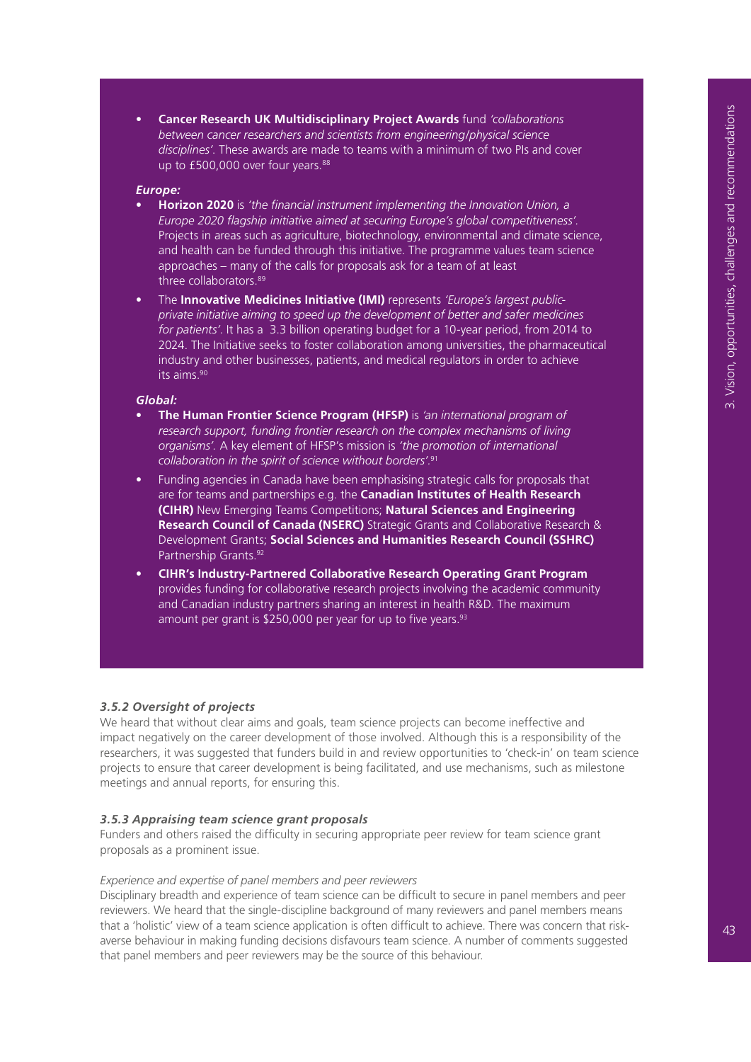- **Cancer Research UK Multidisciplinary Project Awards** fund *'collaborations between cancer researchers and scientists from engineering/physical science disciplines'*. These awards are made to teams with a minimum of two PIs and cover up to £500,000 over four years.[88]

***Europe:***

- **Horizon 2020** is *'the financial instrument implementing the Innovation Union, a Europe 2020 flagship initiative aimed at securing Europe's global competitiveness'*. Projects in areas such as agriculture, biotechnology, environmental and climate science, and health can be funded through this initiative. The programme values team science approaches – many of the calls for proposals ask for a team of at least three collaborators.[89]
- The **Innovative Medicines Initiative (IMI)** represents *'Europe's largest public-private initiative aiming to speed up the development of better and safer medicines for patients'*. It has a 3.3 billion operating budget for a 10-year period, from 2014 to 2024. The Initiative seeks to foster collaboration among universities, the pharmaceutical industry and other businesses, patients, and medical regulators in order to achieve its aims.[90]

***Global:***

- **The Human Frontier Science Program (HFSP)** is *'an international program of research support, funding frontier research on the complex mechanisms of living organisms'*. A key element of HFSP's mission is *'the promotion of international collaboration in the spirit of science without borders'*.[91]
- Funding agencies in Canada have been emphasising strategic calls for proposals that are for teams and partnerships e.g. the **Canadian Institutes of Health Research (CIHR)** New Emerging Teams Competitions; **Natural Sciences and Engineering Research Council of Canada (NSERC)** Strategic Grants and Collaborative Research & Development Grants; **Social Sciences and Humanities Research Council (SSHRC)** Partnership Grants.[92]
- **CIHR's Industry-Partnered Collaborative Research Operating Grant Program** provides funding for collaborative research projects involving the academic community and Canadian industry partners sharing an interest in health R&D. The maximum amount per grant is $250,000 per year for up to five years.[93]

### *3.5.2 Oversight of projects*

We heard that without clear aims and goals, team science projects can become ineffective and impact negatively on the career development of those involved. Although this is a responsibility of the researchers, it was suggested that funders build in and review opportunities to 'check-in' on team science projects to ensure that career development is being facilitated, and use mechanisms, such as milestone meetings and annual reports, for ensuring this.

### *3.5.3 Appraising team science grant proposals*

Funders and others raised the difficulty in securing appropriate peer review for team science grant proposals as a prominent issue.

*Experience and expertise of panel members and peer reviewers*

Disciplinary breadth and experience of team science can be difficult to secure in panel members and peer reviewers. We heard that the single-discipline background of many reviewers and panel members means that a 'holistic' view of a team science application is often difficult to achieve. There was concern that risk-averse behaviour in making funding decisions disfavours team science. A number of comments suggested that panel members and peer reviewers may be the source of this behaviour.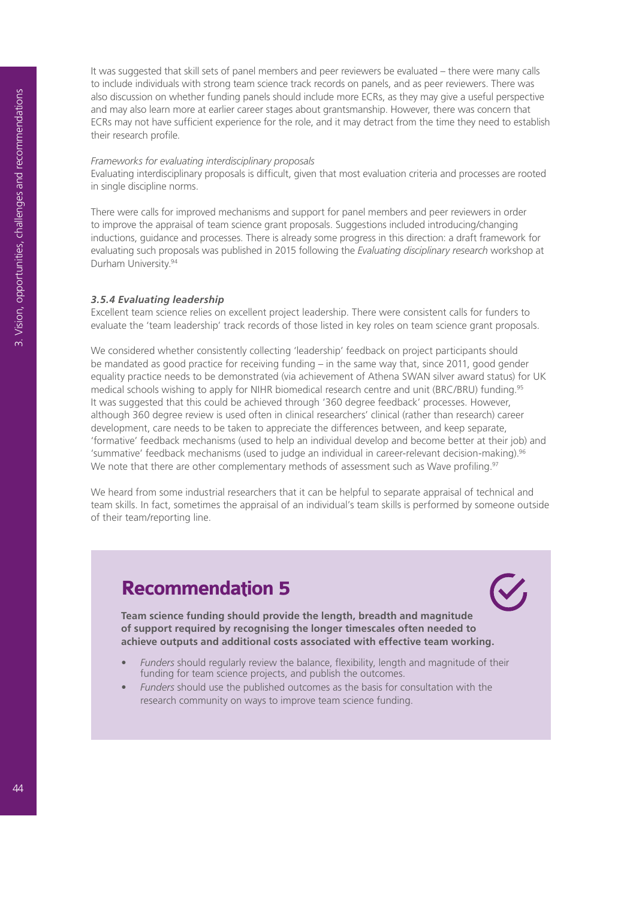It was suggested that skill sets of panel members and peer reviewers be evaluated – there were many calls to include individuals with strong team science track records on panels, and as peer reviewers. There was also discussion on whether funding panels should include more ECRs, as they may give a useful perspective and may also learn more at earlier career stages about grantsmanship. However, there was concern that ECRs may not have sufficient experience for the role, and it may detract from the time they need to establish their research profile.

*Frameworks for evaluating interdisciplinary proposals*

Evaluating interdisciplinary proposals is difficult, given that most evaluation criteria and processes are rooted in single discipline norms.

There were calls for improved mechanisms and support for panel members and peer reviewers in order to improve the appraisal of team science grant proposals. Suggestions included introducing/changing inductions, guidance and processes. There is already some progress in this direction: a draft framework for evaluating such proposals was published in 2015 following the *Evaluating disciplinary research* workshop at Durham University.[94]

#### *3.5.4 Evaluating leadership*

Excellent team science relies on excellent project leadership. There were consistent calls for funders to evaluate the 'team leadership' track records of those listed in key roles on team science grant proposals.

We considered whether consistently collecting 'leadership' feedback on project participants should be mandated as good practice for receiving funding – in the same way that, since 2011, good gender equality practice needs to be demonstrated (via achievement of Athena SWAN silver award status) for UK medical schools wishing to apply for NIHR biomedical research centre and unit (BRC/BRU) funding.[95] It was suggested that this could be achieved through '360 degree feedback' processes. However, although 360 degree review is used often in clinical researchers' clinical (rather than research) career development, care needs to be taken to appreciate the differences between, and keep separate, 'formative' feedback mechanisms (used to help an individual develop and become better at their job) and 'summative' feedback mechanisms (used to judge an individual in career-relevant decision-making).[96] We note that there are other complementary methods of assessment such as Wave profiling.[97]

We heard from some industrial researchers that it can be helpful to separate appraisal of technical and team skills. In fact, sometimes the appraisal of an individual's team skills is performed by someone outside of their team/reporting line.

## Recommendation 5

**Team science funding should provide the length, breadth and magnitude of support required by recognising the longer timescales often needed to achieve outputs and additional costs associated with effective team working.**

- *Funders* should regularly review the balance, flexibility, length and magnitude of their funding for team science projects, and publish the outcomes.
- *Funders* should use the published outcomes as the basis for consultation with the research community on ways to improve team science funding.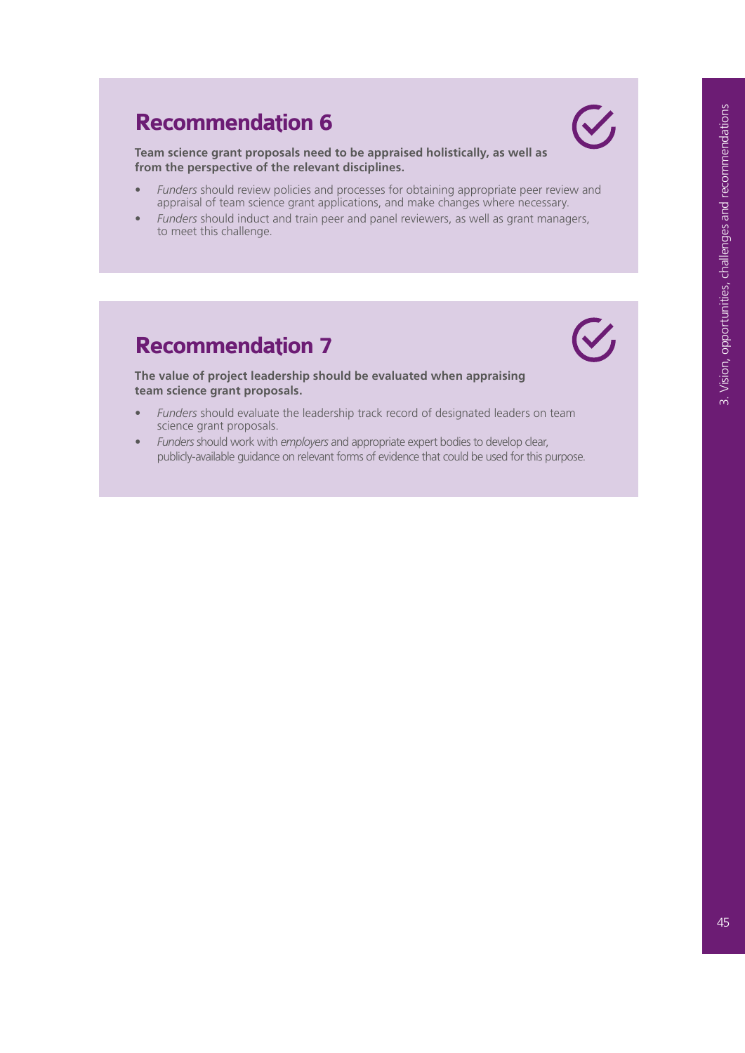## Recommendation 6

**Team science grant proposals need to be appraised holistically, as well as from the perspective of the relevant disciplines.**

- *Funders* should review policies and processes for obtaining appropriate peer review and appraisal of team science grant applications, and make changes where necessary.
- *Funders* should induct and train peer and panel reviewers, as well as grant managers, to meet this challenge.

## Recommendation 7

**The value of project leadership should be evaluated when appraising team science grant proposals.**

- *Funders* should evaluate the leadership track record of designated leaders on team science grant proposals.
- *Funders* should work with *employers* and appropriate expert bodies to develop clear, publicly-available guidance on relevant forms of evidence that could be used for this purpose.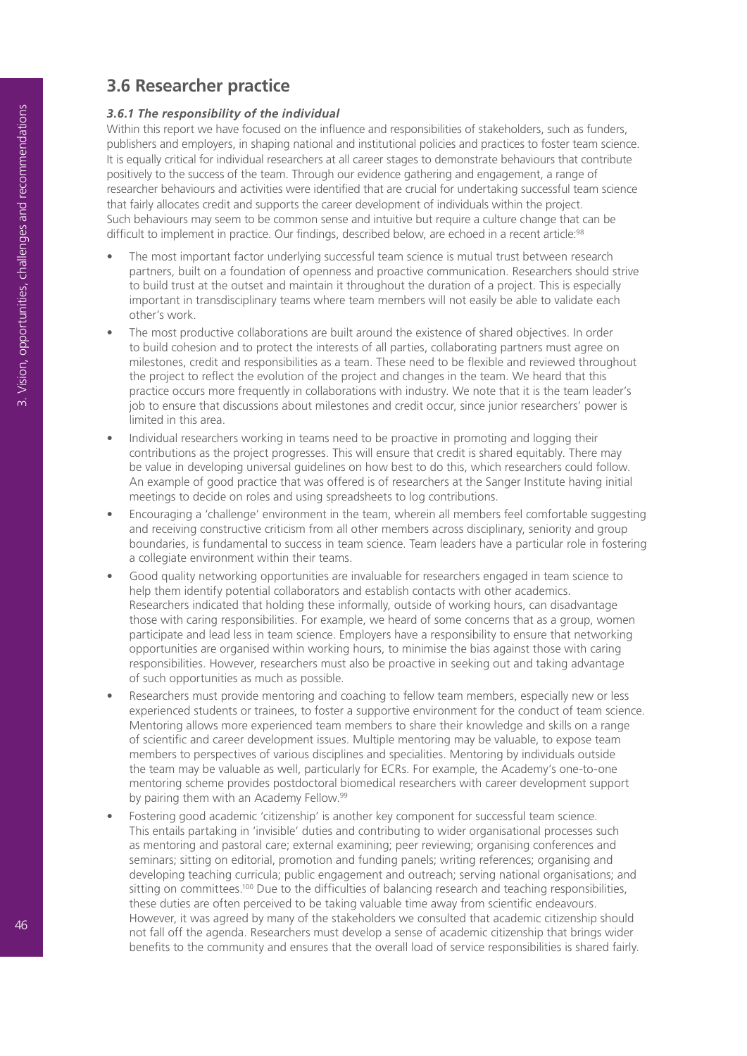## 3.6 Researcher practice

### *3.6.1 The responsibility of the individual*

Within this report we have focused on the influence and responsibilities of stakeholders, such as funders, publishers and employers, in shaping national and institutional policies and practices to foster team science. It is equally critical for individual researchers at all career stages to demonstrate behaviours that contribute positively to the success of the team. Through our evidence gathering and engagement, a range of researcher behaviours and activities were identified that are crucial for undertaking successful team science that fairly allocates credit and supports the career development of individuals within the project. Such behaviours may seem to be common sense and intuitive but require a culture change that can be difficult to implement in practice. Our findings, described below, are echoed in a recent article:[98]

- The most important factor underlying successful team science is mutual trust between research partners, built on a foundation of openness and proactive communication. Researchers should strive to build trust at the outset and maintain it throughout the duration of a project. This is especially important in transdisciplinary teams where team members will not easily be able to validate each other's work.
- The most productive collaborations are built around the existence of shared objectives. In order to build cohesion and to protect the interests of all parties, collaborating partners must agree on milestones, credit and responsibilities as a team. These need to be flexible and reviewed throughout the project to reflect the evolution of the project and changes in the team. We heard that this practice occurs more frequently in collaborations with industry. We note that it is the team leader's job to ensure that discussions about milestones and credit occur, since junior researchers' power is limited in this area.
- Individual researchers working in teams need to be proactive in promoting and logging their contributions as the project progresses. This will ensure that credit is shared equitably. There may be value in developing universal guidelines on how best to do this, which researchers could follow. An example of good practice that was offered is of researchers at the Sanger Institute having initial meetings to decide on roles and using spreadsheets to log contributions.
- Encouraging a 'challenge' environment in the team, wherein all members feel comfortable suggesting and receiving constructive criticism from all other members across disciplinary, seniority and group boundaries, is fundamental to success in team science. Team leaders have a particular role in fostering a collegiate environment within their teams.
- Good quality networking opportunities are invaluable for researchers engaged in team science to help them identify potential collaborators and establish contacts with other academics. Researchers indicated that holding these informally, outside of working hours, can disadvantage those with caring responsibilities. For example, we heard of some concerns that as a group, women participate and lead less in team science. Employers have a responsibility to ensure that networking opportunities are organised within working hours, to minimise the bias against those with caring responsibilities. However, researchers must also be proactive in seeking out and taking advantage of such opportunities as much as possible.
- Researchers must provide mentoring and coaching to fellow team members, especially new or less experienced students or trainees, to foster a supportive environment for the conduct of team science. Mentoring allows more experienced team members to share their knowledge and skills on a range of scientific and career development issues. Multiple mentoring may be valuable, to expose team members to perspectives of various disciplines and specialities. Mentoring by individuals outside the team may be valuable as well, particularly for ECRs. For example, the Academy's one-to-one mentoring scheme provides postdoctoral biomedical researchers with career development support by pairing them with an Academy Fellow.[99]
- Fostering good academic 'citizenship' is another key component for successful team science. This entails partaking in 'invisible' duties and contributing to wider organisational processes such as mentoring and pastoral care; external examining; peer reviewing; organising conferences and seminars; sitting on editorial, promotion and funding panels; writing references; organising and developing teaching curricula; public engagement and outreach; serving national organisations; and sitting on committees.[100] Due to the difficulties of balancing research and teaching responsibilities, these duties are often perceived to be taking valuable time away from scientific endeavours. However, it was agreed by many of the stakeholders we consulted that academic citizenship should not fall off the agenda. Researchers must develop a sense of academic citizenship that brings wider benefits to the community and ensures that the overall load of service responsibilities is shared fairly.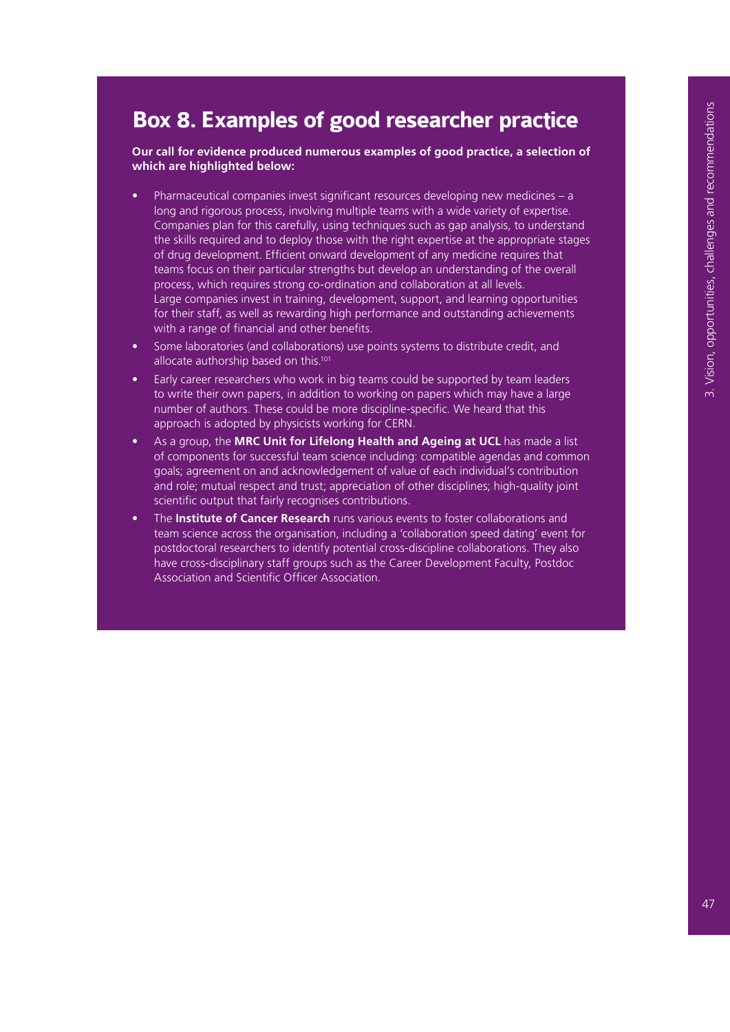## Box 8. Examples of good researcher practice

**Our call for evidence produced numerous examples of good practice, a selection of which are highlighted below:**

- Pharmaceutical companies invest significant resources developing new medicines – a long and rigorous process, involving multiple teams with a wide variety of expertise. Companies plan for this carefully, using techniques such as gap analysis, to understand the skills required and to deploy those with the right expertise at the appropriate stages of drug development. Efficient onward development of any medicine requires that teams focus on their particular strengths but develop an understanding of the overall process, which requires strong co-ordination and collaboration at all levels. Large companies invest in training, development, support, and learning opportunities for their staff, as well as rewarding high performance and outstanding achievements with a range of financial and other benefits.
- Some laboratories (and collaborations) use points systems to distribute credit, and allocate authorship based on this.[101]
- Early career researchers who work in big teams could be supported by team leaders to write their own papers, in addition to working on papers which may have a large number of authors. These could be more discipline-specific. We heard that this approach is adopted by physicists working for CERN.
- As a group, the **MRC Unit for Lifelong Health and Ageing at UCL** has made a list of components for successful team science including: compatible agendas and common goals; agreement on and acknowledgement of value of each individual's contribution and role; mutual respect and trust; appreciation of other disciplines; high-quality joint scientific output that fairly recognises contributions.
- The **Institute of Cancer Research** runs various events to foster collaborations and team science across the organisation, including a 'collaboration speed dating' event for postdoctoral researchers to identify potential cross-discipline collaborations. They also have cross-disciplinary staff groups such as the Career Development Faculty, Postdoc Association and Scientific Officer Association.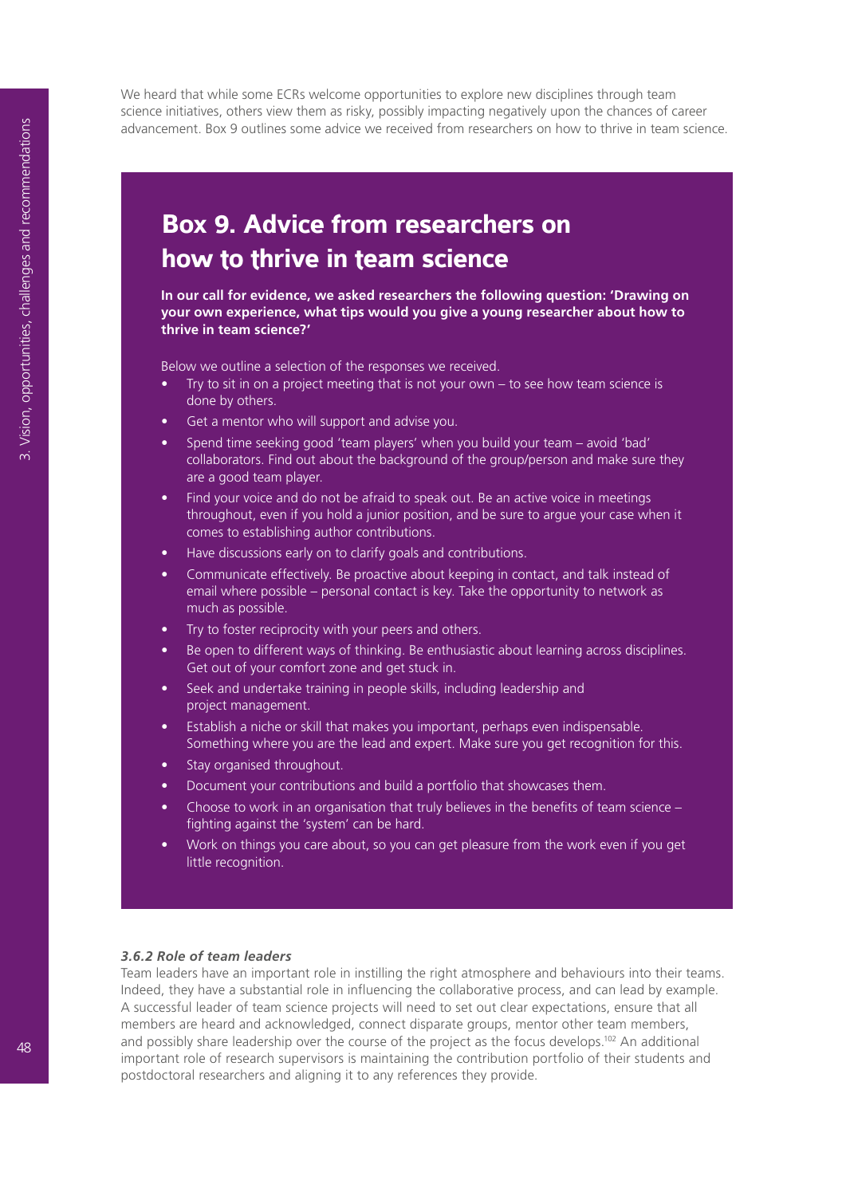We heard that while some ECRs welcome opportunities to explore new disciplines through team science initiatives, others view them as risky, possibly impacting negatively upon the chances of career advancement. Box 9 outlines some advice we received from researchers on how to thrive in team science.

## Box 9. Advice from researchers on how to thrive in team science

**In our call for evidence, we asked researchers the following question: 'Drawing on your own experience, what tips would you give a young researcher about how to thrive in team science?'**

Below we outline a selection of the responses we received.

- Try to sit in on a project meeting that is not your own – to see how team science is done by others.
- Get a mentor who will support and advise you.
- Spend time seeking good 'team players' when you build your team – avoid 'bad' collaborators. Find out about the background of the group/person and make sure they are a good team player.
- Find your voice and do not be afraid to speak out. Be an active voice in meetings throughout, even if you hold a junior position, and be sure to argue your case when it comes to establishing author contributions.
- Have discussions early on to clarify goals and contributions.
- Communicate effectively. Be proactive about keeping in contact, and talk instead of email where possible – personal contact is key. Take the opportunity to network as much as possible.
- Try to foster reciprocity with your peers and others.
- Be open to different ways of thinking. Be enthusiastic about learning across disciplines. Get out of your comfort zone and get stuck in.
- Seek and undertake training in people skills, including leadership and project management.
- Establish a niche or skill that makes you important, perhaps even indispensable. Something where you are the lead and expert. Make sure you get recognition for this.
- Stay organised throughout.
- Document your contributions and build a portfolio that showcases them.
- Choose to work in an organisation that truly believes in the benefits of team science – fighting against the 'system' can be hard.
- Work on things you care about, so you can get pleasure from the work even if you get little recognition.

### *3.6.2 Role of team leaders*

Team leaders have an important role in instilling the right atmosphere and behaviours into their teams. Indeed, they have a substantial role in influencing the collaborative process, and can lead by example. A successful leader of team science projects will need to set out clear expectations, ensure that all members are heard and acknowledged, connect disparate groups, mentor other team members, and possibly share leadership over the course of the project as the focus develops.[102] An additional important role of research supervisors is maintaining the contribution portfolio of their students and postdoctoral researchers and aligning it to any references they provide.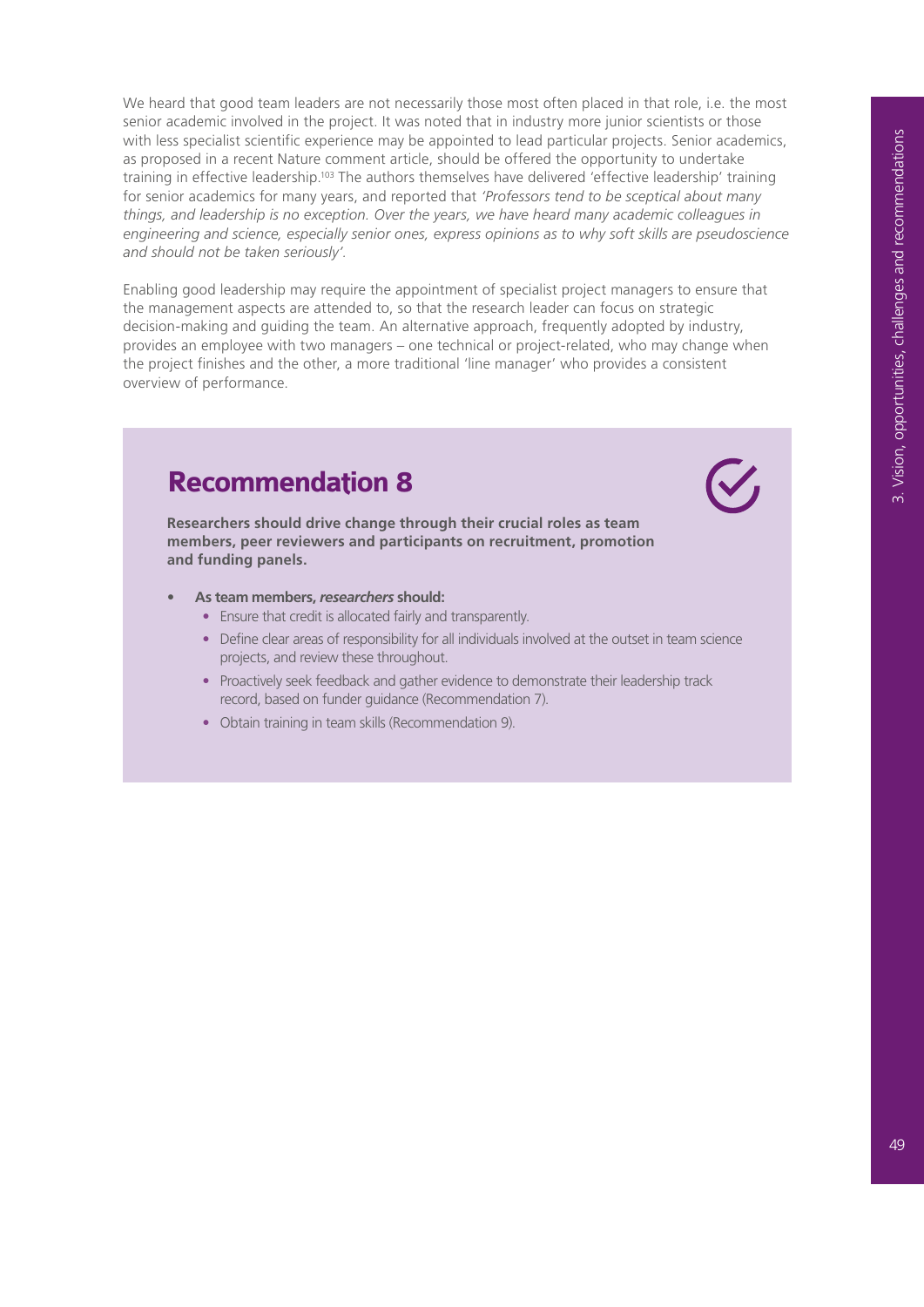We heard that good team leaders are not necessarily those most often placed in that role, i.e. the most senior academic involved in the project. It was noted that in industry more junior scientists or those with less specialist scientific experience may be appointed to lead particular projects. Senior academics, as proposed in a recent Nature comment article, should be offered the opportunity to undertake training in effective leadership.[103] The authors themselves have delivered 'effective leadership' training for senior academics for many years, and reported that *'Professors tend to be sceptical about many things, and leadership is no exception. Over the years, we have heard many academic colleagues in engineering and science, especially senior ones, express opinions as to why soft skills are pseudoscience and should not be taken seriously'.*

Enabling good leadership may require the appointment of specialist project managers to ensure that the management aspects are attended to, so that the research leader can focus on strategic decision-making and guiding the team. An alternative approach, frequently adopted by industry, provides an employee with two managers – one technical or project-related, who may change when the project finishes and the other, a more traditional 'line manager' who provides a consistent overview of performance.

## Recommendation 8

**Researchers should drive change through their crucial roles as team members, peer reviewers and participants on recruitment, promotion and funding panels.**

- **As team members, *researchers* should:**
  - Ensure that credit is allocated fairly and transparently.
  - Define clear areas of responsibility for all individuals involved at the outset in team science projects, and review these throughout.
  - Proactively seek feedback and gather evidence to demonstrate their leadership track record, based on funder guidance (Recommendation 7).
  - Obtain training in team skills (Recommendation 9).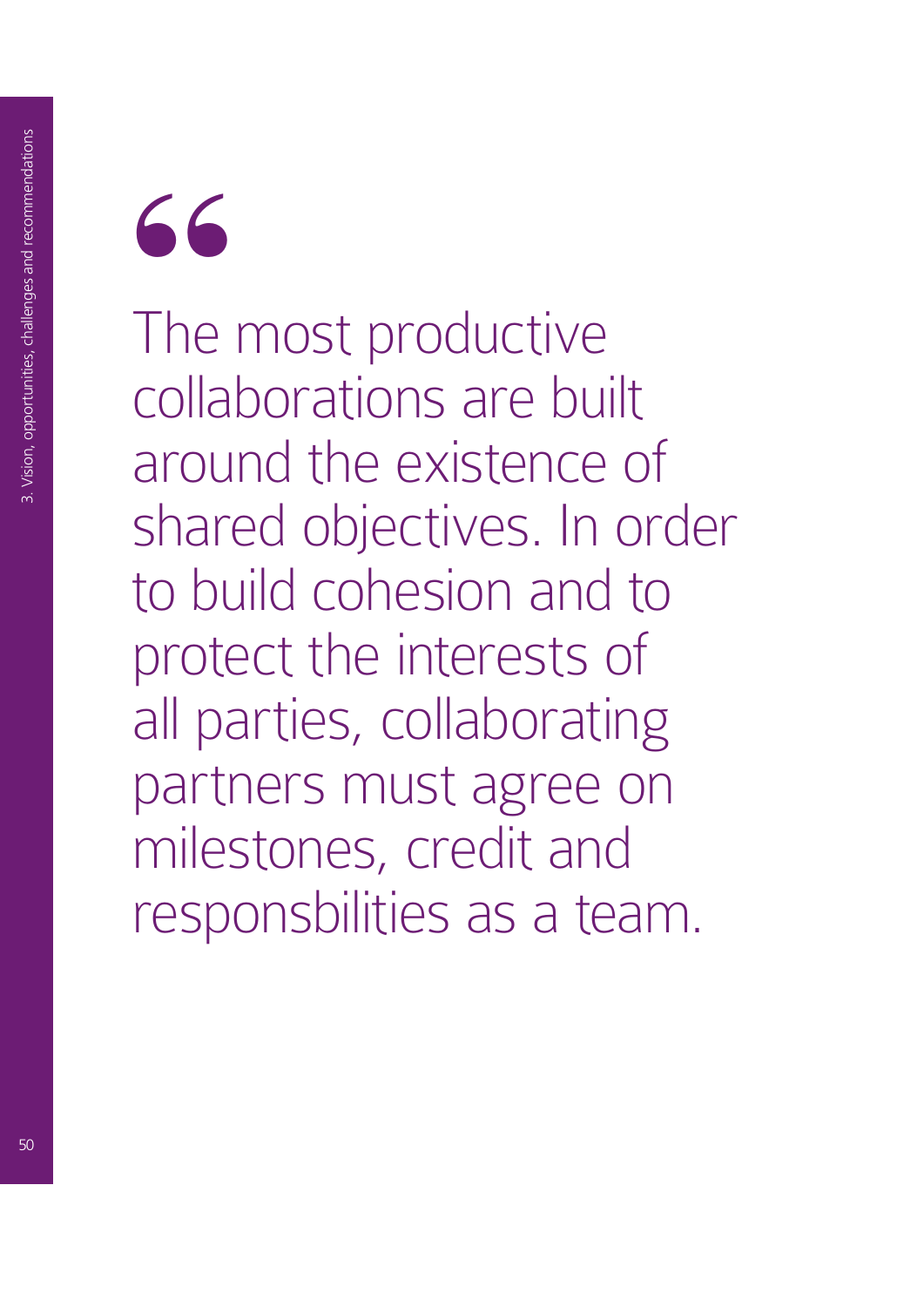"

The most productive collaborations are built around the existence of shared objectives. In order to build cohesion and to protect the interests of all parties, collaborating partners must agree on milestones, credit and responsbilities as a team.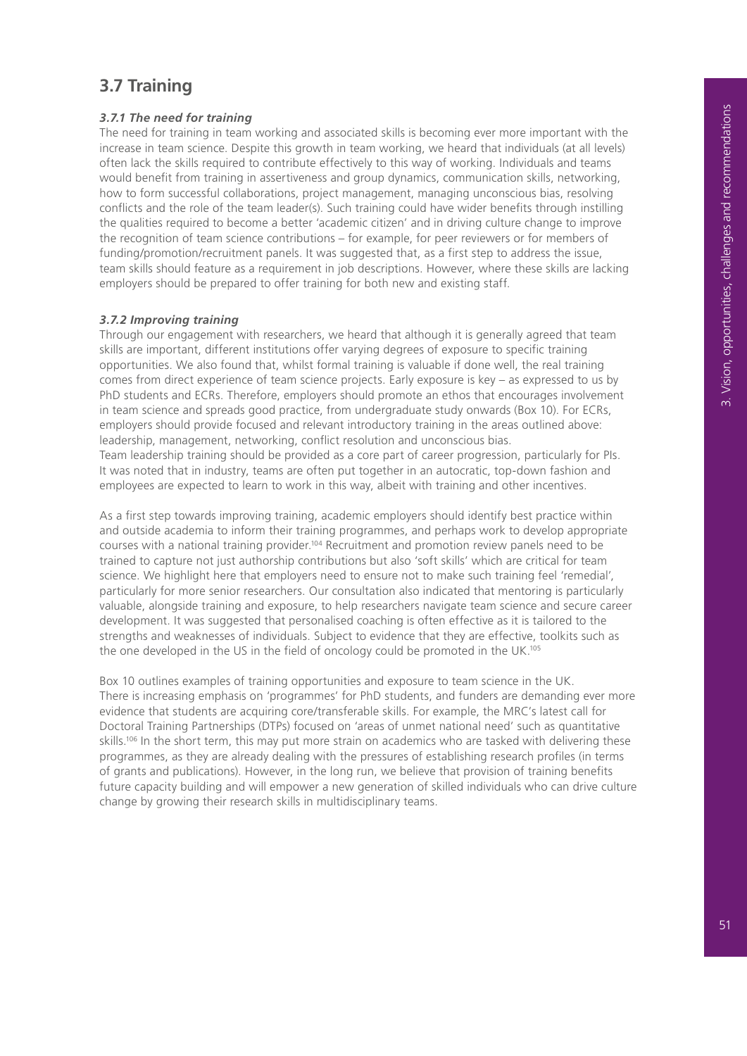## 3.7 Training

### *3.7.1 The need for training*

The need for training in team working and associated skills is becoming ever more important with the increase in team science. Despite this growth in team working, we heard that individuals (at all levels) often lack the skills required to contribute effectively to this way of working. Individuals and teams would benefit from training in assertiveness and group dynamics, communication skills, networking, how to form successful collaborations, project management, managing unconscious bias, resolving conflicts and the role of the team leader(s). Such training could have wider benefits through instilling the qualities required to become a better 'academic citizen' and in driving culture change to improve the recognition of team science contributions – for example, for peer reviewers or for members of funding/promotion/recruitment panels. It was suggested that, as a first step to address the issue, team skills should feature as a requirement in job descriptions. However, where these skills are lacking employers should be prepared to offer training for both new and existing staff.

### *3.7.2 Improving training*

Through our engagement with researchers, we heard that although it is generally agreed that team skills are important, different institutions offer varying degrees of exposure to specific training opportunities. We also found that, whilst formal training is valuable if done well, the real training comes from direct experience of team science projects. Early exposure is key – as expressed to us by PhD students and ECRs. Therefore, employers should promote an ethos that encourages involvement in team science and spreads good practice, from undergraduate study onwards (Box 10). For ECRs, employers should provide focused and relevant introductory training in the areas outlined above: leadership, management, networking, conflict resolution and unconscious bias.

Team leadership training should be provided as a core part of career progression, particularly for PIs. It was noted that in industry, teams are often put together in an autocratic, top-down fashion and employees are expected to learn to work in this way, albeit with training and other incentives.

As a first step towards improving training, academic employers should identify best practice within and outside academia to inform their training programmes, and perhaps work to develop appropriate courses with a national training provider.[104] Recruitment and promotion review panels need to be trained to capture not just authorship contributions but also 'soft skills' which are critical for team science. We highlight here that employers need to ensure not to make such training feel 'remedial', particularly for more senior researchers. Our consultation also indicated that mentoring is particularly valuable, alongside training and exposure, to help researchers navigate team science and secure career development. It was suggested that personalised coaching is often effective as it is tailored to the strengths and weaknesses of individuals. Subject to evidence that they are effective, toolkits such as the one developed in the US in the field of oncology could be promoted in the UK.[105]

Box 10 outlines examples of training opportunities and exposure to team science in the UK. There is increasing emphasis on 'programmes' for PhD students, and funders are demanding ever more evidence that students are acquiring core/transferable skills. For example, the MRC's latest call for Doctoral Training Partnerships (DTPs) focused on 'areas of unmet national need' such as quantitative skills.[106] In the short term, this may put more strain on academics who are tasked with delivering these programmes, as they are already dealing with the pressures of establishing research profiles (in terms of grants and publications). However, in the long run, we believe that provision of training benefits future capacity building and will empower a new generation of skilled individuals who can drive culture change by growing their research skills in multidisciplinary teams.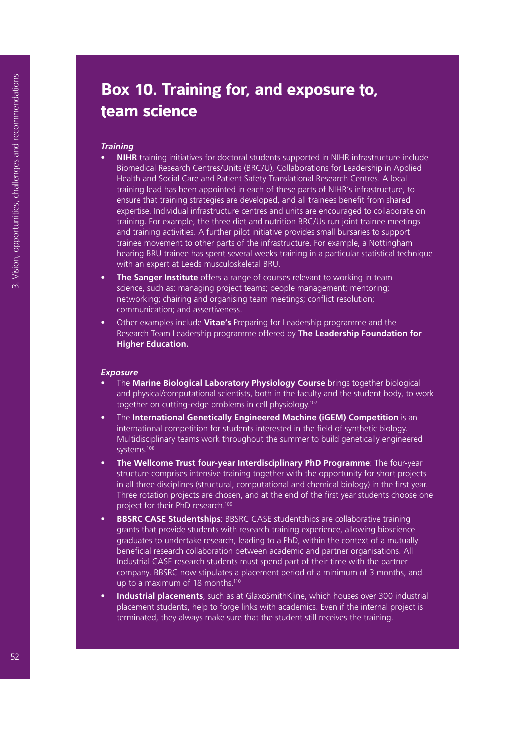# Box 10. Training for, and exposure to, team science

***Training***

- **NIHR** training initiatives for doctoral students supported in NIHR infrastructure include Biomedical Research Centres/Units (BRC/U), Collaborations for Leadership in Applied Health and Social Care and Patient Safety Translational Research Centres. A local training lead has been appointed in each of these parts of NIHR's infrastructure, to ensure that training strategies are developed, and all trainees benefit from shared expertise. Individual infrastructure centres and units are encouraged to collaborate on training. For example, the three diet and nutrition BRC/Us run joint trainee meetings and training activities. A further pilot initiative provides small bursaries to support trainee movement to other parts of the infrastructure. For example, a Nottingham hearing BRU trainee has spent several weeks training in a particular statistical technique with an expert at Leeds musculoskeletal BRU.
- **The Sanger Institute** offers a range of courses relevant to working in team science, such as: managing project teams; people management; mentoring; networking; chairing and organising team meetings; conflict resolution; communication; and assertiveness.
- Other examples include **Vitae's** Preparing for Leadership programme and the Research Team Leadership programme offered by **The Leadership Foundation for Higher Education.**

***Exposure***

- The **Marine Biological Laboratory Physiology Course** brings together biological and physical/computational scientists, both in the faculty and the student body, to work together on cutting-edge problems in cell physiology.[107]
- The **International Genetically Engineered Machine (iGEM) Competition** is an international competition for students interested in the field of synthetic biology. Multidisciplinary teams work throughout the summer to build genetically engineered systems.[108]
- **The Wellcome Trust four-year Interdisciplinary PhD Programme**: The four-year structure comprises intensive training together with the opportunity for short projects in all three disciplines (structural, computational and chemical biology) in the first year. Three rotation projects are chosen, and at the end of the first year students choose one project for their PhD research.[109]
- **BBSRC CASE Studentships**: BBSRC CASE studentships are collaborative training grants that provide students with research training experience, allowing bioscience graduates to undertake research, leading to a PhD, within the context of a mutually beneficial research collaboration between academic and partner organisations. All Industrial CASE research students must spend part of their time with the partner company. BBSRC now stipulates a placement period of a minimum of 3 months, and up to a maximum of 18 months.[110]
- **Industrial placements**, such as at GlaxoSmithKline, which houses over 300 industrial placement students, help to forge links with academics. Even if the internal project is terminated, they always make sure that the student still receives the training.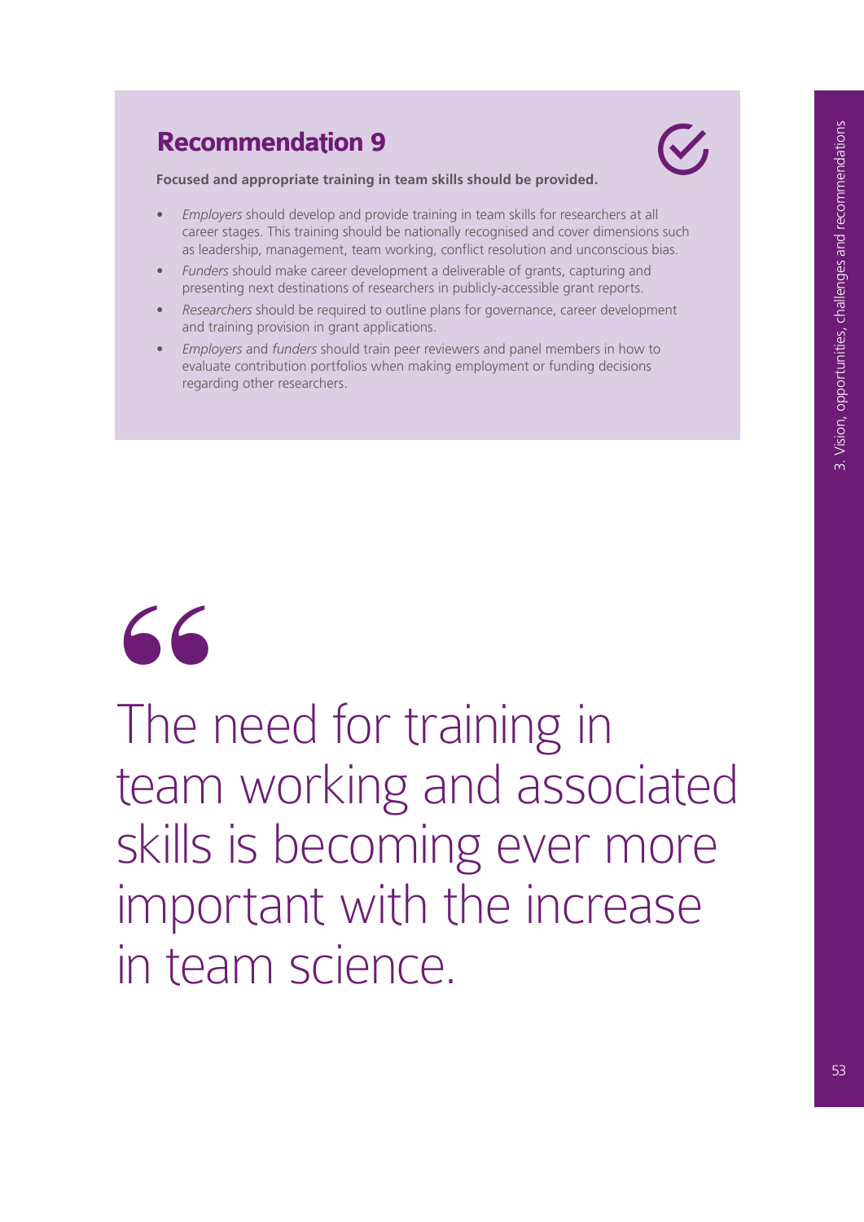## Recommendation 9

**Focused and appropriate training in team skills should be provided.**

- *Employers* should develop and provide training in team skills for researchers at all career stages. This training should be nationally recognised and cover dimensions such as leadership, management, team working, conflict resolution and unconscious bias.
- *Funders* should make career development a deliverable of grants, capturing and presenting next destinations of researchers in publicly-accessible grant reports.
- *Researchers* should be required to outline plans for governance, career development and training provision in grant applications.
- *Employers* and *funders* should train peer reviewers and panel members in how to evaluate contribution portfolios when making employment or funding decisions regarding other researchers.

> The need for training in team working and associated skills is becoming ever more important with the increase in team science.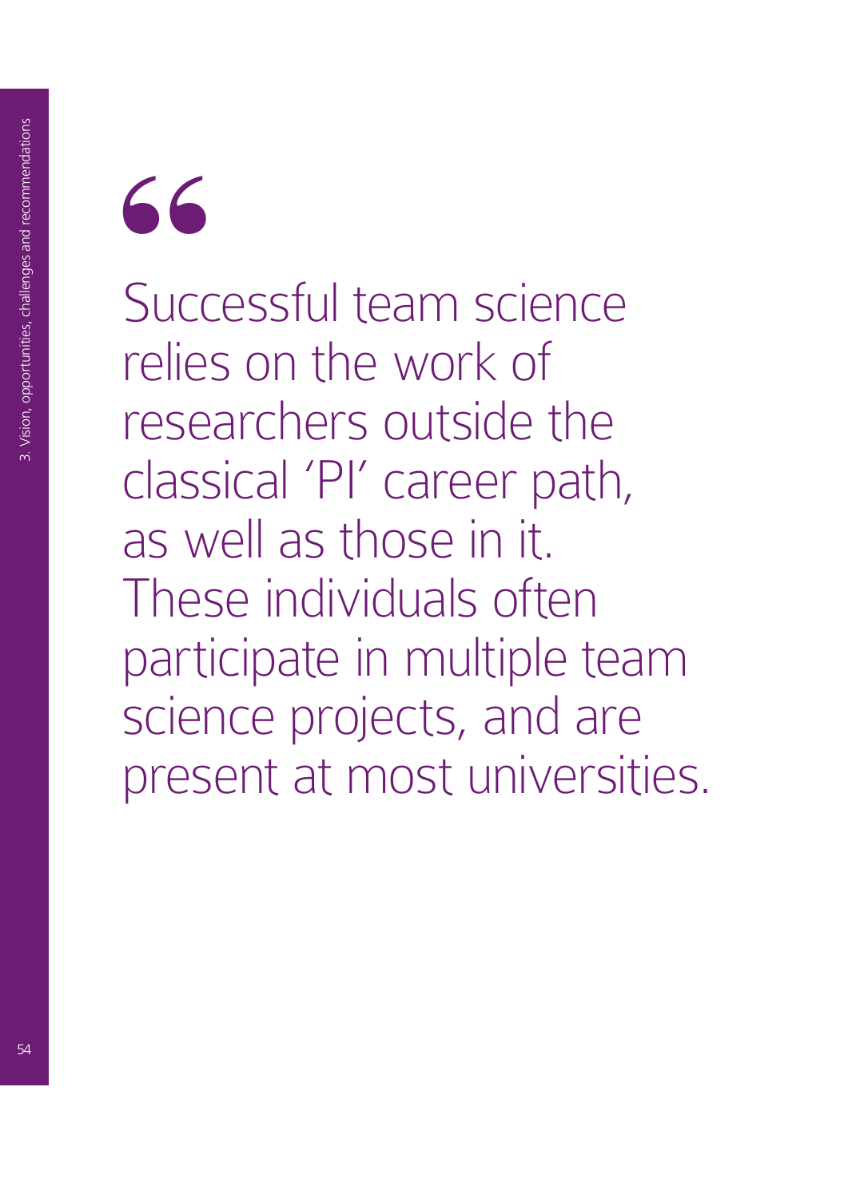> Successful team science relies on the work of researchers outside the classical 'PI' career path, as well as those in it. These individuals often participate in multiple team science projects, and are present at most universities.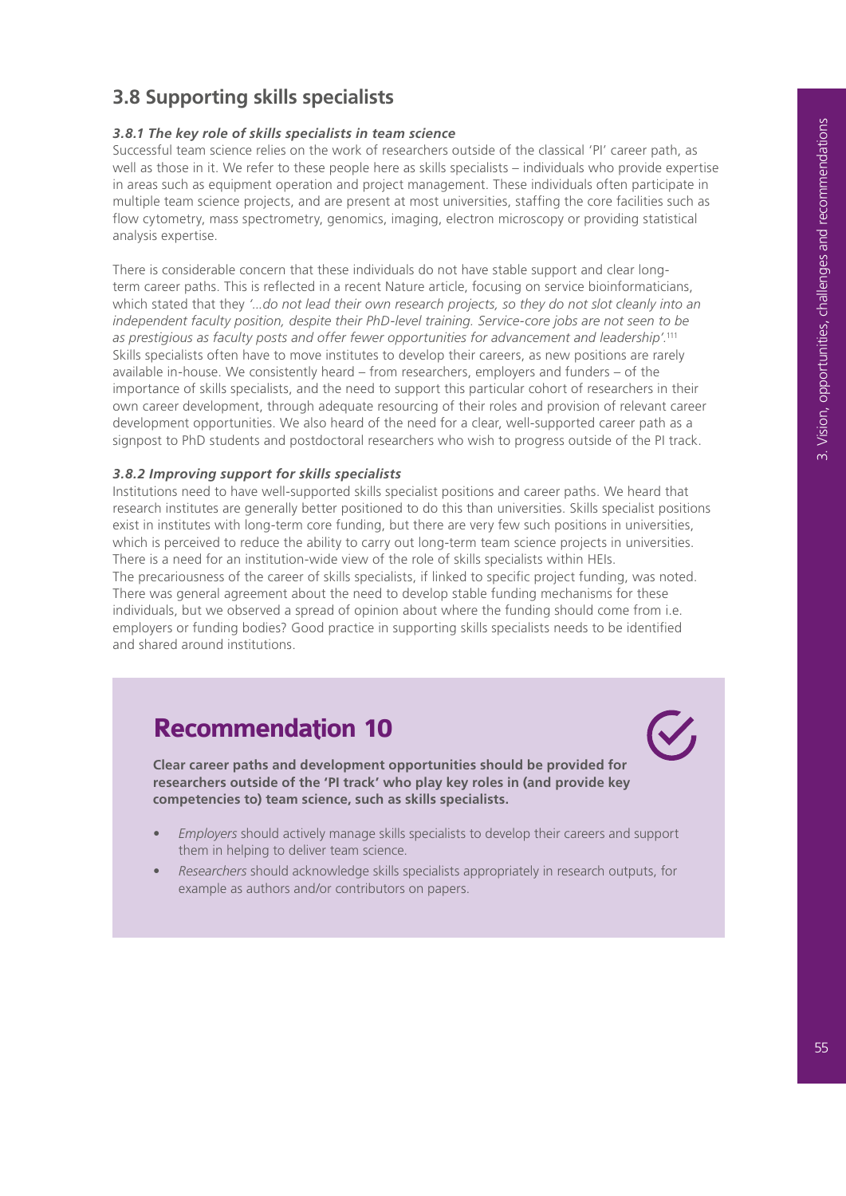## 3.8 Supporting skills specialists

### *3.8.1 The key role of skills specialists in team science*

Successful team science relies on the work of researchers outside of the classical 'PI' career path, as well as those in it. We refer to these people here as skills specialists – individuals who provide expertise in areas such as equipment operation and project management. These individuals often participate in multiple team science projects, and are present at most universities, staffing the core facilities such as flow cytometry, mass spectrometry, genomics, imaging, electron microscopy or providing statistical analysis expertise.

There is considerable concern that these individuals do not have stable support and clear long-term career paths. This is reflected in a recent Nature article, focusing on service bioinformaticians, which stated that they *'...do not lead their own research projects, so they do not slot cleanly into an independent faculty position, despite their PhD-level training. Service-core jobs are not seen to be as prestigious as faculty posts and offer fewer opportunities for advancement and leadership'.*[111] Skills specialists often have to move institutes to develop their careers, as new positions are rarely available in-house. We consistently heard – from researchers, employers and funders – of the importance of skills specialists, and the need to support this particular cohort of researchers in their own career development, through adequate resourcing of their roles and provision of relevant career development opportunities. We also heard of the need for a clear, well-supported career path as a signpost to PhD students and postdoctoral researchers who wish to progress outside of the PI track.

### *3.8.2 Improving support for skills specialists*

Institutions need to have well-supported skills specialist positions and career paths. We heard that research institutes are generally better positioned to do this than universities. Skills specialist positions exist in institutes with long-term core funding, but there are very few such positions in universities, which is perceived to reduce the ability to carry out long-term team science projects in universities. There is a need for an institution-wide view of the role of skills specialists within HEIs.
The precariousness of the career of skills specialists, if linked to specific project funding, was noted. There was general agreement about the need to develop stable funding mechanisms for these individuals, but we observed a spread of opinion about where the funding should come from i.e. employers or funding bodies? Good practice in supporting skills specialists needs to be identified and shared around institutions.

## Recommendation 10

**Clear career paths and development opportunities should be provided for researchers outside of the 'PI track' who play key roles in (and provide key competencies to) team science, such as skills specialists.**

- *Employers* should actively manage skills specialists to develop their careers and support them in helping to deliver team science.
- *Researchers* should acknowledge skills specialists appropriately in research outputs, for example as authors and/or contributors on papers.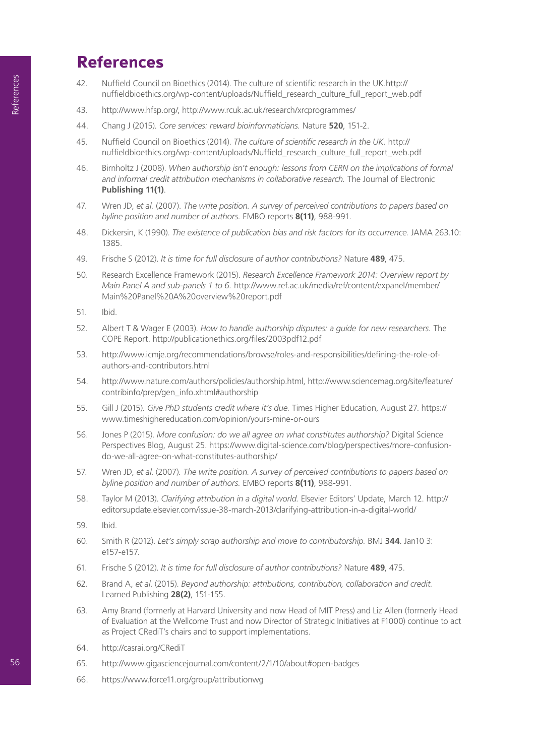# References

42. Nuffield Council on Bioethics (2014). The culture of scientific research in the UK.http://nuffieldbioethics.org/wp-content/uploads/Nuffield_research_culture_full_report_web.pdf
43. http://www.hfsp.org/, http://www.rcuk.ac.uk/research/xrcprogrammes/
44. Chang J (2015). *Core services: reward bioinformaticians.* Nature **520**, 151-2.
45. Nuffield Council on Bioethics (2014). *The culture of scientific research in the UK.* http://nuffieldbioethics.org/wp-content/uploads/Nuffield_research_culture_full_report_web.pdf
46. Birnholtz J (2008). *When authorship isn't enough: lessons from CERN on the implications of formal and informal credit attribution mechanisms in collaborative research.* The Journal of Electronic **Publishing 11(1)**.
47. Wren JD, *et al.* (2007). *The write position. A survey of perceived contributions to papers based on byline position and number of authors.* EMBO reports **8(11)**, 988-991.
48. Dickersin, K (1990). *The existence of publication bias and risk factors for its occurrence.* JAMA 263.10: 1385.
49. Frische S (2012). *It is time for full disclosure of author contributions?* Nature **489**, 475.
50. Research Excellence Framework (2015). *Research Excellence Framework 2014: Overview report by Main Panel A and sub-panels 1 to 6.* http://www.ref.ac.uk/media/ref/content/expanel/member/Main%20Panel%20A%20overview%20report.pdf
51. Ibid.
52. Albert T & Wager E (2003). *How to handle authorship disputes: a guide for new researchers.* The COPE Report. http://publicationethics.org/files/2003pdf12.pdf
53. http://www.icmje.org/recommendations/browse/roles-and-responsibilities/defining-the-role-of-authors-and-contributors.html
54. http://www.nature.com/authors/policies/authorship.html, http://www.sciencemag.org/site/feature/contribinfo/prep/gen_info.xhtml#authorship
55. Gill J (2015). *Give PhD students credit where it's due.* Times Higher Education, August 27. https://www.timeshighereducation.com/opinion/yours-mine-or-ours
56. Jones P (2015). *More confusion: do we all agree on what constitutes authorship?* Digital Science Perspectives Blog, August 25. https://www.digital-science.com/blog/perspectives/more-confusion-do-we-all-agree-on-what-constitutes-authorship/
57. Wren JD, *et al.* (2007). *The write position. A survey of perceived contributions to papers based on byline position and number of authors.* EMBO reports **8(11)**, 988-991.
58. Taylor M (2013). *Clarifying attribution in a digital world.* Elsevier Editors' Update, March 12. http://editorsupdate.elsevier.com/issue-38-march-2013/clarifying-attribution-in-a-digital-world/
59. Ibid.
60. Smith R (2012). *Let's simply scrap authorship and move to contributorship.* BMJ **344**. Jan10 3: e157-e157.
61. Frische S (2012). *It is time for full disclosure of author contributions?* Nature **489**, 475.
62. Brand A, *et al.* (2015). *Beyond authorship: attributions, contribution, collaboration and credit.* Learned Publishing **28(2)**, 151-155.
63. Amy Brand (formerly at Harvard University and now Head of MIT Press) and Liz Allen (formerly Head of Evaluation at the Wellcome Trust and now Director of Strategic Initiatives at F1000) continue to act as Project CRediT's chairs and to support implementations.
64. http://casrai.org/CRediT
65. http://www.gigasciencejournal.com/content/2/1/10/about#open-badges
66. https://www.force11.org/group/attributionwg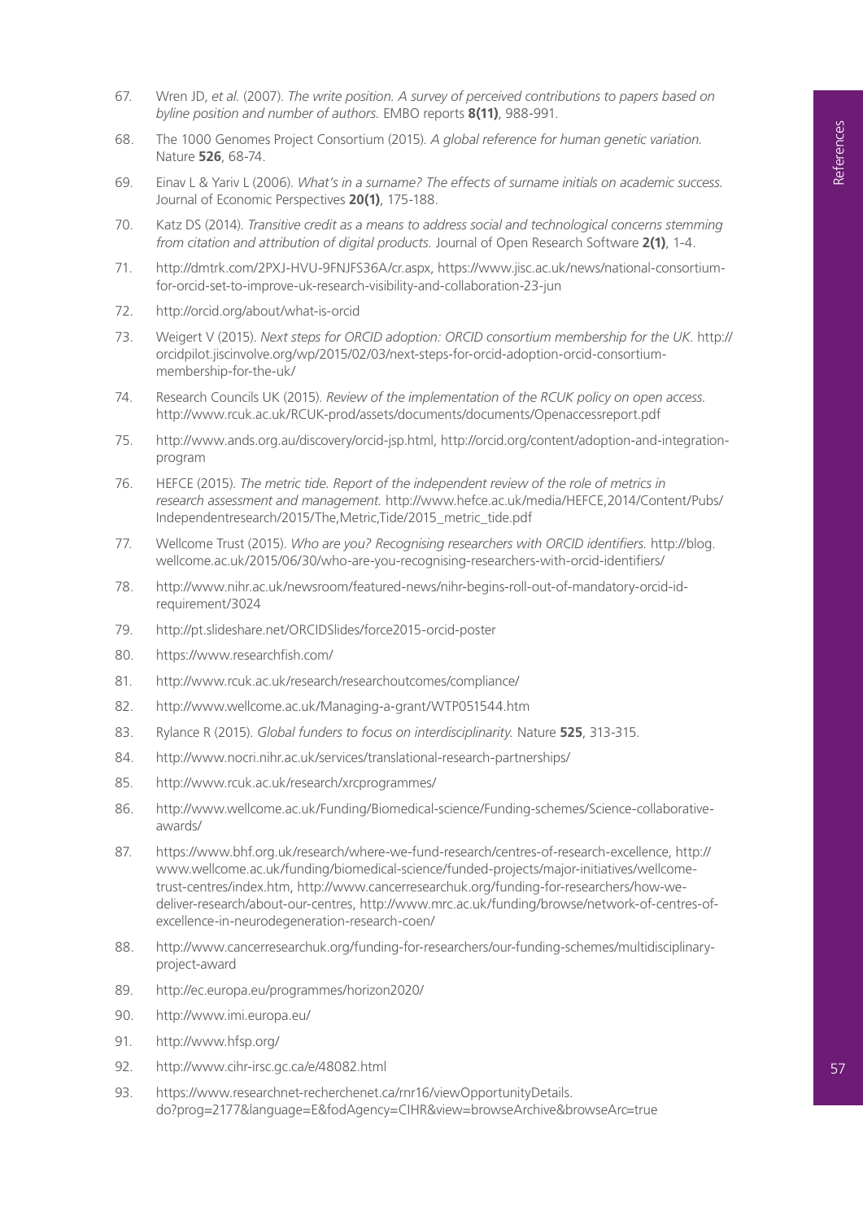67. Wren JD, *et al.* (2007). *The write position. A survey of perceived contributions to papers based on byline position and number of authors.* EMBO reports **8(11)**, 988-991.

68. The 1000 Genomes Project Consortium (2015). *A global reference for human genetic variation.* Nature **526**, 68-74.

69. Einav L & Yariv L (2006). *What's in a surname? The effects of surname initials on academic success.* Journal of Economic Perspectives **20(1)**, 175-188.

70. Katz DS (2014). *Transitive credit as a means to address social and technological concerns stemming from citation and attribution of digital products.* Journal of Open Research Software **2(1)**, 1-4.

71. http://dmtrk.com/2PXJ-HVU-9FNJFS36A/cr.aspx, https://www.jisc.ac.uk/news/national-consortium-for-orcid-set-to-improve-uk-research-visibility-and-collaboration-23-jun

72. http://orcid.org/about/what-is-orcid

73. Weigert V (2015). *Next steps for ORCID adoption: ORCID consortium membership for the UK.* http://orcidpilot.jiscinvolve.org/wp/2015/02/03/next-steps-for-orcid-adoption-orcid-consortium-membership-for-the-uk/

74. Research Councils UK (2015). *Review of the implementation of the RCUK policy on open access.* http://www.rcuk.ac.uk/RCUK-prod/assets/documents/documents/Openaccessreport.pdf

75. http://www.ands.org.au/discovery/orcid-jsp.html, http://orcid.org/content/adoption-and-integration-program

76. HEFCE (2015). *The metric tide. Report of the independent review of the role of metrics in research assessment and management.* http://www.hefce.ac.uk/media/HEFCE,2014/Content/Pubs/Independentresearch/2015/The,Metric,Tide/2015_metric_tide.pdf

77. Wellcome Trust (2015). *Who are you? Recognising researchers with ORCID identifiers.* http://blog.wellcome.ac.uk/2015/06/30/who-are-you-recognising-researchers-with-orcid-identifiers/

78. http://www.nihr.ac.uk/newsroom/featured-news/nihr-begins-roll-out-of-mandatory-orcid-id-requirement/3024

79. http://pt.slideshare.net/ORCIDSlides/force2015-orcid-poster

80. https://www.researchfish.com/

81. http://www.rcuk.ac.uk/research/researchoutcomes/compliance/

82. http://www.wellcome.ac.uk/Managing-a-grant/WTP051544.htm

83. Rylance R (2015). *Global funders to focus on interdisciplinarity.* Nature **525**, 313-315.

84. http://www.nocri.nihr.ac.uk/services/translational-research-partnerships/

85. http://www.rcuk.ac.uk/research/xrcprogrammes/

86. http://www.wellcome.ac.uk/Funding/Biomedical-science/Funding-schemes/Science-collaborative-awards/

87. https://www.bhf.org.uk/research/where-we-fund-research/centres-of-research-excellence, http://www.wellcome.ac.uk/funding/biomedical-science/funded-projects/major-initiatives/wellcome-trust-centres/index.htm, http://www.cancerresearchuk.org/funding-for-researchers/how-we-deliver-research/about-our-centres, http://www.mrc.ac.uk/funding/browse/network-of-centres-of-excellence-in-neurodegeneration-research-coen/

88. http://www.cancerresearchuk.org/funding-for-researchers/our-funding-schemes/multidisciplinary-project-award

89. http://ec.europa.eu/programmes/horizon2020/

90. http://www.imi.europa.eu/

91. http://www.hfsp.org/

92. http://www.cihr-irsc.gc.ca/e/48082.html

93. https://www.researchnet-recherchenet.ca/rnr16/viewOpportunityDetails.do?prog=2177&language=E&fodAgency=CIHR&view=browseArchive&browseArc=true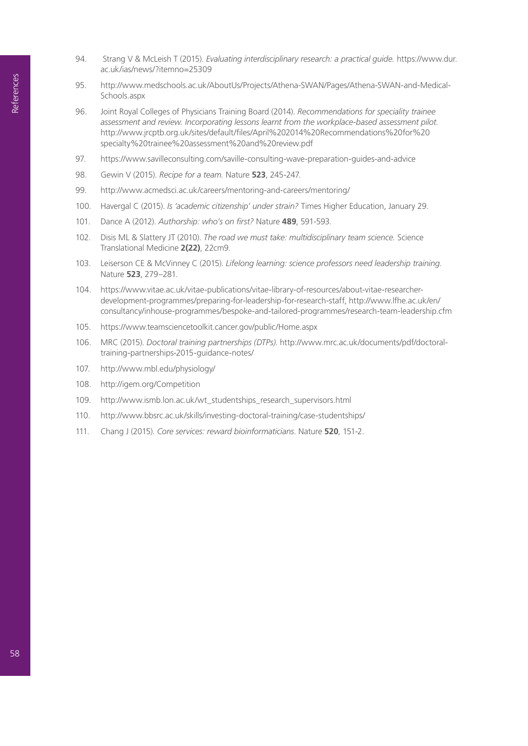94. Strang V & McLeish T (2015). *Evaluating interdisciplinary research: a practical guide.* https://www.dur.ac.uk/ias/news/?itemno=25309

95. http://www.medschools.ac.uk/AboutUs/Projects/Athena-SWAN/Pages/Athena-SWAN-and-Medical-Schools.aspx

96. Joint Royal Colleges of Physicians Training Board (2014). *Recommendations for speciality trainee assessment and review. Incorporating lessons learnt from the workplace-based assessment pilot.* http://www.jrcptb.org.uk/sites/default/files/April%202014%20Recommendations%20for%20specialty%20trainee%20assessment%20and%20review.pdf

97. https://www.savilleconsulting.com/saville-consulting-wave-preparation-guides-and-advice

98. Gewin V (2015). *Recipe for a team.* Nature **523**, 245-247.

99. http://www.acmedsci.ac.uk/careers/mentoring-and-careers/mentoring/

100. Havergal C (2015). *Is 'academic citizenship' under strain?* Times Higher Education, January 29.

101. Dance A (2012). *Authorship: who's on first?* Nature **489**, 591-593.

102. Disis ML & Slattery JT (2010). *The road we must take: multidisciplinary team science.* Science Translational Medicine **2(22)**, 22cm9.

103. Leiserson CE & McVinney C (2015). *Lifelong learning: science professors need leadership training.* Nature **523**, 279–281.

104. https://www.vitae.ac.uk/vitae-publications/vitae-library-of-resources/about-vitae-researcher-development-programmes/preparing-for-leadership-for-research-staff, http://www.lfhe.ac.uk/en/consultancy/inhouse-programmes/bespoke-and-tailored-programmes/research-team-leadership.cfm

105. https://www.teamsciencetoolkit.cancer.gov/public/Home.aspx

106. MRC (2015). *Doctoral training partnerships (DTPs).* http://www.mrc.ac.uk/documents/pdf/doctoral-training-partnerships-2015-guidance-notes/

107. http://www.mbl.edu/physiology/

108. http://igem.org/Competition

109. http://www.ismb.lon.ac.uk/wt_studentships_research_supervisors.html

110. http://www.bbsrc.ac.uk/skills/investing-doctoral-training/case-studentships/

111. Chang J (2015). *Core services: reward bioinformaticians*. Nature **520**, 151-2.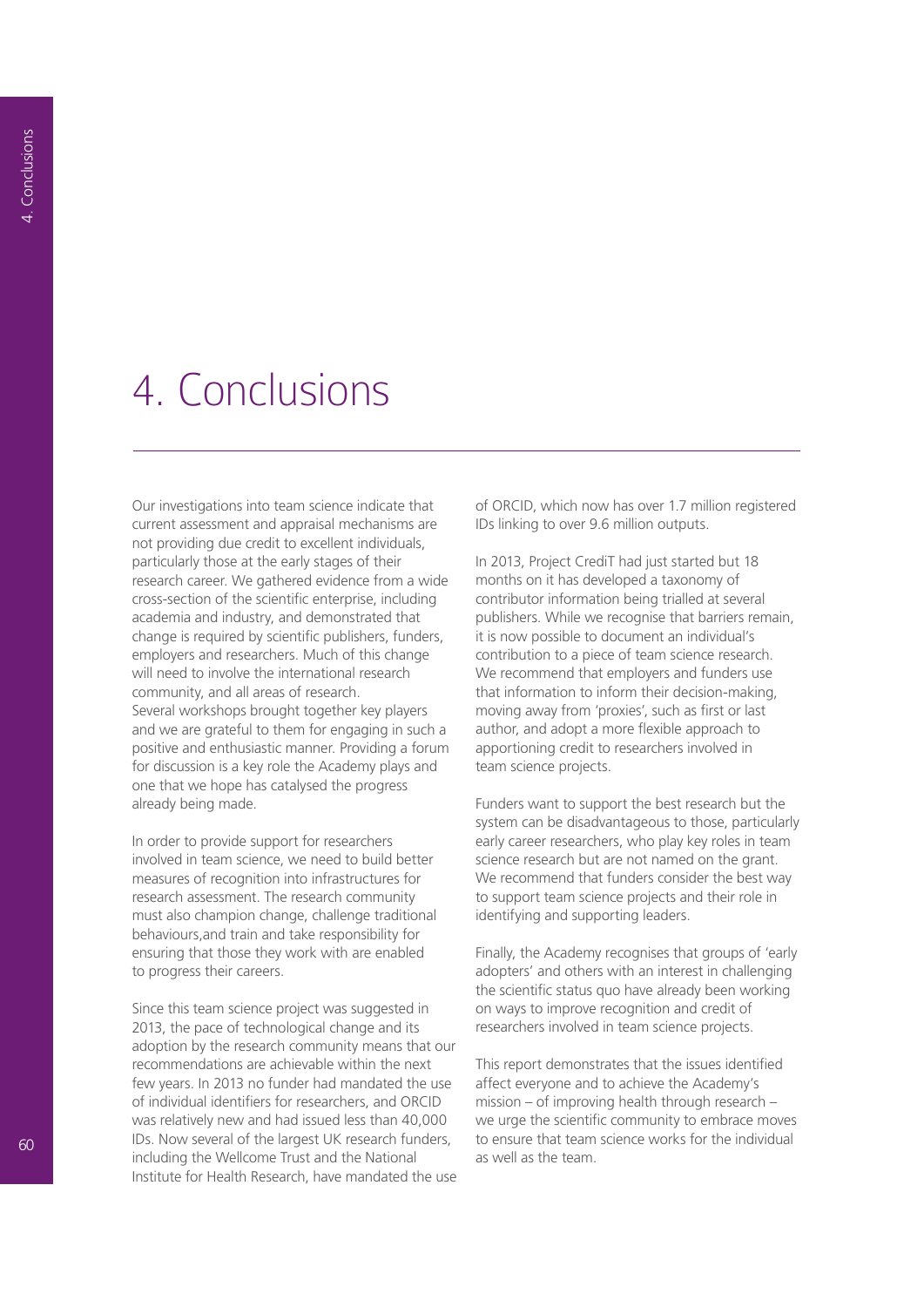# 4. Conclusions

Our investigations into team science indicate that current assessment and appraisal mechanisms are not providing due credit to excellent individuals, particularly those at the early stages of their research career. We gathered evidence from a wide cross-section of the scientific enterprise, including academia and industry, and demonstrated that change is required by scientific publishers, funders, employers and researchers. Much of this change will need to involve the international research community, and all areas of research. Several workshops brought together key players and we are grateful to them for engaging in such a positive and enthusiastic manner. Providing a forum for discussion is a key role the Academy plays and one that we hope has catalysed the progress already being made.

In order to provide support for researchers involved in team science, we need to build better measures of recognition into infrastructures for research assessment. The research community must also champion change, challenge traditional behaviours,and train and take responsibility for ensuring that those they work with are enabled to progress their careers.

Since this team science project was suggested in 2013, the pace of technological change and its adoption by the research community means that our recommendations are achievable within the next few years. In 2013 no funder had mandated the use of individual identifiers for researchers, and ORCID was relatively new and had issued less than 40,000 IDs. Now several of the largest UK research funders, including the Wellcome Trust and the National Institute for Health Research, have mandated the use of ORCID, which now has over 1.7 million registered IDs linking to over 9.6 million outputs.

In 2013, Project CrediT had just started but 18 months on it has developed a taxonomy of contributor information being trialled at several publishers. While we recognise that barriers remain, it is now possible to document an individual's contribution to a piece of team science research. We recommend that employers and funders use that information to inform their decision-making, moving away from 'proxies', such as first or last author, and adopt a more flexible approach to apportioning credit to researchers involved in team science projects.

Funders want to support the best research but the system can be disadvantageous to those, particularly early career researchers, who play key roles in team science research but are not named on the grant. We recommend that funders consider the best way to support team science projects and their role in identifying and supporting leaders.

Finally, the Academy recognises that groups of 'early adopters' and others with an interest in challenging the scientific status quo have already been working on ways to improve recognition and credit of researchers involved in team science projects.

This report demonstrates that the issues identified affect everyone and to achieve the Academy's mission – of improving health through research – we urge the scientific community to embrace moves to ensure that team science works for the individual as well as the team.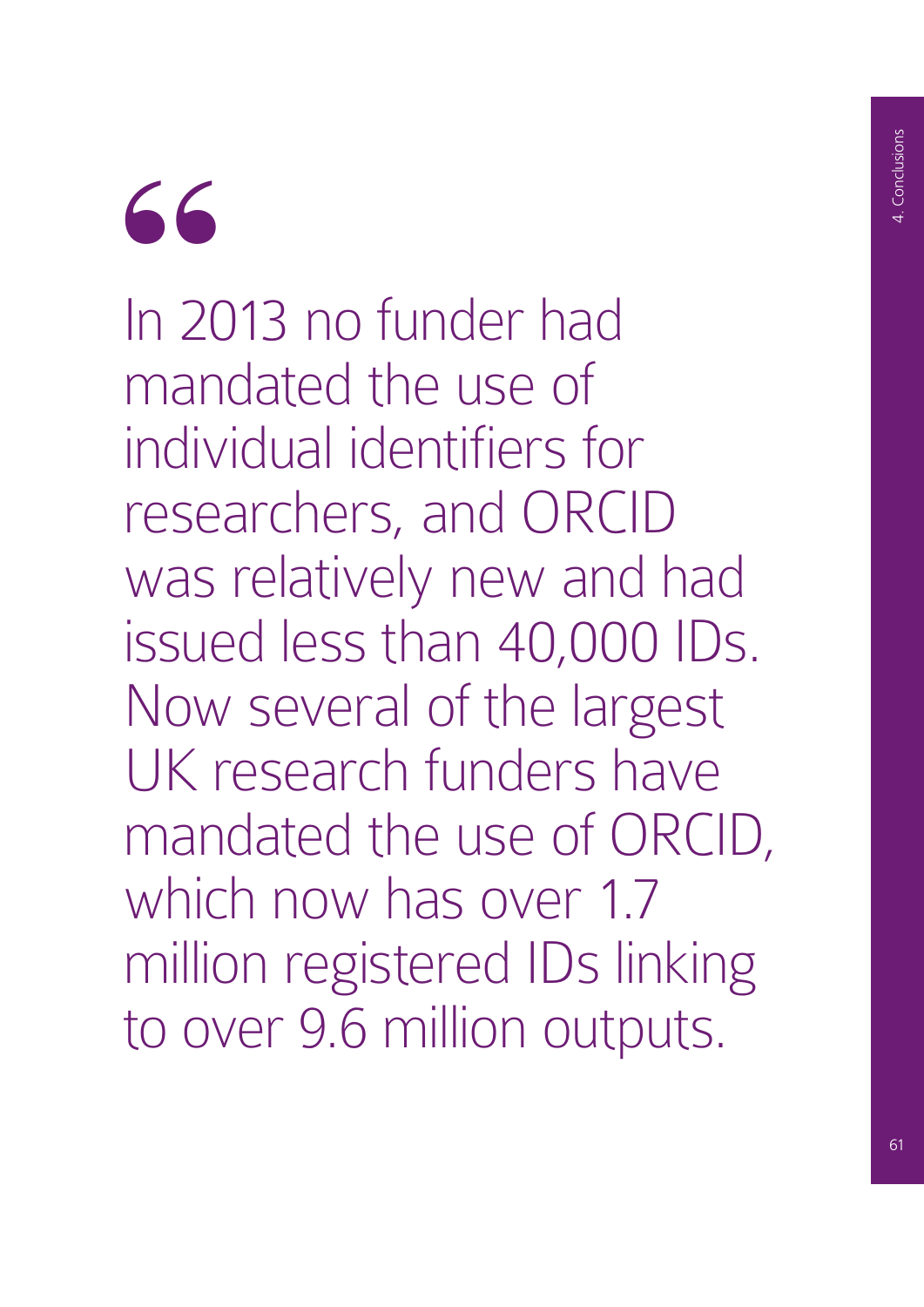> In 2013 no funder had mandated the use of individual identifiers for researchers, and ORCID was relatively new and had issued less than 40,000 IDs. Now several of the largest UK research funders have mandated the use of ORCID, which now has over 1.7 million registered IDs linking to over 9.6 million outputs.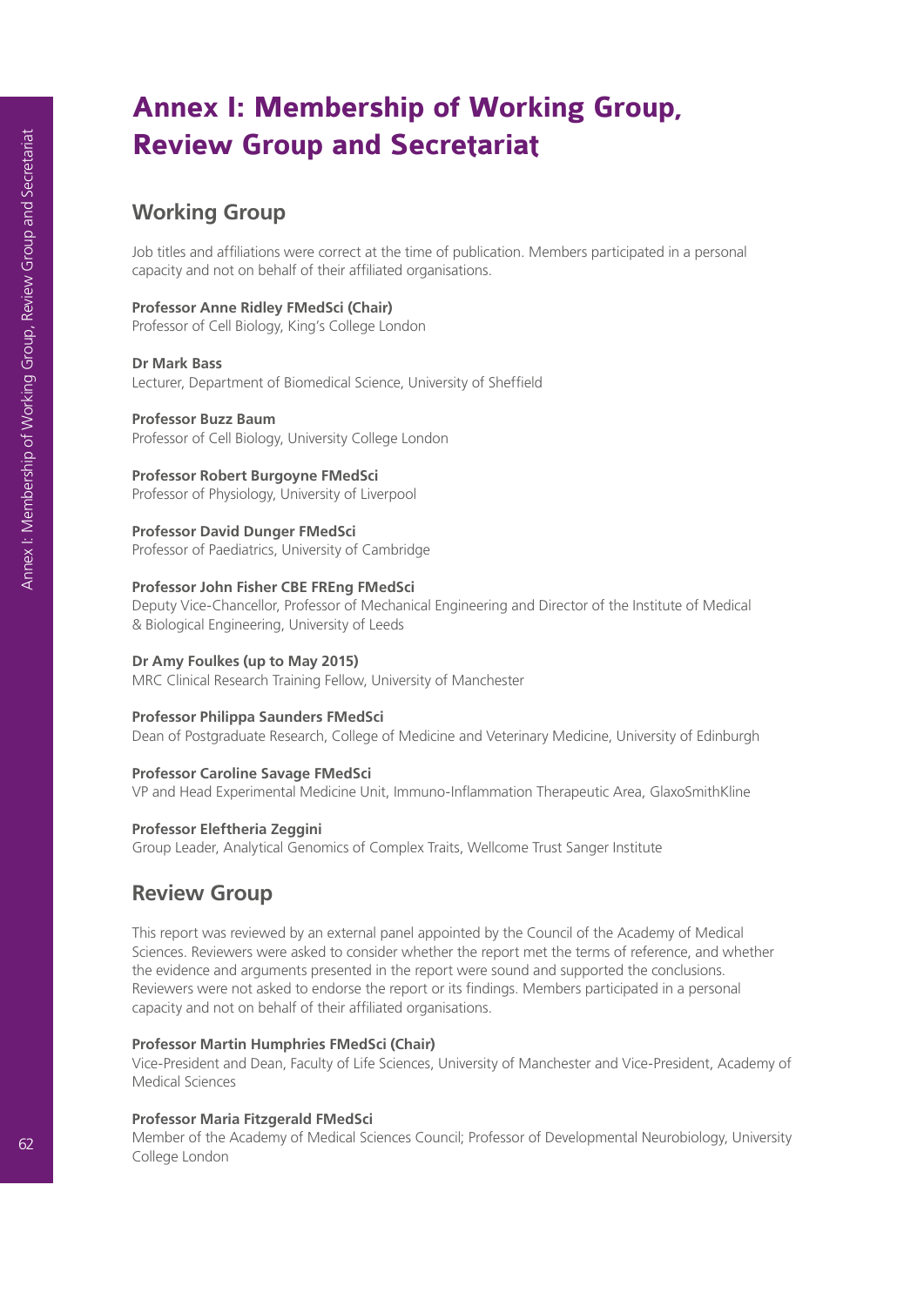# Annex I: Membership of Working Group, Review Group and Secretariat

## Working Group

Job titles and affiliations were correct at the time of publication. Members participated in a personal capacity and not on behalf of their affiliated organisations.

**Professor Anne Ridley FMedSci (Chair)**
Professor of Cell Biology, King's College London

**Dr Mark Bass**
Lecturer, Department of Biomedical Science, University of Sheffield

**Professor Buzz Baum**
Professor of Cell Biology, University College London

**Professor Robert Burgoyne FMedSci**
Professor of Physiology, University of Liverpool

**Professor David Dunger FMedSci**
Professor of Paediatrics, University of Cambridge

**Professor John Fisher CBE FREng FMedSci**
Deputy Vice-Chancellor, Professor of Mechanical Engineering and Director of the Institute of Medical & Biological Engineering, University of Leeds

**Dr Amy Foulkes (up to May 2015)**
MRC Clinical Research Training Fellow, University of Manchester

**Professor Philippa Saunders FMedSci**
Dean of Postgraduate Research, College of Medicine and Veterinary Medicine, University of Edinburgh

**Professor Caroline Savage FMedSci**
VP and Head Experimental Medicine Unit, Immuno-Inflammation Therapeutic Area, GlaxoSmithKline

**Professor Eleftheria Zeggini**
Group Leader, Analytical Genomics of Complex Traits, Wellcome Trust Sanger Institute

## Review Group

This report was reviewed by an external panel appointed by the Council of the Academy of Medical Sciences. Reviewers were asked to consider whether the report met the terms of reference, and whether the evidence and arguments presented in the report were sound and supported the conclusions. Reviewers were not asked to endorse the report or its findings. Members participated in a personal capacity and not on behalf of their affiliated organisations.

**Professor Martin Humphries FMedSci (Chair)**
Vice-President and Dean, Faculty of Life Sciences, University of Manchester and Vice-President, Academy of Medical Sciences

**Professor Maria Fitzgerald FMedSci**
Member of the Academy of Medical Sciences Council; Professor of Developmental Neurobiology, University College London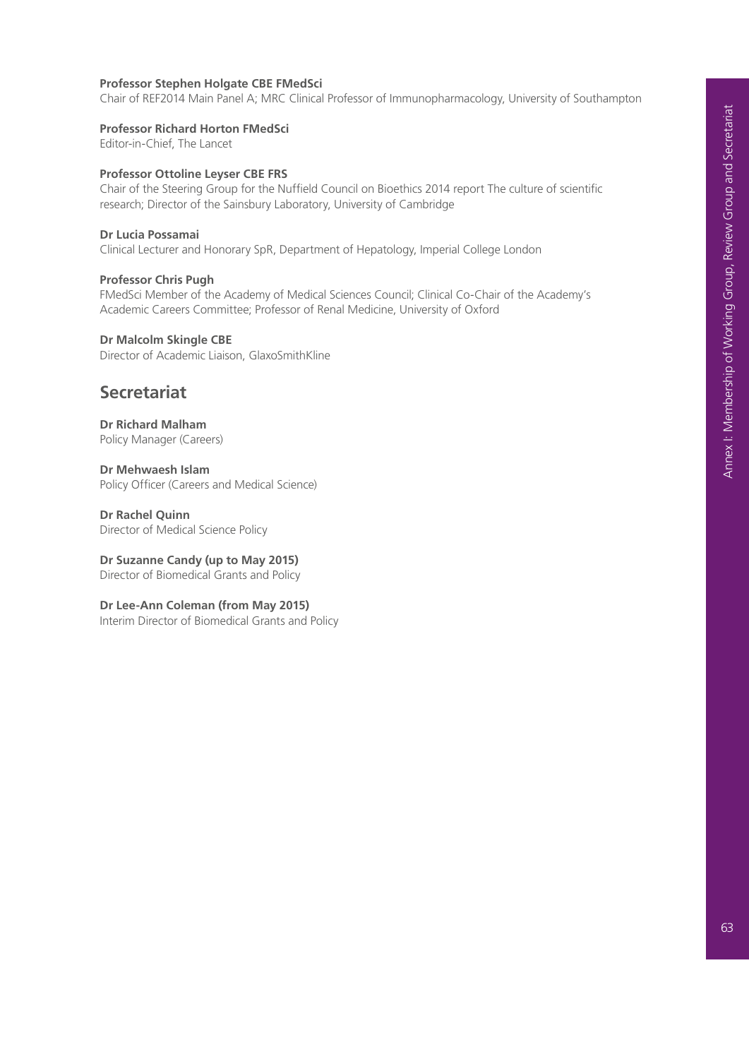**Professor Stephen Holgate CBE FMedSci**
Chair of REF2014 Main Panel A; MRC Clinical Professor of Immunopharmacology, University of Southampton

**Professor Richard Horton FMedSci**
Editor-in-Chief, The Lancet

**Professor Ottoline Leyser CBE FRS**
Chair of the Steering Group for the Nuffield Council on Bioethics 2014 report The culture of scientific research; Director of the Sainsbury Laboratory, University of Cambridge

**Dr Lucia Possamai**
Clinical Lecturer and Honorary SpR, Department of Hepatology, Imperial College London

**Professor Chris Pugh**
FMedSci Member of the Academy of Medical Sciences Council; Clinical Co-Chair of the Academy's Academic Careers Committee; Professor of Renal Medicine, University of Oxford

**Dr Malcolm Skingle CBE**
Director of Academic Liaison, GlaxoSmithKline

## Secretariat

**Dr Richard Malham**
Policy Manager (Careers)

**Dr Mehwaesh Islam**
Policy Officer (Careers and Medical Science)

**Dr Rachel Quinn**
Director of Medical Science Policy

**Dr Suzanne Candy (up to May 2015)**
Director of Biomedical Grants and Policy

**Dr Lee-Ann Coleman (from May 2015)**
Interim Director of Biomedical Grants and Policy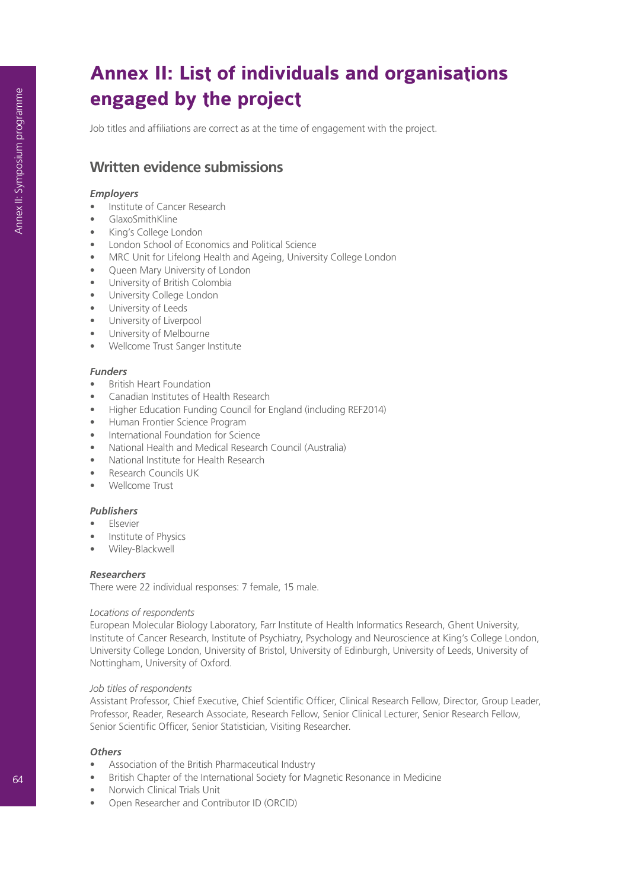# Annex II: List of individuals and organisations engaged by the project

Job titles and affiliations are correct as at the time of engagement with the project.

## Written evidence submissions

***Employers***

- Institute of Cancer Research
- GlaxoSmithKline
- King's College London
- London School of Economics and Political Science
- MRC Unit for Lifelong Health and Ageing, University College London
- Queen Mary University of London
- University of British Colombia
- University College London
- University of Leeds
- University of Liverpool
- University of Melbourne
- Wellcome Trust Sanger Institute

***Funders***

- British Heart Foundation
- Canadian Institutes of Health Research
- Higher Education Funding Council for England (including REF2014)
- Human Frontier Science Program
- International Foundation for Science
- National Health and Medical Research Council (Australia)
- National Institute for Health Research
- Research Councils UK
- Wellcome Trust

***Publishers***

- Elsevier
- Institute of Physics
- Wiley-Blackwell

***Researchers***

There were 22 individual responses: 7 female, 15 male.

*Locations of respondents*

European Molecular Biology Laboratory, Farr Institute of Health Informatics Research, Ghent University, Institute of Cancer Research, Institute of Psychiatry, Psychology and Neuroscience at King's College London, University College London, University of Bristol, University of Edinburgh, University of Leeds, University of Nottingham, University of Oxford.

*Job titles of respondents*

Assistant Professor, Chief Executive, Chief Scientific Officer, Clinical Research Fellow, Director, Group Leader, Professor, Reader, Research Associate, Research Fellow, Senior Clinical Lecturer, Senior Research Fellow, Senior Scientific Officer, Senior Statistician, Visiting Researcher.

***Others***

- Association of the British Pharmaceutical Industry
- British Chapter of the International Society for Magnetic Resonance in Medicine
- Norwich Clinical Trials Unit
- Open Researcher and Contributor ID (ORCID)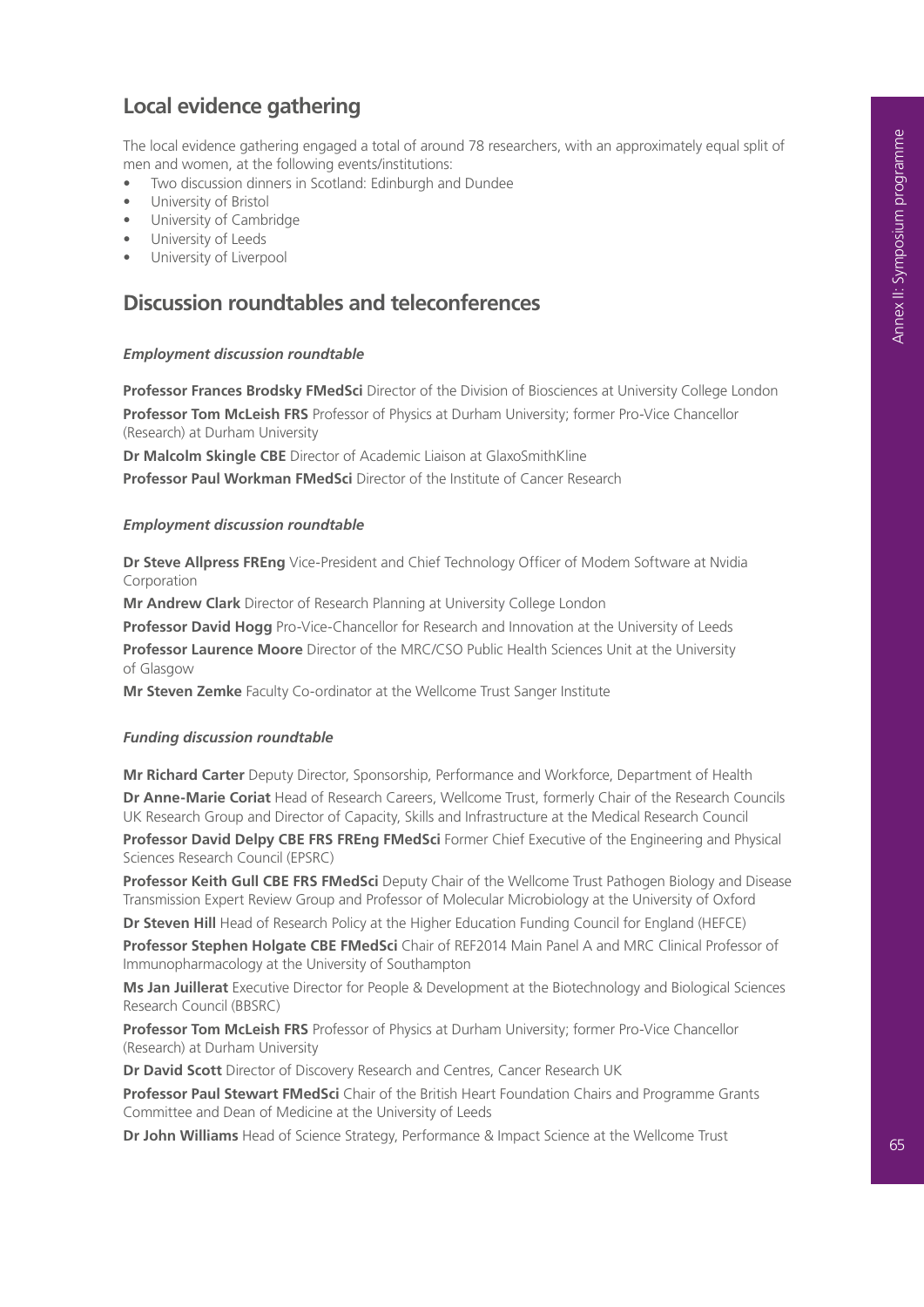## Local evidence gathering

The local evidence gathering engaged a total of around 78 researchers, with an approximately equal split of men and women, at the following events/institutions:

- Two discussion dinners in Scotland: Edinburgh and Dundee
- University of Bristol
- University of Cambridge
- University of Leeds
- University of Liverpool

## Discussion roundtables and teleconferences

### *Employment discussion roundtable*

**Professor Frances Brodsky FMedSci** Director of the Division of Biosciences at University College London

**Professor Tom McLeish FRS** Professor of Physics at Durham University; former Pro-Vice Chancellor (Research) at Durham University

**Dr Malcolm Skingle CBE** Director of Academic Liaison at GlaxoSmithKline

**Professor Paul Workman FMedSci** Director of the Institute of Cancer Research

### *Employment discussion roundtable*

**Dr Steve Allpress FREng** Vice-President and Chief Technology Officer of Modem Software at Nvidia Corporation

**Mr Andrew Clark** Director of Research Planning at University College London

**Professor David Hogg** Pro-Vice-Chancellor for Research and Innovation at the University of Leeds

**Professor Laurence Moore** Director of the MRC/CSO Public Health Sciences Unit at the University of Glasgow

**Mr Steven Zemke** Faculty Co-ordinator at the Wellcome Trust Sanger Institute

### *Funding discussion roundtable*

**Mr Richard Carter** Deputy Director, Sponsorship, Performance and Workforce, Department of Health

**Dr Anne-Marie Coriat** Head of Research Careers, Wellcome Trust, formerly Chair of the Research Councils UK Research Group and Director of Capacity, Skills and Infrastructure at the Medical Research Council

**Professor David Delpy CBE FRS FREng FMedSci** Former Chief Executive of the Engineering and Physical Sciences Research Council (EPSRC)

**Professor Keith Gull CBE FRS FMedSci** Deputy Chair of the Wellcome Trust Pathogen Biology and Disease Transmission Expert Review Group and Professor of Molecular Microbiology at the University of Oxford

**Dr Steven Hill** Head of Research Policy at the Higher Education Funding Council for England (HEFCE)

**Professor Stephen Holgate CBE FMedSci** Chair of REF2014 Main Panel A and MRC Clinical Professor of Immunopharmacology at the University of Southampton

**Ms Jan Juillerat** Executive Director for People & Development at the Biotechnology and Biological Sciences Research Council (BBSRC)

**Professor Tom McLeish FRS** Professor of Physics at Durham University; former Pro-Vice Chancellor (Research) at Durham University

**Dr David Scott** Director of Discovery Research and Centres, Cancer Research UK

**Professor Paul Stewart FMedSci** Chair of the British Heart Foundation Chairs and Programme Grants Committee and Dean of Medicine at the University of Leeds

**Dr John Williams** Head of Science Strategy, Performance & Impact Science at the Wellcome Trust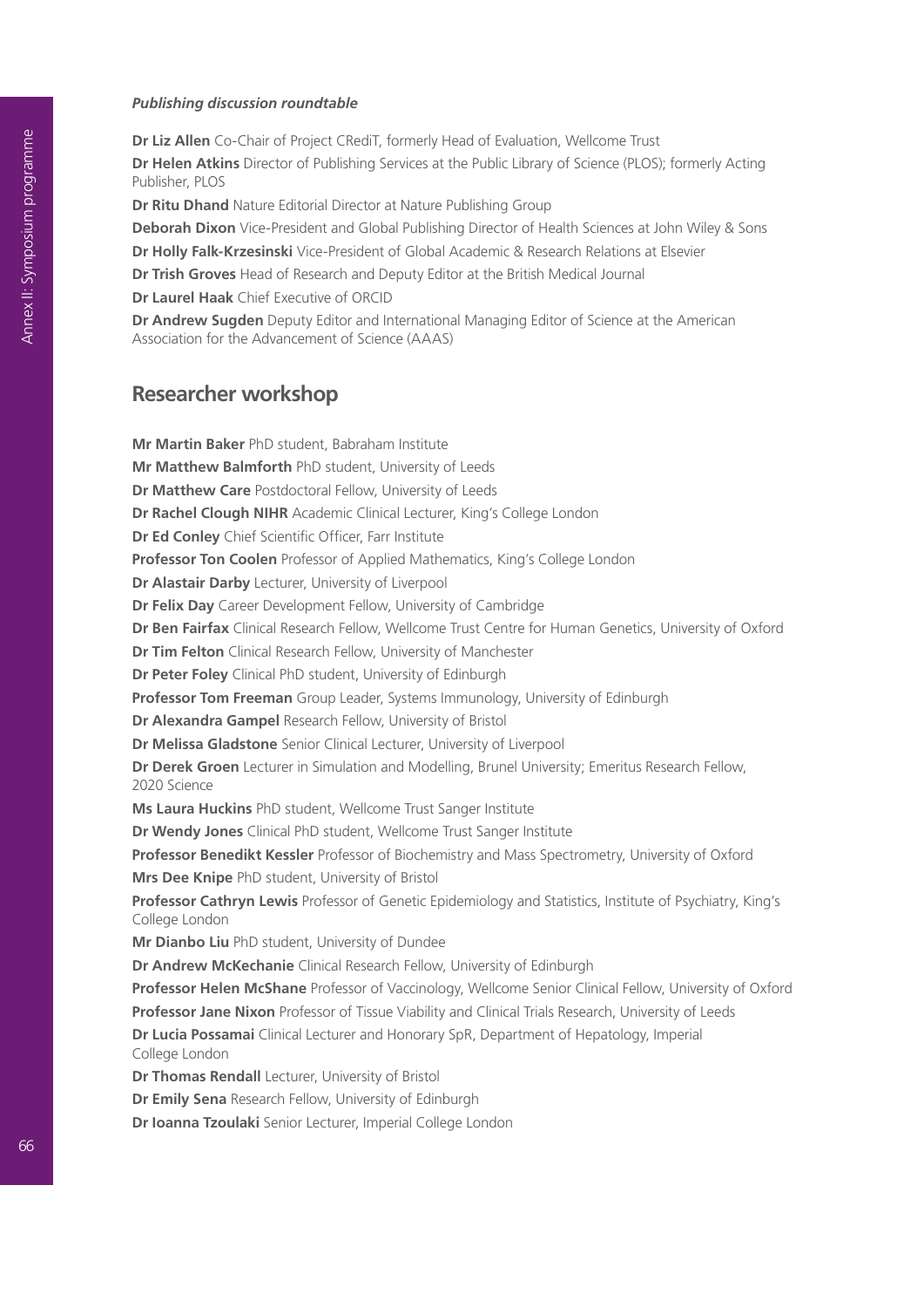*Publishing discussion roundtable*

**Dr Liz Allen** Co-Chair of Project CRediT, formerly Head of Evaluation, Wellcome Trust

**Dr Helen Atkins** Director of Publishing Services at the Public Library of Science (PLOS); formerly Acting Publisher, PLOS

**Dr Ritu Dhand** Nature Editorial Director at Nature Publishing Group

**Deborah Dixon** Vice-President and Global Publishing Director of Health Sciences at John Wiley & Sons

**Dr Holly Falk-Krzesinski** Vice-President of Global Academic & Research Relations at Elsevier

**Dr Trish Groves** Head of Research and Deputy Editor at the British Medical Journal

**Dr Laurel Haak** Chief Executive of ORCID

**Dr Andrew Sugden** Deputy Editor and International Managing Editor of Science at the American Association for the Advancement of Science (AAAS)

## Researcher workshop

**Mr Martin Baker** PhD student, Babraham Institute

**Mr Matthew Balmforth** PhD student, University of Leeds

**Dr Matthew Care** Postdoctoral Fellow, University of Leeds

**Dr Rachel Clough NIHR** Academic Clinical Lecturer, King's College London

**Dr Ed Conley** Chief Scientific Officer, Farr Institute

**Professor Ton Coolen** Professor of Applied Mathematics, King's College London

**Dr Alastair Darby** Lecturer, University of Liverpool

**Dr Felix Day** Career Development Fellow, University of Cambridge

**Dr Ben Fairfax** Clinical Research Fellow, Wellcome Trust Centre for Human Genetics, University of Oxford

**Dr Tim Felton** Clinical Research Fellow, University of Manchester

**Dr Peter Foley** Clinical PhD student, University of Edinburgh

**Professor Tom Freeman** Group Leader, Systems Immunology, University of Edinburgh

**Dr Alexandra Gampel** Research Fellow, University of Bristol

**Dr Melissa Gladstone** Senior Clinical Lecturer, University of Liverpool

**Dr Derek Groen** Lecturer in Simulation and Modelling, Brunel University; Emeritus Research Fellow, 2020 Science

**Ms Laura Huckins** PhD student, Wellcome Trust Sanger Institute

**Dr Wendy Jones** Clinical PhD student, Wellcome Trust Sanger Institute

**Professor Benedikt Kessler** Professor of Biochemistry and Mass Spectrometry, University of Oxford

**Mrs Dee Knipe** PhD student, University of Bristol

**Professor Cathryn Lewis** Professor of Genetic Epidemiology and Statistics, Institute of Psychiatry, King's College London

**Mr Dianbo Liu** PhD student, University of Dundee

**Dr Andrew McKechanie** Clinical Research Fellow, University of Edinburgh

**Professor Helen McShane** Professor of Vaccinology, Wellcome Senior Clinical Fellow, University of Oxford

**Professor Jane Nixon** Professor of Tissue Viability and Clinical Trials Research, University of Leeds

**Dr Lucia Possamai** Clinical Lecturer and Honorary SpR, Department of Hepatology, Imperial College London

**Dr Thomas Rendall** Lecturer, University of Bristol

**Dr Emily Sena** Research Fellow, University of Edinburgh

**Dr Ioanna Tzoulaki** Senior Lecturer, Imperial College London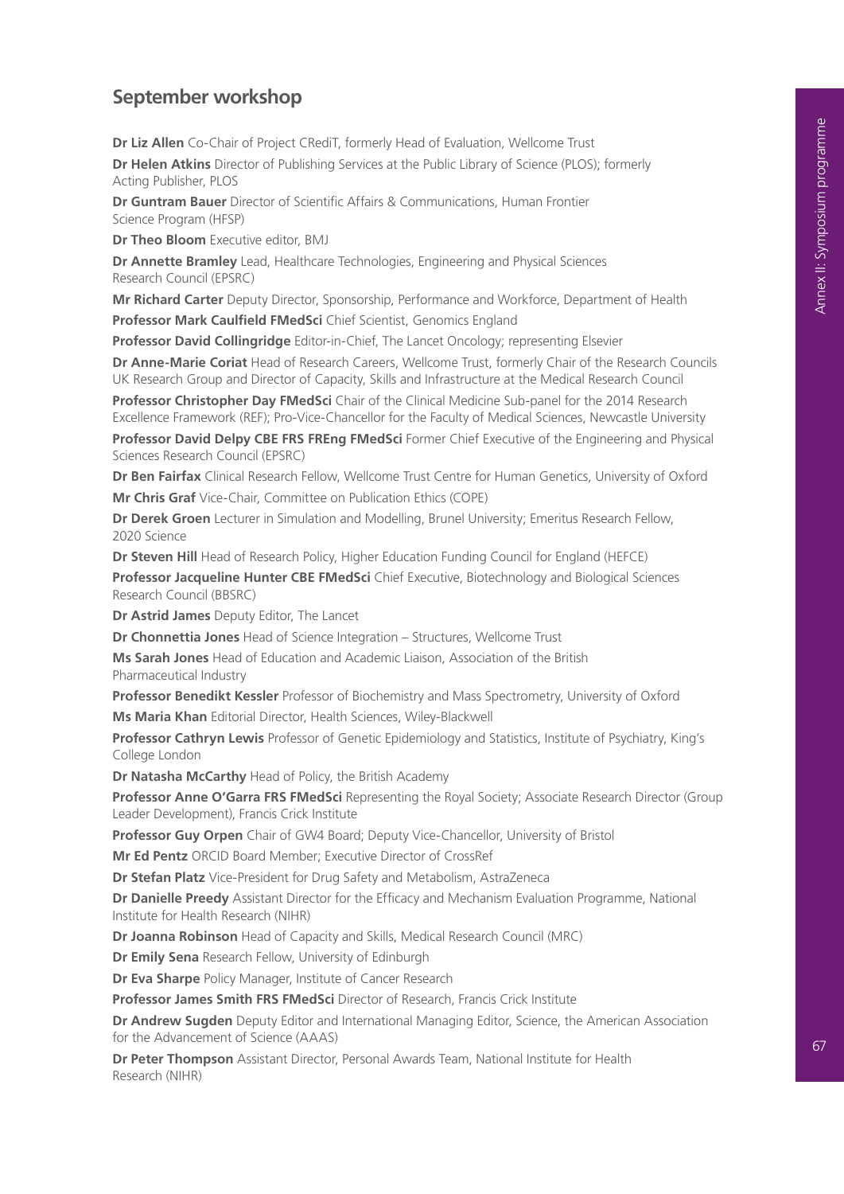## September workshop

**Dr Liz Allen** Co-Chair of Project CRediT, formerly Head of Evaluation, Wellcome Trust

**Dr Helen Atkins** Director of Publishing Services at the Public Library of Science (PLOS); formerly Acting Publisher, PLOS

**Dr Guntram Bauer** Director of Scientific Affairs & Communications, Human Frontier Science Program (HFSP)

**Dr Theo Bloom** Executive editor, BMJ

**Dr Annette Bramley** Lead, Healthcare Technologies, Engineering and Physical Sciences Research Council (EPSRC)

**Mr Richard Carter** Deputy Director, Sponsorship, Performance and Workforce, Department of Health

**Professor Mark Caulfield FMedSci** Chief Scientist, Genomics England

**Professor David Collingridge** Editor-in-Chief, The Lancet Oncology; representing Elsevier

**Dr Anne-Marie Coriat** Head of Research Careers, Wellcome Trust, formerly Chair of the Research Councils UK Research Group and Director of Capacity, Skills and Infrastructure at the Medical Research Council

**Professor Christopher Day FMedSci** Chair of the Clinical Medicine Sub-panel for the 2014 Research Excellence Framework (REF); Pro-Vice-Chancellor for the Faculty of Medical Sciences, Newcastle University

**Professor David Delpy CBE FRS FREng FMedSci** Former Chief Executive of the Engineering and Physical Sciences Research Council (EPSRC)

**Dr Ben Fairfax** Clinical Research Fellow, Wellcome Trust Centre for Human Genetics, University of Oxford

**Mr Chris Graf** Vice-Chair, Committee on Publication Ethics (COPE)

**Dr Derek Groen** Lecturer in Simulation and Modelling, Brunel University; Emeritus Research Fellow, 2020 Science

**Dr Steven Hill** Head of Research Policy, Higher Education Funding Council for England (HEFCE)

**Professor Jacqueline Hunter CBE FMedSci** Chief Executive, Biotechnology and Biological Sciences Research Council (BBSRC)

**Dr Astrid James** Deputy Editor, The Lancet

**Dr Chonnettia Jones** Head of Science Integration – Structures, Wellcome Trust

**Ms Sarah Jones** Head of Education and Academic Liaison, Association of the British Pharmaceutical Industry

**Professor Benedikt Kessler** Professor of Biochemistry and Mass Spectrometry, University of Oxford

**Ms Maria Khan** Editorial Director, Health Sciences, Wiley-Blackwell

**Professor Cathryn Lewis** Professor of Genetic Epidemiology and Statistics, Institute of Psychiatry, King's College London

**Dr Natasha McCarthy** Head of Policy, the British Academy

**Professor Anne O'Garra FRS FMedSci** Representing the Royal Society; Associate Research Director (Group Leader Development), Francis Crick Institute

**Professor Guy Orpen** Chair of GW4 Board; Deputy Vice-Chancellor, University of Bristol

**Mr Ed Pentz** ORCID Board Member; Executive Director of CrossRef

**Dr Stefan Platz** Vice-President for Drug Safety and Metabolism, AstraZeneca

**Dr Danielle Preedy** Assistant Director for the Efficacy and Mechanism Evaluation Programme, National Institute for Health Research (NIHR)

**Dr Joanna Robinson** Head of Capacity and Skills, Medical Research Council (MRC)

**Dr Emily Sena** Research Fellow, University of Edinburgh

**Dr Eva Sharpe** Policy Manager, Institute of Cancer Research

**Professor James Smith FRS FMedSci** Director of Research, Francis Crick Institute

**Dr Andrew Sugden** Deputy Editor and International Managing Editor, Science, the American Association for the Advancement of Science (AAAS)

**Dr Peter Thompson** Assistant Director, Personal Awards Team, National Institute for Health Research (NIHR)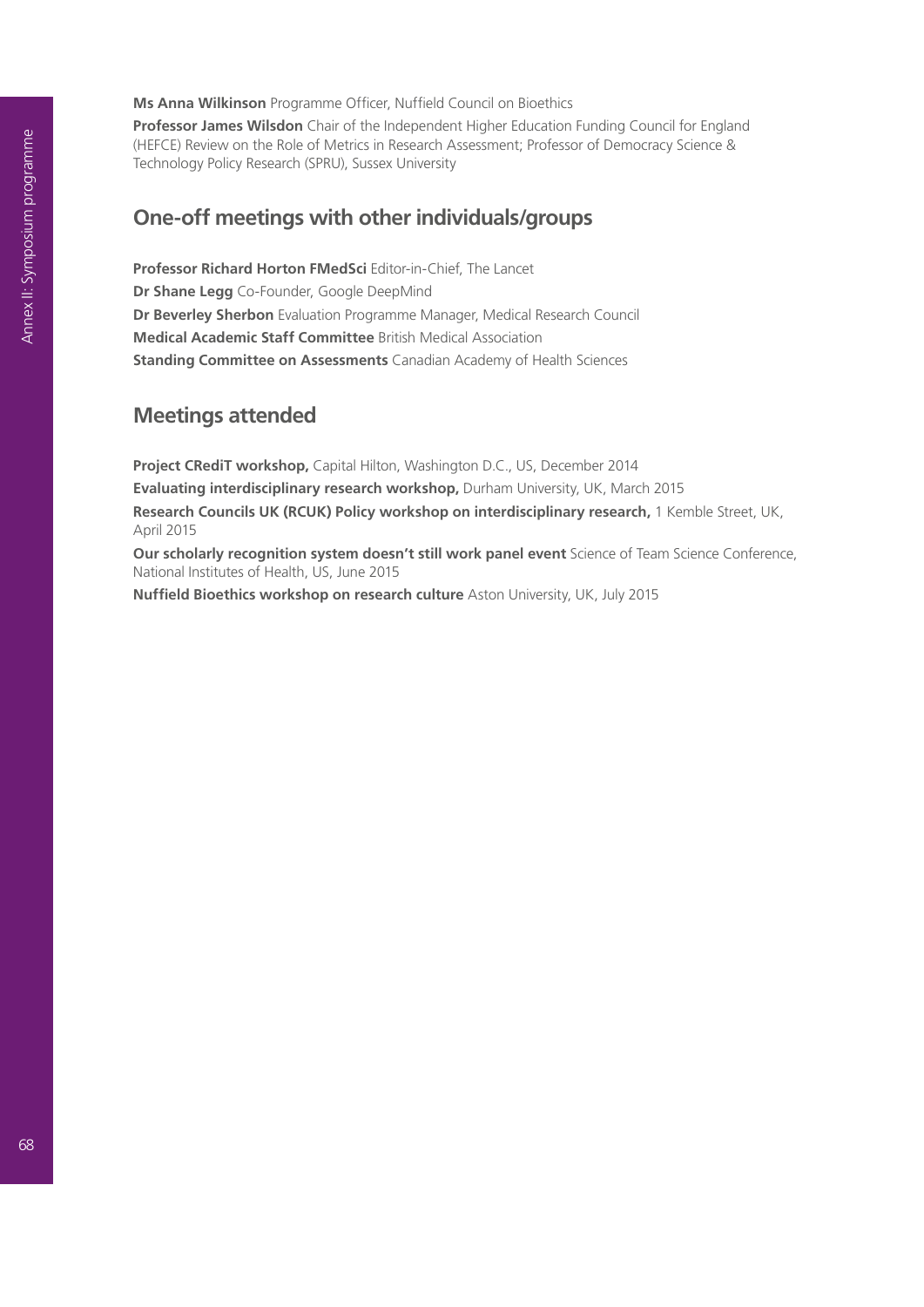**Ms Anna Wilkinson** Programme Officer, Nuffield Council on Bioethics

**Professor James Wilsdon** Chair of the Independent Higher Education Funding Council for England (HEFCE) Review on the Role of Metrics in Research Assessment; Professor of Democracy Science & Technology Policy Research (SPRU), Sussex University

## One-off meetings with other individuals/groups

**Professor Richard Horton FMedSci** Editor-in-Chief, The Lancet

**Dr Shane Legg** Co-Founder, Google DeepMind

**Dr Beverley Sherbon** Evaluation Programme Manager, Medical Research Council

**Medical Academic Staff Committee** British Medical Association

**Standing Committee on Assessments** Canadian Academy of Health Sciences

## Meetings attended

**Project CRediT workshop,** Capital Hilton, Washington D.C., US, December 2014

**Evaluating interdisciplinary research workshop,** Durham University, UK, March 2015

**Research Councils UK (RCUK) Policy workshop on interdisciplinary research,** 1 Kemble Street, UK, April 2015

**Our scholarly recognition system doesn't still work panel event** Science of Team Science Conference, National Institutes of Health, US, June 2015

**Nuffield Bioethics workshop on research culture** Aston University, UK, July 2015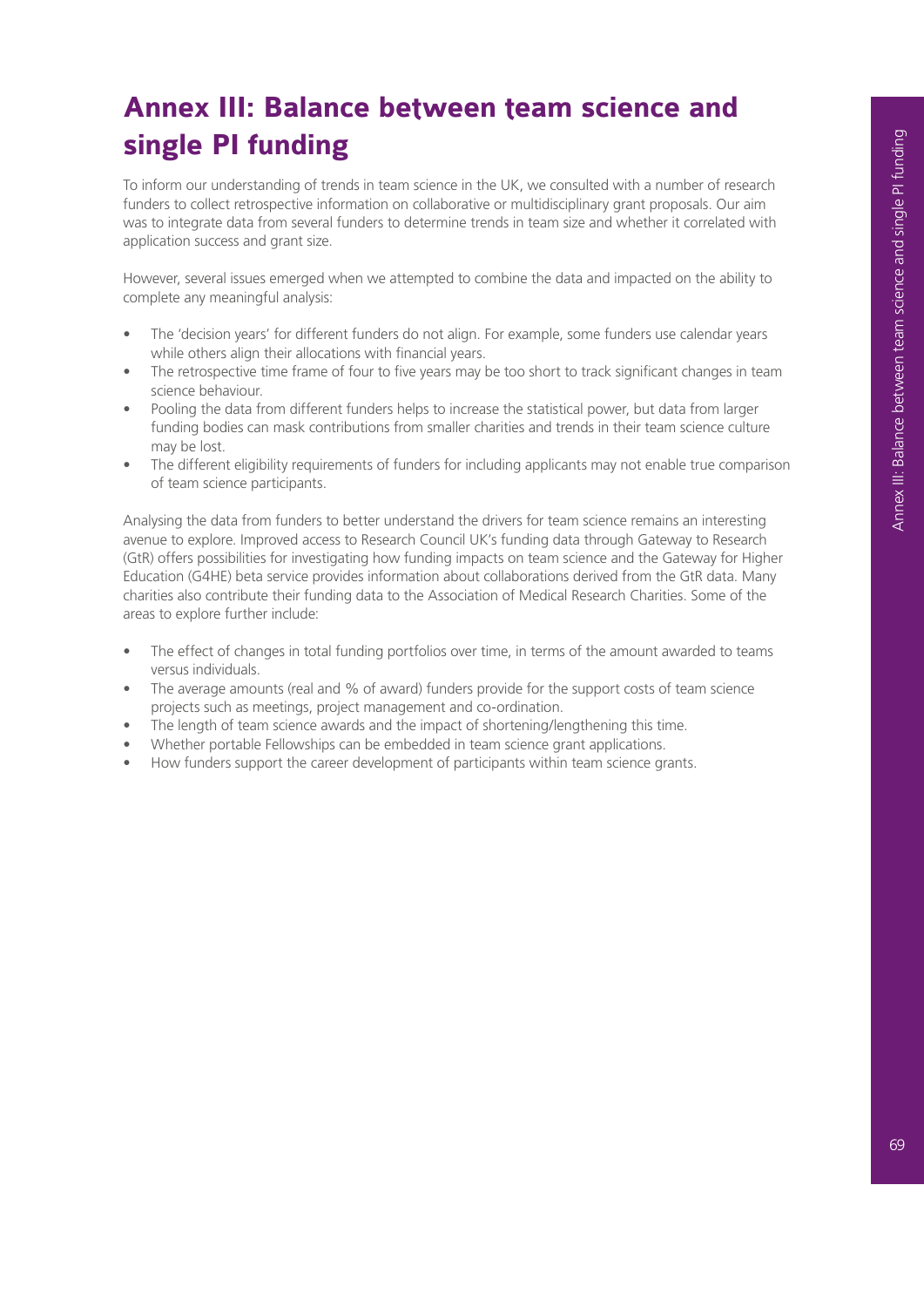# Annex III: Balance between team science and single PI funding

To inform our understanding of trends in team science in the UK, we consulted with a number of research funders to collect retrospective information on collaborative or multidisciplinary grant proposals. Our aim was to integrate data from several funders to determine trends in team size and whether it correlated with application success and grant size.

However, several issues emerged when we attempted to combine the data and impacted on the ability to complete any meaningful analysis:

- The 'decision years' for different funders do not align. For example, some funders use calendar years while others align their allocations with financial years.
- The retrospective time frame of four to five years may be too short to track significant changes in team science behaviour.
- Pooling the data from different funders helps to increase the statistical power, but data from larger funding bodies can mask contributions from smaller charities and trends in their team science culture may be lost.
- The different eligibility requirements of funders for including applicants may not enable true comparison of team science participants.

Analysing the data from funders to better understand the drivers for team science remains an interesting avenue to explore. Improved access to Research Council UK's funding data through Gateway to Research (GtR) offers possibilities for investigating how funding impacts on team science and the Gateway for Higher Education (G4HE) beta service provides information about collaborations derived from the GtR data. Many charities also contribute their funding data to the Association of Medical Research Charities. Some of the areas to explore further include:

- The effect of changes in total funding portfolios over time, in terms of the amount awarded to teams versus individuals.
- The average amounts (real and % of award) funders provide for the support costs of team science projects such as meetings, project management and co-ordination.
- The length of team science awards and the impact of shortening/lengthening this time.
- Whether portable Fellowships can be embedded in team science grant applications.
- How funders support the career development of participants within team science grants.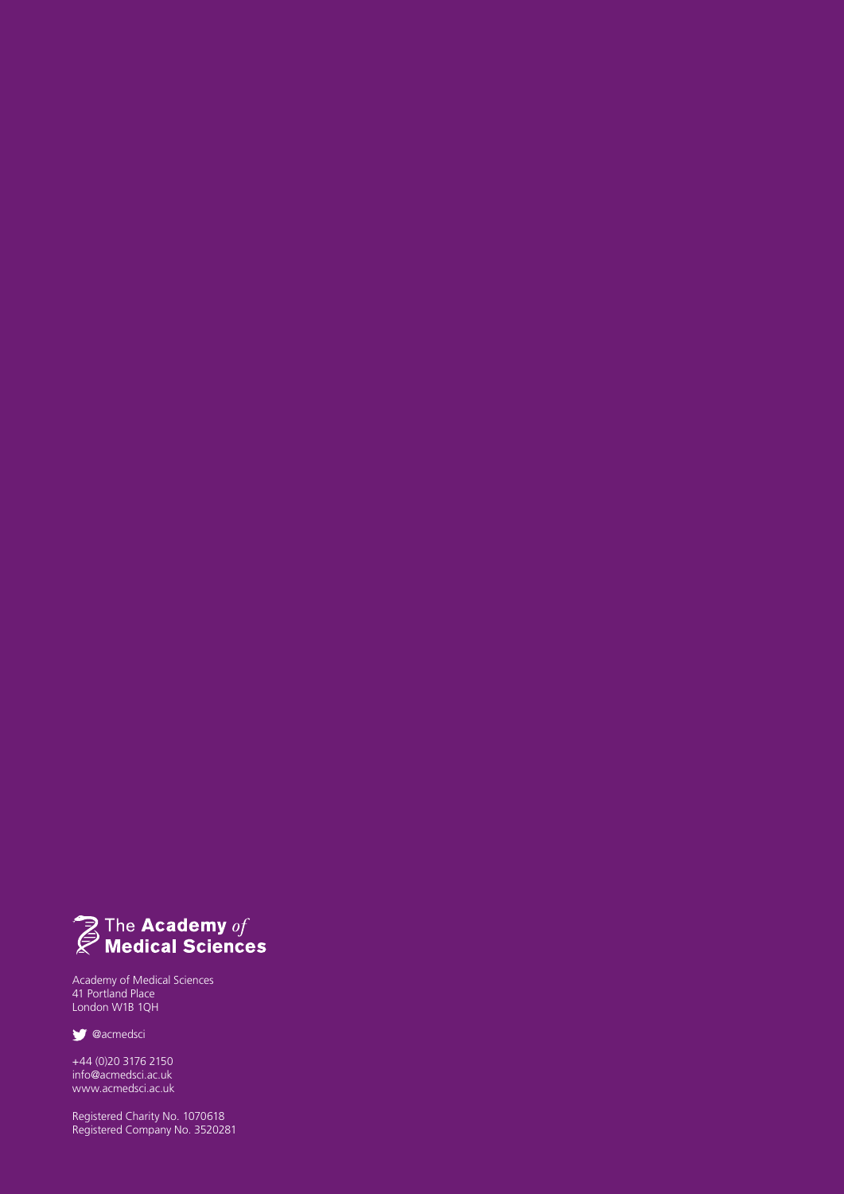The Academy *of* Medical Sciences

Academy of Medical Sciences
41 Portland Place
London W1B 1QH

@acmedsci

+44 (0)20 3176 2150
info@acmedsci.ac.uk
www.acmedsci.ac.uk

Registered Charity No. 1070618
Registered Company No. 3520281